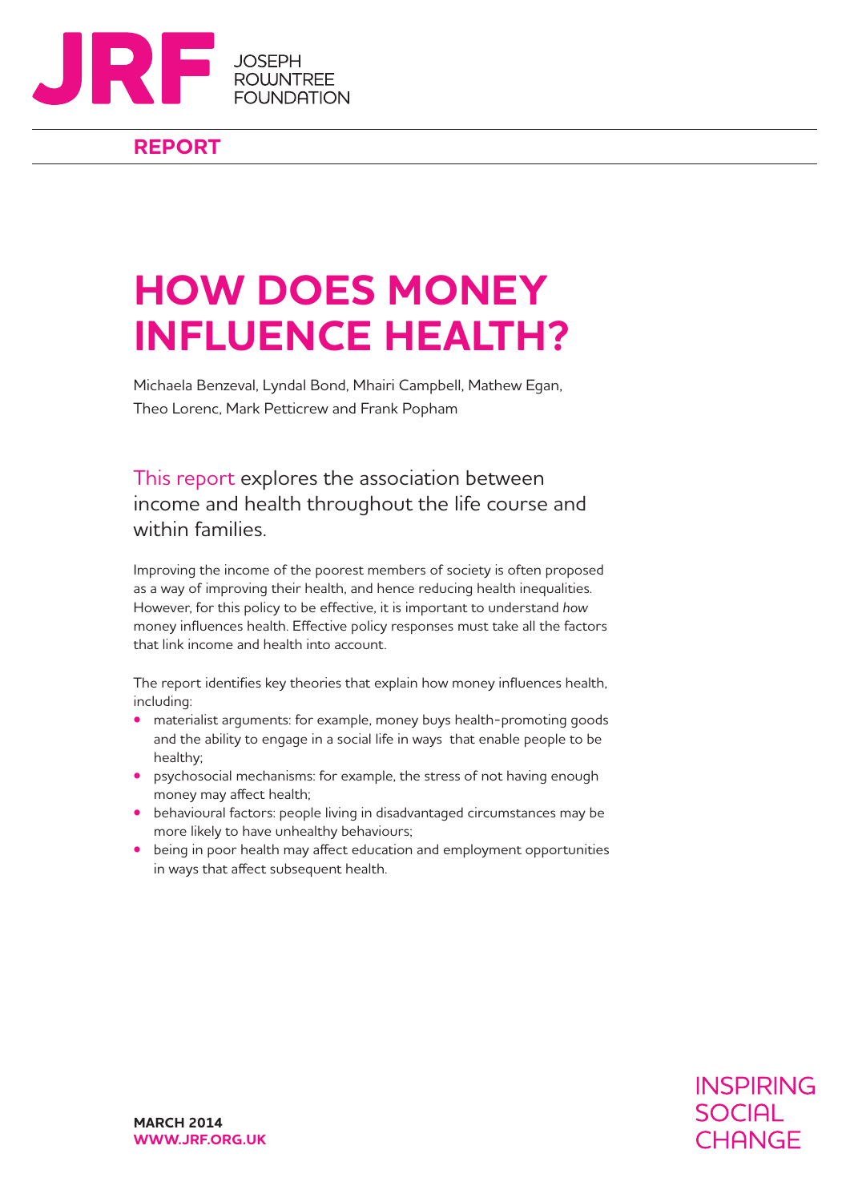JOSEPH ROWNTREE FOUNDATION

**REPORT**

# HOW DOES MONEY INFLUENCE HEALTH?

Michaela Benzeval, Lyndal Bond, Mhairi Campbell, Mathew Egan, Theo Lorenc, Mark Petticrew and Frank Popham

This report explores the association between income and health throughout the life course and within families.

Improving the income of the poorest members of society is often proposed as a way of improving their health, and hence reducing health inequalities. However, for this policy to be effective, it is important to understand *how* money influences health. Effective policy responses must take all the factors that link income and health into account.

The report identifies key theories that explain how money influences health, including:

- materialist arguments: for example, money buys health-promoting goods and the ability to engage in a social life in ways that enable people to be healthy;
- psychosocial mechanisms: for example, the stress of not having enough money may affect health;
- behavioural factors: people living in disadvantaged circumstances may be more likely to have unhealthy behaviours;
- being in poor health may affect education and employment opportunities in ways that affect subsequent health.

**MARCH 2014**
**WWW.JRF.ORG.UK**

INSPIRING SOCIAL CHANGE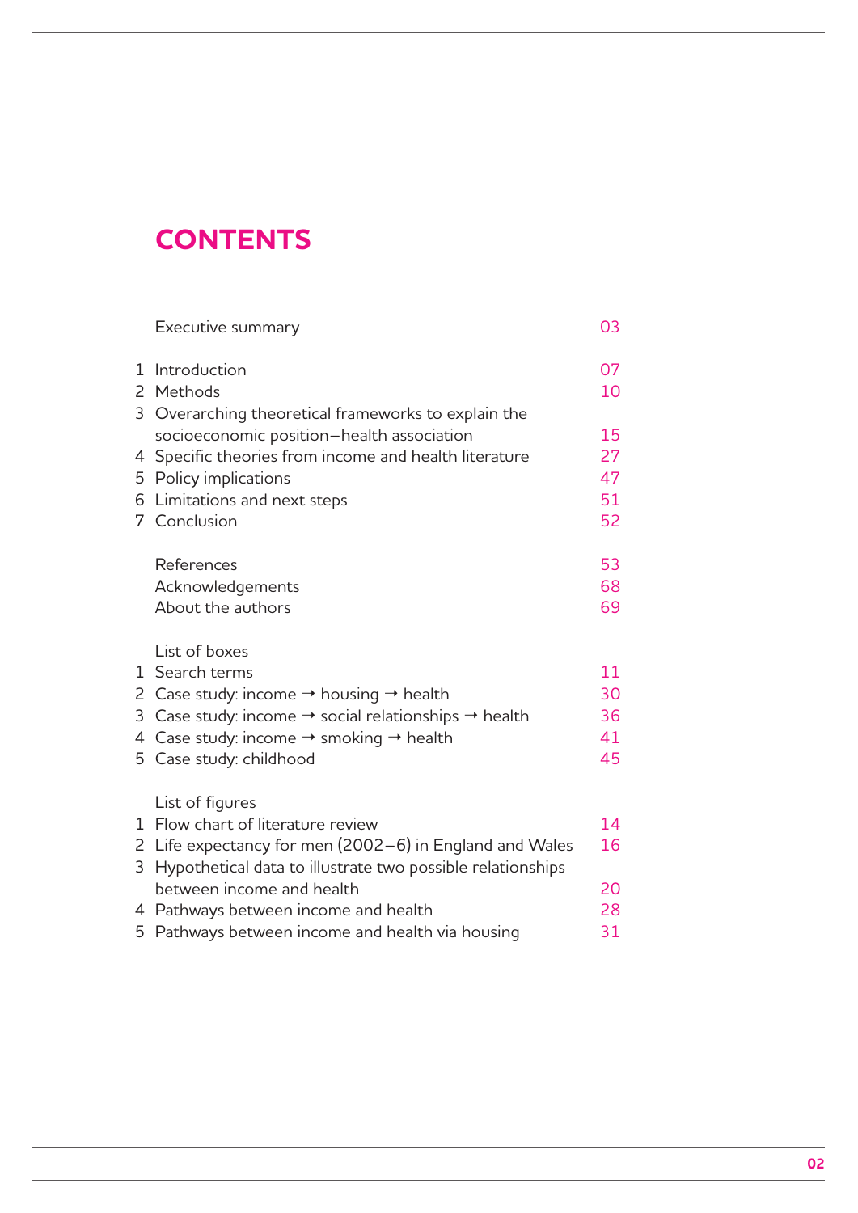# CONTENTS

| | | |
|---|---|---|
| | Executive summary | 03 |
| 1 | Introduction | 07 |
| 2 | Methods | 10 |
| 3 | Overarching theoretical frameworks to explain the socioeconomic position–health association | 15 |
| 4 | Specific theories from income and health literature | 27 |
| 5 | Policy implications | 47 |
| 6 | Limitations and next steps | 51 |
| 7 | Conclusion | 52 |
| | References | 53 |
| | Acknowledgements | 68 |
| | About the authors | 69 |

List of boxes

| | | |
|---|---|---|
| 1 | Search terms | 11 |
| 2 | Case study: income → housing → health | 30 |
| 3 | Case study: income → social relationships → health | 36 |
| 4 | Case study: income → smoking → health | 41 |
| 5 | Case study: childhood | 45 |

List of figures

| | | |
|---|---|---|
| 1 | Flow chart of literature review | 14 |
| 2 | Life expectancy for men (2002–6) in England and Wales | 16 |
| 3 | Hypothetical data to illustrate two possible relationships between income and health | 20 |
| 4 | Pathways between income and health | 28 |
| 5 | Pathways between income and health via housing | 31 |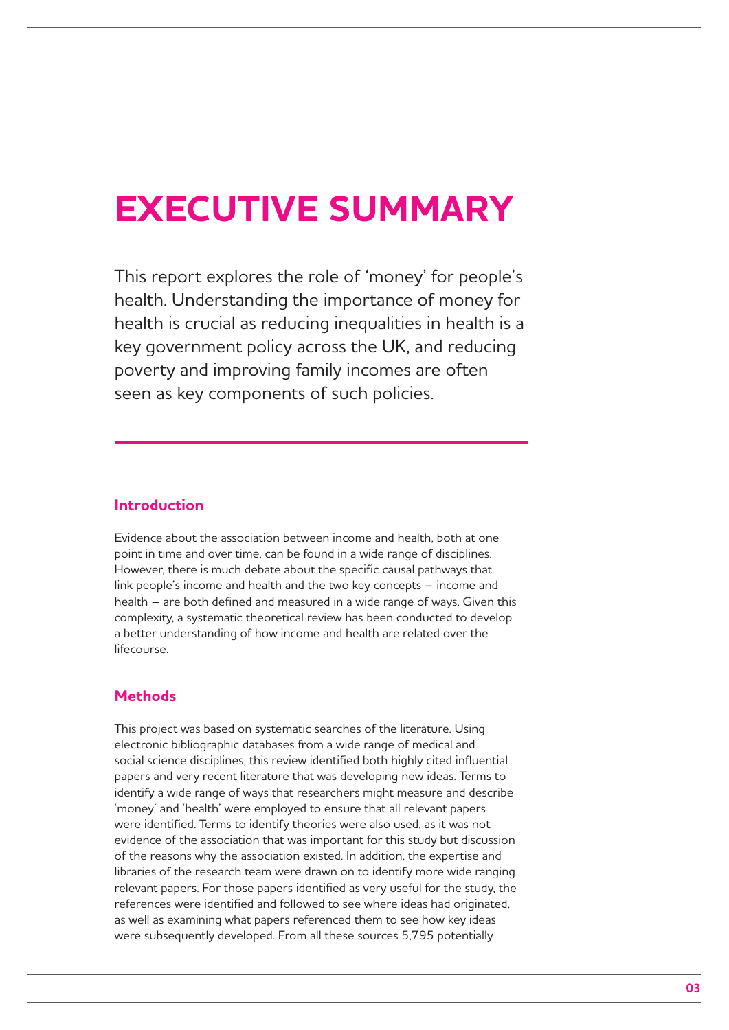# EXECUTIVE SUMMARY

This report explores the role of 'money' for people's health. Understanding the importance of money for health is crucial as reducing inequalities in health is a key government policy across the UK, and reducing poverty and improving family incomes are often seen as key components of such policies.

## Introduction

Evidence about the association between income and health, both at one point in time and over time, can be found in a wide range of disciplines. However, there is much debate about the specific causal pathways that link people's income and health and the two key concepts – income and health – are both defined and measured in a wide range of ways. Given this complexity, a systematic theoretical review has been conducted to develop a better understanding of how income and health are related over the lifecourse.

## Methods

This project was based on systematic searches of the literature. Using electronic bibliographic databases from a wide range of medical and social science disciplines, this review identified both highly cited influential papers and very recent literature that was developing new ideas. Terms to identify a wide range of ways that researchers might measure and describe 'money' and 'health' were employed to ensure that all relevant papers were identified. Terms to identify theories were also used, as it was not evidence of the association that was important for this study but discussion of the reasons why the association existed. In addition, the expertise and libraries of the research team were drawn on to identify more wide ranging relevant papers. For those papers identified as very useful for the study, the references were identified and followed to see where ideas had originated, as well as examining what papers referenced them to see how key ideas were subsequently developed. From all these sources 5,795 potentially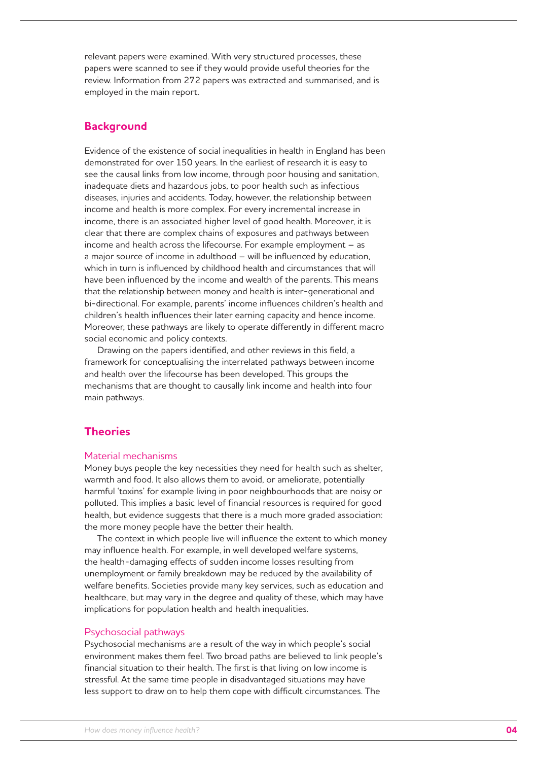relevant papers were examined. With very structured processes, these papers were scanned to see if they would provide useful theories for the review. Information from 272 papers was extracted and summarised, and is employed in the main report.

## Background

Evidence of the existence of social inequalities in health in England has been demonstrated for over 150 years. In the earliest of research it is easy to see the causal links from low income, through poor housing and sanitation, inadequate diets and hazardous jobs, to poor health such as infectious diseases, injuries and accidents. Today, however, the relationship between income and health is more complex. For every incremental increase in income, there is an associated higher level of good health. Moreover, it is clear that there are complex chains of exposures and pathways between income and health across the lifecourse. For example employment – as a major source of income in adulthood – will be influenced by education, which in turn is influenced by childhood health and circumstances that will have been influenced by the income and wealth of the parents. This means that the relationship between money and health is inter-generational and bi-directional. For example, parents' income influences children's health and children's health influences their later earning capacity and hence income. Moreover, these pathways are likely to operate differently in different macro social economic and policy contexts.

Drawing on the papers identified, and other reviews in this field, a framework for conceptualising the interrelated pathways between income and health over the lifecourse has been developed. This groups the mechanisms that are thought to causally link income and health into four main pathways.

## Theories

### Material mechanisms

Money buys people the key necessities they need for health such as shelter, warmth and food. It also allows them to avoid, or ameliorate, potentially harmful 'toxins' for example living in poor neighbourhoods that are noisy or polluted. This implies a basic level of financial resources is required for good health, but evidence suggests that there is a much more graded association: the more money people have the better their health.

The context in which people live will influence the extent to which money may influence health. For example, in well developed welfare systems, the health-damaging effects of sudden income losses resulting from unemployment or family breakdown may be reduced by the availability of welfare benefits. Societies provide many key services, such as education and healthcare, but may vary in the degree and quality of these, which may have implications for population health and health inequalities.

### Psychosocial pathways

Psychosocial mechanisms are a result of the way in which people's social environment makes them feel. Two broad paths are believed to link people's financial situation to their health. The first is that living on low income is stressful. At the same time people in disadvantaged situations may have less support to draw on to help them cope with difficult circumstances. The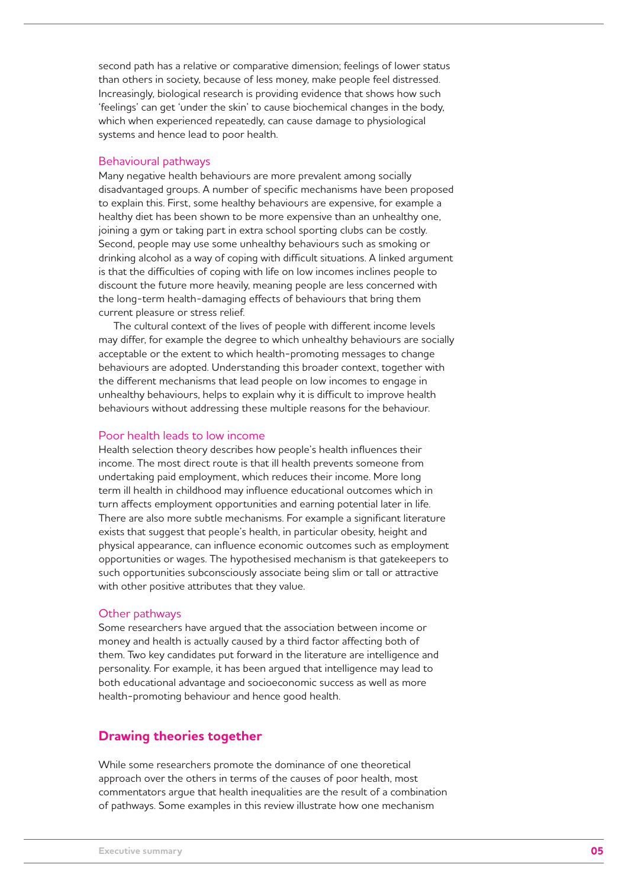second path has a relative or comparative dimension; feelings of lower status than others in society, because of less money, make people feel distressed. Increasingly, biological research is providing evidence that shows how such 'feelings' can get 'under the skin' to cause biochemical changes in the body, which when experienced repeatedly, can cause damage to physiological systems and hence lead to poor health.

### Behavioural pathways

Many negative health behaviours are more prevalent among socially disadvantaged groups. A number of specific mechanisms have been proposed to explain this. First, some healthy behaviours are expensive, for example a healthy diet has been shown to be more expensive than an unhealthy one, joining a gym or taking part in extra school sporting clubs can be costly. Second, people may use some unhealthy behaviours such as smoking or drinking alcohol as a way of coping with difficult situations. A linked argument is that the difficulties of coping with life on low incomes inclines people to discount the future more heavily, meaning people are less concerned with the long-term health-damaging effects of behaviours that bring them current pleasure or stress relief.

The cultural context of the lives of people with different income levels may differ, for example the degree to which unhealthy behaviours are socially acceptable or the extent to which health-promoting messages to change behaviours are adopted. Understanding this broader context, together with the different mechanisms that lead people on low incomes to engage in unhealthy behaviours, helps to explain why it is difficult to improve health behaviours without addressing these multiple reasons for the behaviour.

### Poor health leads to low income

Health selection theory describes how people's health influences their income. The most direct route is that ill health prevents someone from undertaking paid employment, which reduces their income. More long term ill health in childhood may influence educational outcomes which in turn affects employment opportunities and earning potential later in life. There are also more subtle mechanisms. For example a significant literature exists that suggest that people's health, in particular obesity, height and physical appearance, can influence economic outcomes such as employment opportunities or wages. The hypothesised mechanism is that gatekeepers to such opportunities subconsciously associate being slim or tall or attractive with other positive attributes that they value.

### Other pathways

Some researchers have argued that the association between income or money and health is actually caused by a third factor affecting both of them. Two key candidates put forward in the literature are intelligence and personality. For example, it has been argued that intelligence may lead to both educational advantage and socioeconomic success as well as more health-promoting behaviour and hence good health.

## Drawing theories together

While some researchers promote the dominance of one theoretical approach over the others in terms of the causes of poor health, most commentators argue that health inequalities are the result of a combination of pathways. Some examples in this review illustrate how one mechanism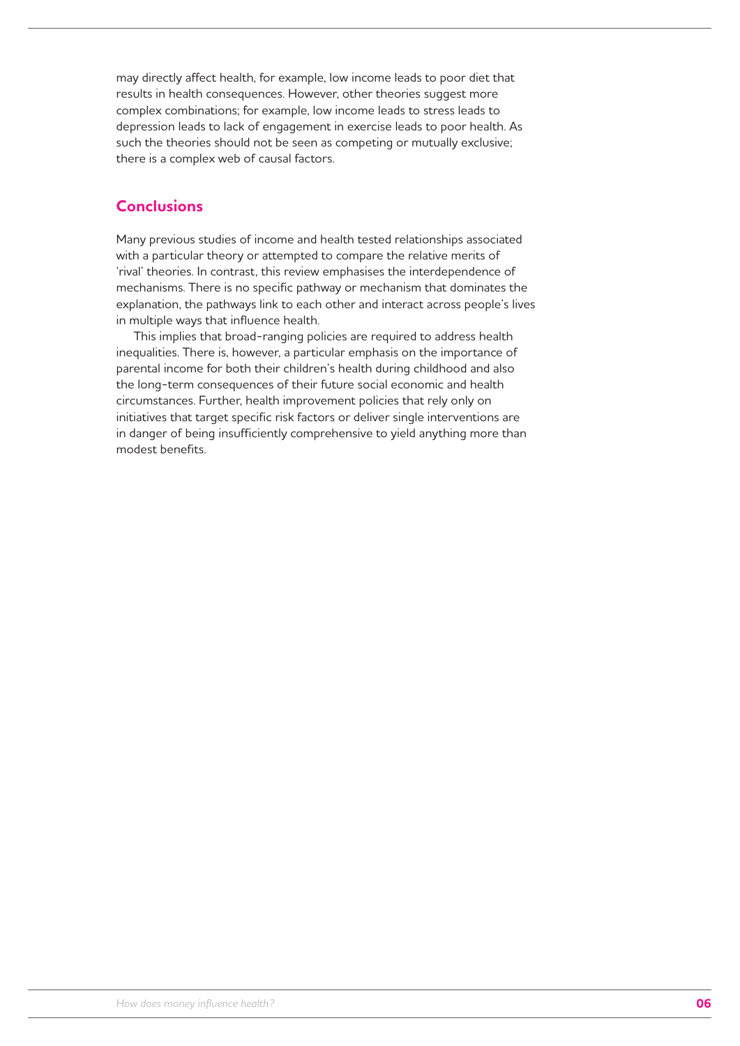may directly affect health, for example, low income leads to poor diet that results in health consequences. However, other theories suggest more complex combinations; for example, low income leads to stress leads to depression leads to lack of engagement in exercise leads to poor health. As such the theories should not be seen as competing or mutually exclusive; there is a complex web of causal factors.

## Conclusions

Many previous studies of income and health tested relationships associated with a particular theory or attempted to compare the relative merits of 'rival' theories. In contrast, this review emphasises the interdependence of mechanisms. There is no specific pathway or mechanism that dominates the explanation, the pathways link to each other and interact across people's lives in multiple ways that influence health.

This implies that broad-ranging policies are required to address health inequalities. There is, however, a particular emphasis on the importance of parental income for both their children's health during childhood and also the long-term consequences of their future social economic and health circumstances. Further, health improvement policies that rely only on initiatives that target specific risk factors or deliver single interventions are in danger of being insufficiently comprehensive to yield anything more than modest benefits.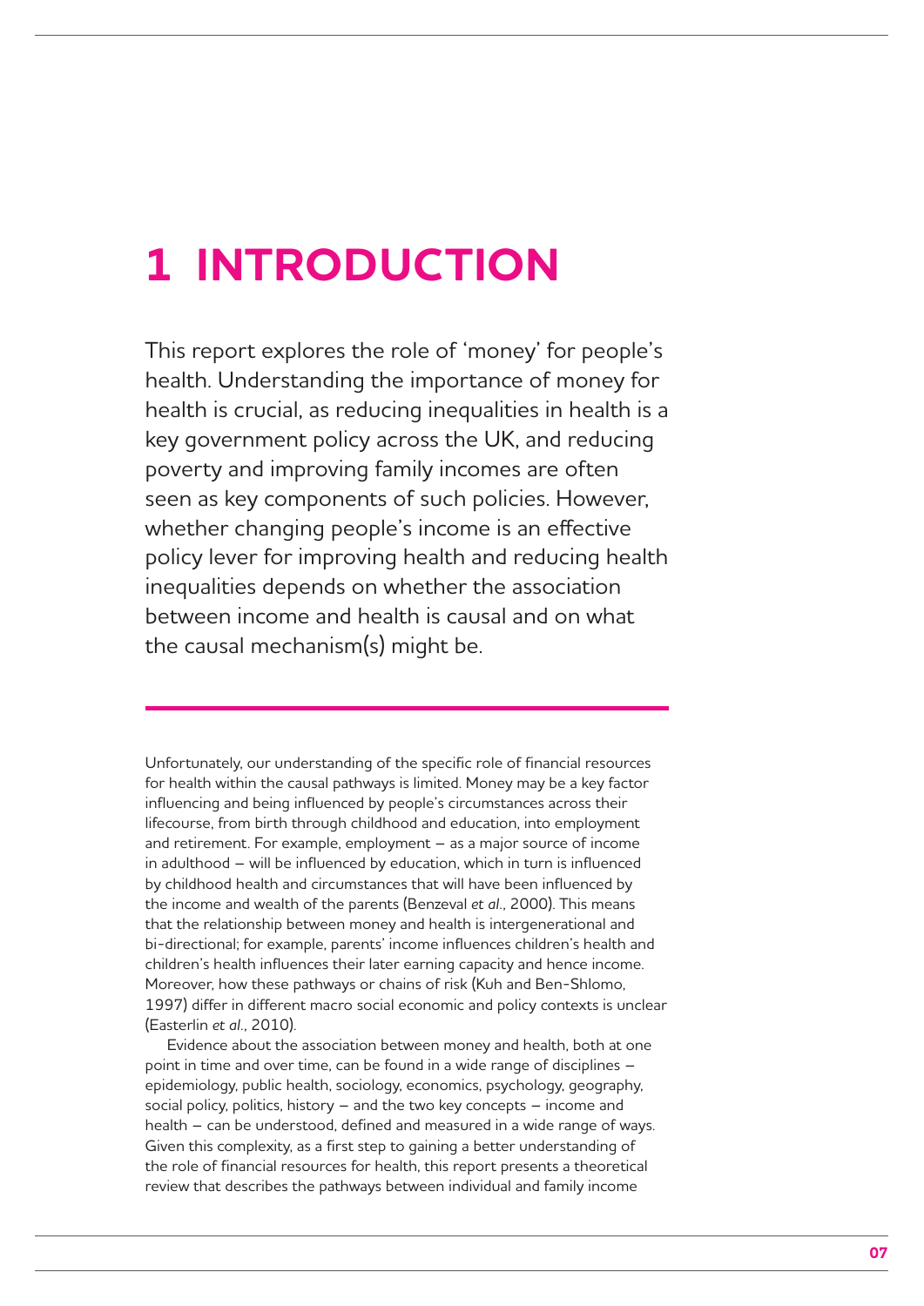# 1 INTRODUCTION

This report explores the role of 'money' for people's health. Understanding the importance of money for health is crucial, as reducing inequalities in health is a key government policy across the UK, and reducing poverty and improving family incomes are often seen as key components of such policies. However, whether changing people's income is an effective policy lever for improving health and reducing health inequalities depends on whether the association between income and health is causal and on what the causal mechanism(s) might be.

Unfortunately, our understanding of the specific role of financial resources for health within the causal pathways is limited. Money may be a key factor influencing and being influenced by people's circumstances across their lifecourse, from birth through childhood and education, into employment and retirement. For example, employment – as a major source of income in adulthood – will be influenced by education, which in turn is influenced by childhood health and circumstances that will have been influenced by the income and wealth of the parents (Benzeval *et al.*, 2000). This means that the relationship between money and health is intergenerational and bi-directional; for example, parents' income influences children's health and children's health influences their later earning capacity and hence income. Moreover, how these pathways or chains of risk (Kuh and Ben-Shlomo, 1997) differ in different macro social economic and policy contexts is unclear (Easterlin *et al.*, 2010).

Evidence about the association between money and health, both at one point in time and over time, can be found in a wide range of disciplines – epidemiology, public health, sociology, economics, psychology, geography, social policy, politics, history – and the two key concepts – income and health – can be understood, defined and measured in a wide range of ways. Given this complexity, as a first step to gaining a better understanding of the role of financial resources for health, this report presents a theoretical review that describes the pathways between individual and family income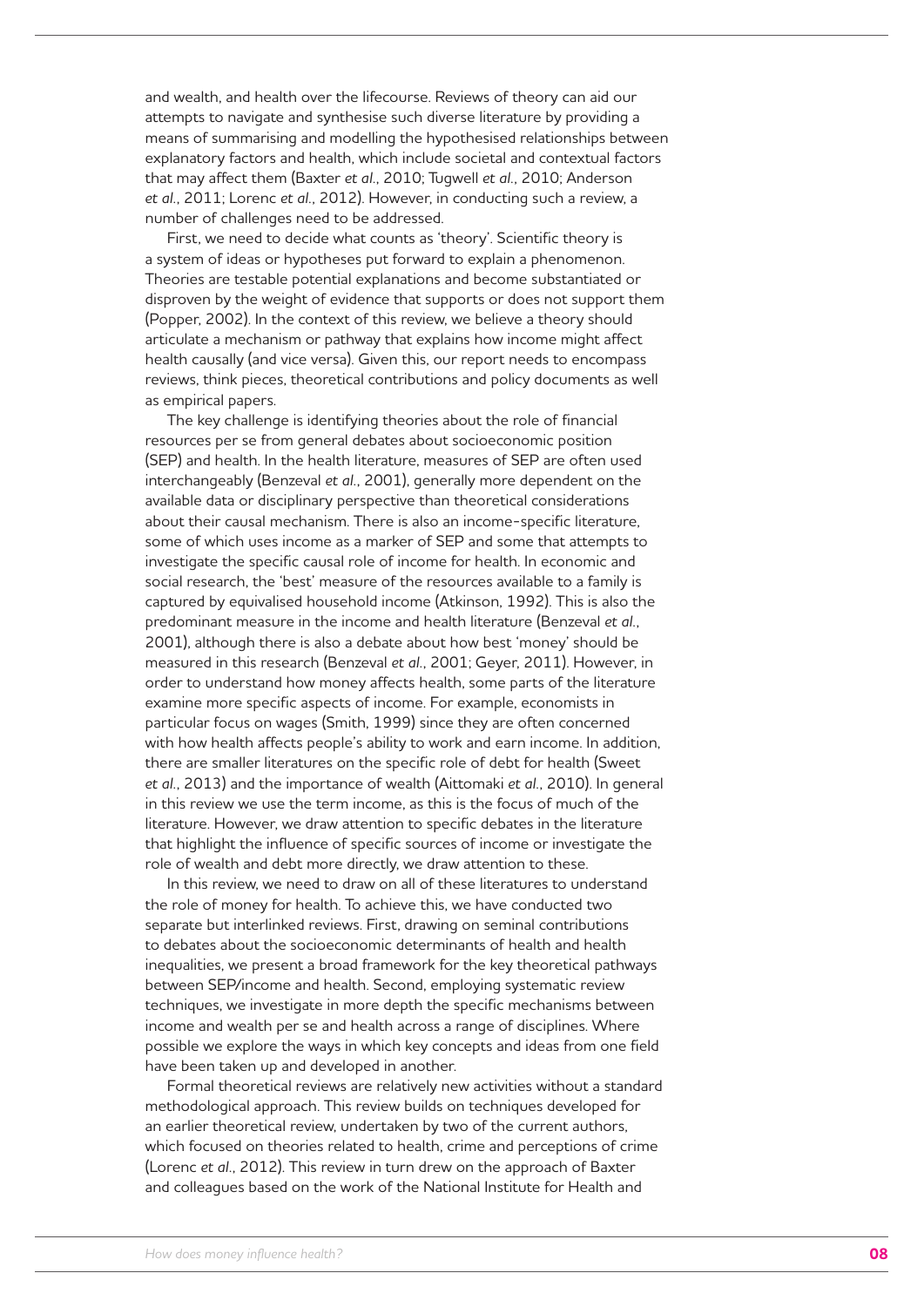and wealth, and health over the lifecourse. Reviews of theory can aid our attempts to navigate and synthesise such diverse literature by providing a means of summarising and modelling the hypothesised relationships between explanatory factors and health, which include societal and contextual factors that may affect them (Baxter *et al.*, 2010; Tugwell *et al.*, 2010; Anderson *et al.*, 2011; Lorenc *et al.*, 2012). However, in conducting such a review, a number of challenges need to be addressed.

First, we need to decide what counts as 'theory'. Scientific theory is a system of ideas or hypotheses put forward to explain a phenomenon. Theories are testable potential explanations and become substantiated or disproven by the weight of evidence that supports or does not support them (Popper, 2002). In the context of this review, we believe a theory should articulate a mechanism or pathway that explains how income might affect health causally (and vice versa). Given this, our report needs to encompass reviews, think pieces, theoretical contributions and policy documents as well as empirical papers.

The key challenge is identifying theories about the role of financial resources per se from general debates about socioeconomic position (SEP) and health. In the health literature, measures of SEP are often used interchangeably (Benzeval *et al.*, 2001), generally more dependent on the available data or disciplinary perspective than theoretical considerations about their causal mechanism. There is also an income-specific literature, some of which uses income as a marker of SEP and some that attempts to investigate the specific causal role of income for health. In economic and social research, the 'best' measure of the resources available to a family is captured by equivalised household income (Atkinson, 1992). This is also the predominant measure in the income and health literature (Benzeval *et al.*, 2001), although there is also a debate about how best 'money' should be measured in this research (Benzeval *et al.*, 2001; Geyer, 2011). However, in order to understand how money affects health, some parts of the literature examine more specific aspects of income. For example, economists in particular focus on wages (Smith, 1999) since they are often concerned with how health affects people's ability to work and earn income. In addition, there are smaller literatures on the specific role of debt for health (Sweet *et al.*, 2013) and the importance of wealth (Aittomaki *et al.*, 2010). In general in this review we use the term income, as this is the focus of much of the literature. However, we draw attention to specific debates in the literature that highlight the influence of specific sources of income or investigate the role of wealth and debt more directly, we draw attention to these.

In this review, we need to draw on all of these literatures to understand the role of money for health. To achieve this, we have conducted two separate but interlinked reviews. First, drawing on seminal contributions to debates about the socioeconomic determinants of health and health inequalities, we present a broad framework for the key theoretical pathways between SEP/income and health. Second, employing systematic review techniques, we investigate in more depth the specific mechanisms between income and wealth per se and health across a range of disciplines. Where possible we explore the ways in which key concepts and ideas from one field have been taken up and developed in another.

Formal theoretical reviews are relatively new activities without a standard methodological approach. This review builds on techniques developed for an earlier theoretical review, undertaken by two of the current authors, which focused on theories related to health, crime and perceptions of crime (Lorenc *et al.*, 2012). This review in turn drew on the approach of Baxter and colleagues based on the work of the National Institute for Health and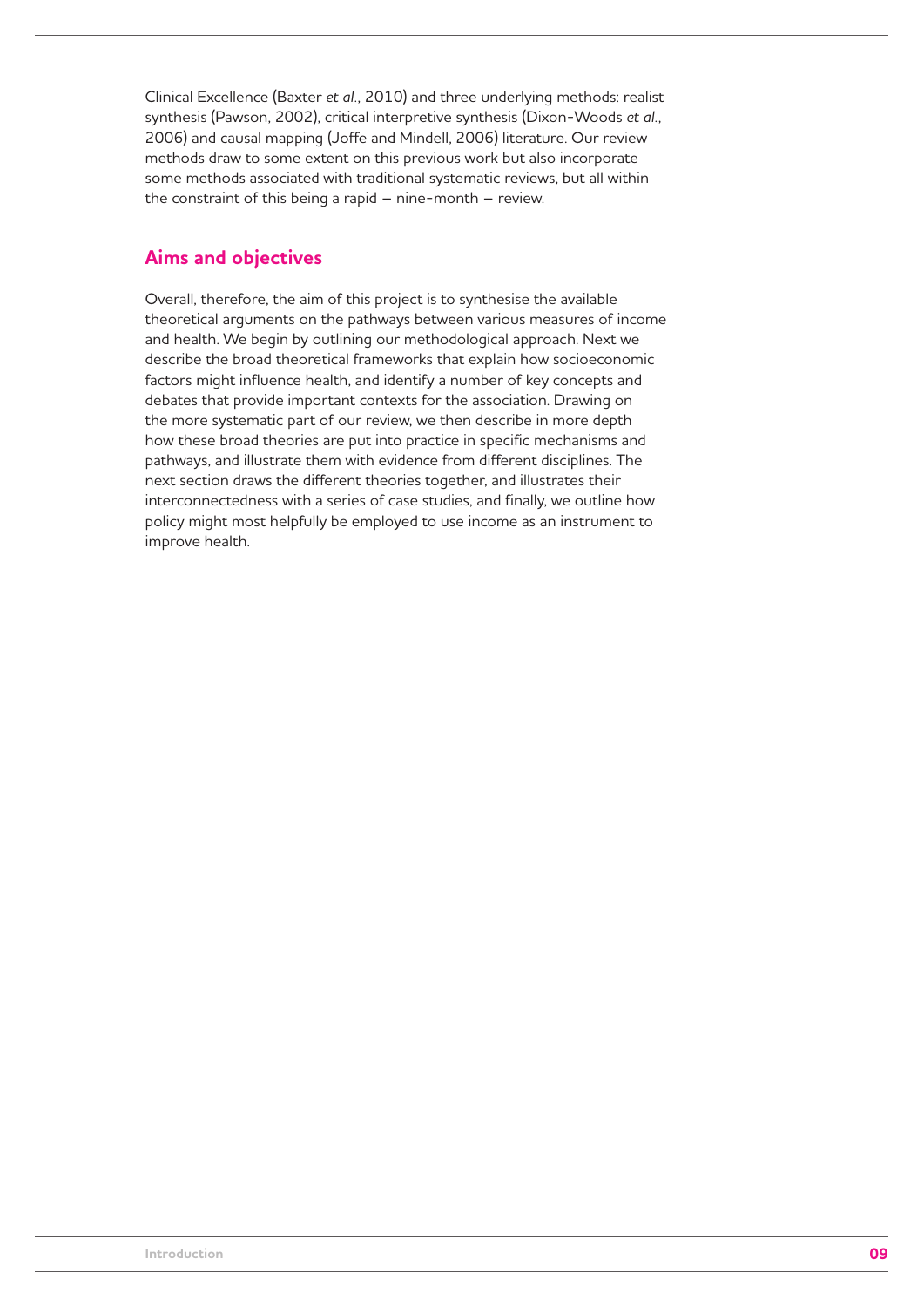Clinical Excellence (Baxter *et al.*, 2010) and three underlying methods: realist synthesis (Pawson, 2002), critical interpretive synthesis (Dixon-Woods *et al.*, 2006) and causal mapping (Joffe and Mindell, 2006) literature. Our review methods draw to some extent on this previous work but also incorporate some methods associated with traditional systematic reviews, but all within the constraint of this being a rapid – nine-month – review.

## Aims and objectives

Overall, therefore, the aim of this project is to synthesise the available theoretical arguments on the pathways between various measures of income and health. We begin by outlining our methodological approach. Next we describe the broad theoretical frameworks that explain how socioeconomic factors might influence health, and identify a number of key concepts and debates that provide important contexts for the association. Drawing on the more systematic part of our review, we then describe in more depth how these broad theories are put into practice in specific mechanisms and pathways, and illustrate them with evidence from different disciplines. The next section draws the different theories together, and illustrates their interconnectedness with a series of case studies, and finally, we outline how policy might most helpfully be employed to use income as an instrument to improve health.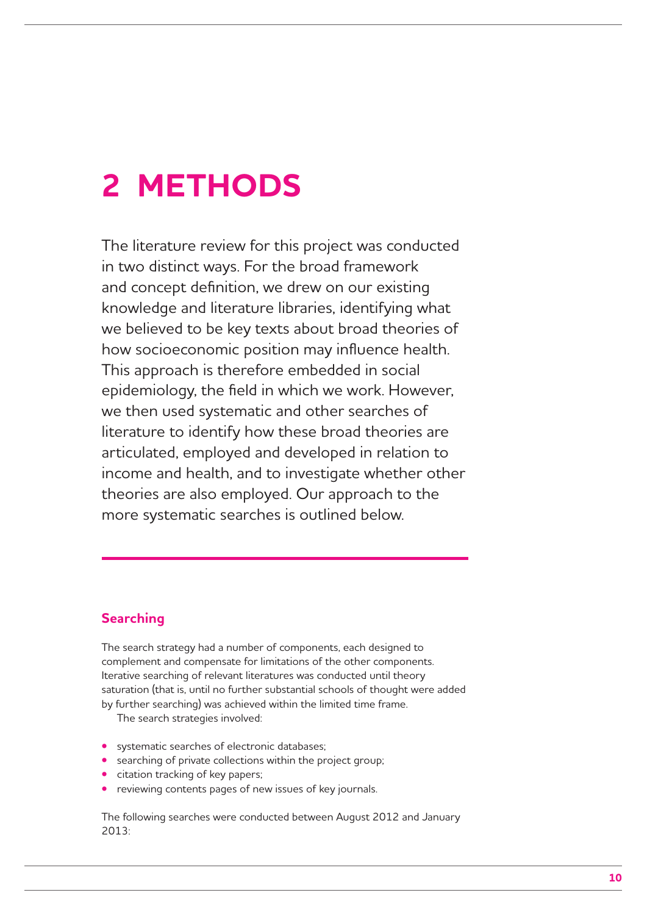# 2 METHODS

The literature review for this project was conducted in two distinct ways. For the broad framework and concept definition, we drew on our existing knowledge and literature libraries, identifying what we believed to be key texts about broad theories of how socioeconomic position may influence health. This approach is therefore embedded in social epidemiology, the field in which we work. However, we then used systematic and other searches of literature to identify how these broad theories are articulated, employed and developed in relation to income and health, and to investigate whether other theories are also employed. Our approach to the more systematic searches is outlined below.

## Searching

The search strategy had a number of components, each designed to complement and compensate for limitations of the other components. Iterative searching of relevant literatures was conducted until theory saturation (that is, until no further substantial schools of thought were added by further searching) was achieved within the limited time frame.

The search strategies involved:

- systematic searches of electronic databases;
- searching of private collections within the project group;
- citation tracking of key papers;
- reviewing contents pages of new issues of key journals.

The following searches were conducted between August 2012 and January 2013: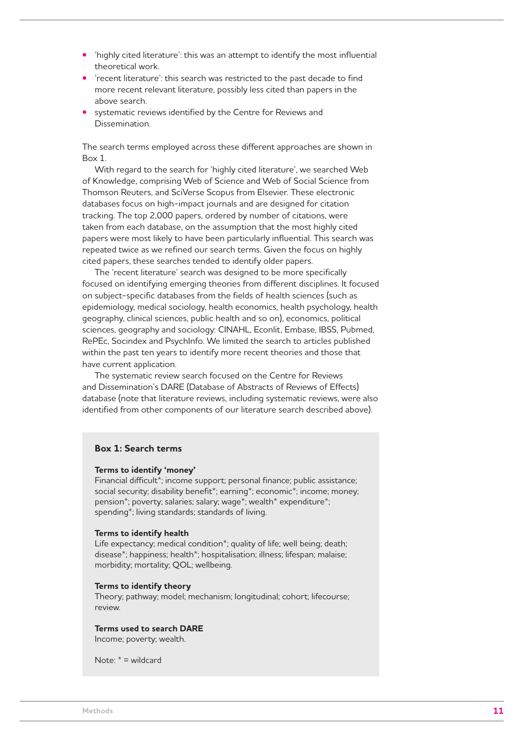- 'highly cited literature': this was an attempt to identify the most influential theoretical work.
- 'recent literature': this search was restricted to the past decade to find more recent relevant literature, possibly less cited than papers in the above search.
- systematic reviews identified by the Centre for Reviews and Dissemination.

The search terms employed across these different approaches are shown in Box 1.

With regard to the search for 'highly cited literature', we searched Web of Knowledge, comprising Web of Science and Web of Social Science from Thomson Reuters, and SciVerse Scopus from Elsevier. These electronic databases focus on high-impact journals and are designed for citation tracking. The top 2,000 papers, ordered by number of citations, were taken from each database, on the assumption that the most highly cited papers were most likely to have been particularly influential. This search was repeated twice as we refined our search terms. Given the focus on highly cited papers, these searches tended to identify older papers.

The 'recent literature' search was designed to be more specifically focused on identifying emerging theories from different disciplines. It focused on subject-specific databases from the fields of health sciences (such as epidemiology, medical sociology, health economics, health psychology, health geography, clinical sciences, public health and so on), economics, political sciences, geography and sociology: CINAHL, Econlit, Embase, IBSS, Pubmed, RePEc, Socindex and PsychInfo. We limited the search to articles published within the past ten years to identify more recent theories and those that have current application.

The systematic review search focused on the Centre for Reviews and Dissemination's DARE (Database of Abstracts of Reviews of Effects) database (note that literature reviews, including systematic reviews, were also identified from other components of our literature search described above).

### Box 1: Search terms

**Terms to identify 'money'**
Financial difficult*; income support; personal finance; public assistance; social security; disability benefit*; earning*; economic*; income; money; pension*; poverty; salaries; salary; wage*; wealth* expenditure*; spending*; living standards; standards of living.

**Terms to identify health**
Life expectancy; medical condition*; quality of life; well being; death; disease*; happiness; health*; hospitalisation; illness; lifespan; malaise; morbidity; mortality; QOL; wellbeing.

**Terms to identify theory**
Theory; pathway; model; mechanism; longitudinal; cohort; lifecourse; review.

**Terms used to search DARE**
Income; poverty; wealth.

Note: * = wildcard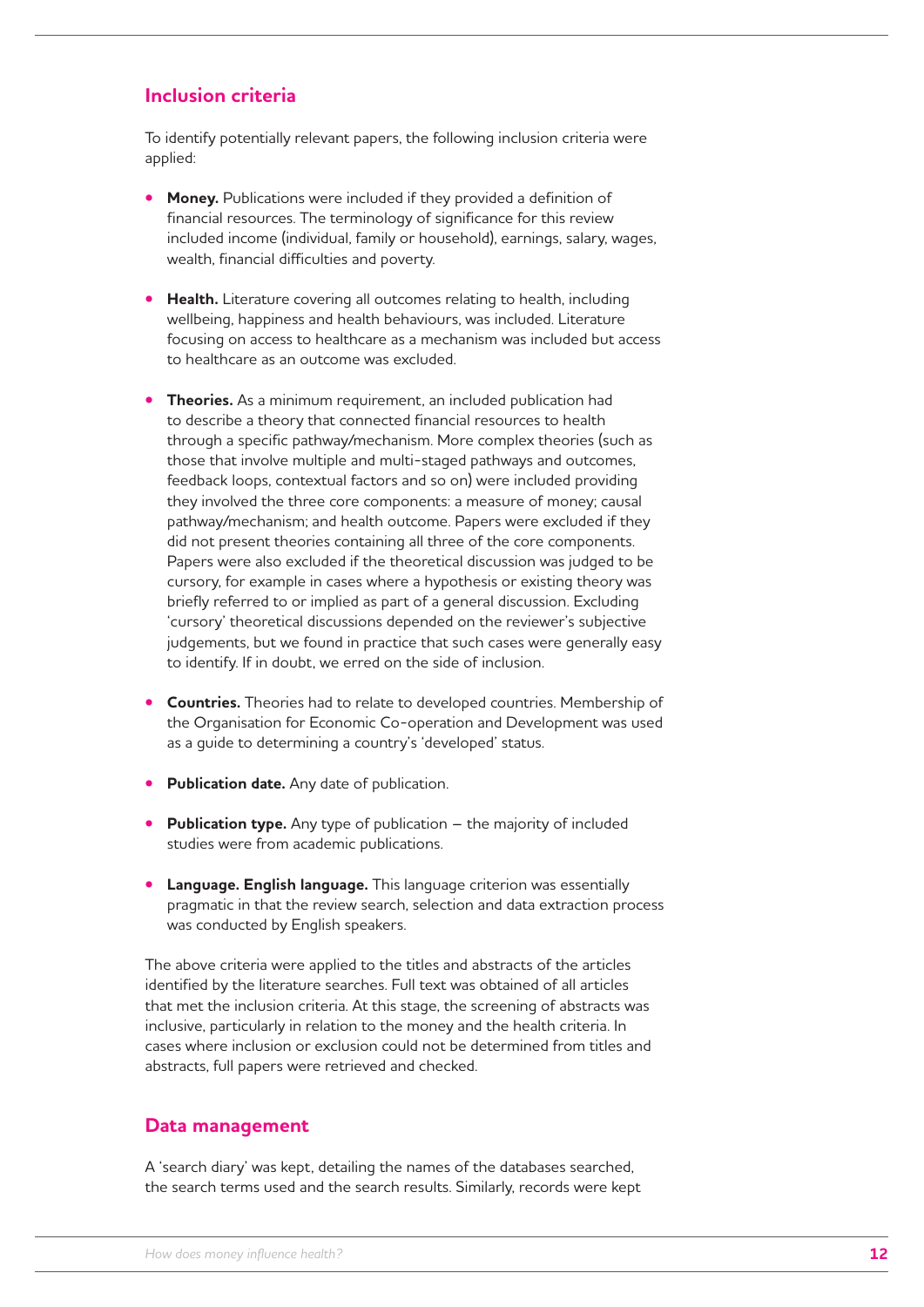## Inclusion criteria

To identify potentially relevant papers, the following inclusion criteria were applied:

- **Money.** Publications were included if they provided a definition of financial resources. The terminology of significance for this review included income (individual, family or household), earnings, salary, wages, wealth, financial difficulties and poverty.
- **Health.** Literature covering all outcomes relating to health, including wellbeing, happiness and health behaviours, was included. Literature focusing on access to healthcare as a mechanism was included but access to healthcare as an outcome was excluded.
- **Theories.** As a minimum requirement, an included publication had to describe a theory that connected financial resources to health through a specific pathway/mechanism. More complex theories (such as those that involve multiple and multi-staged pathways and outcomes, feedback loops, contextual factors and so on) were included providing they involved the three core components: a measure of money; causal pathway/mechanism; and health outcome. Papers were excluded if they did not present theories containing all three of the core components. Papers were also excluded if the theoretical discussion was judged to be cursory, for example in cases where a hypothesis or existing theory was briefly referred to or implied as part of a general discussion. Excluding 'cursory' theoretical discussions depended on the reviewer's subjective judgements, but we found in practice that such cases were generally easy to identify. If in doubt, we erred on the side of inclusion.
- **Countries.** Theories had to relate to developed countries. Membership of the Organisation for Economic Co-operation and Development was used as a guide to determining a country's 'developed' status.
- **Publication date.** Any date of publication.
- **Publication type.** Any type of publication – the majority of included studies were from academic publications.
- **Language. English language.** This language criterion was essentially pragmatic in that the review search, selection and data extraction process was conducted by English speakers.

The above criteria were applied to the titles and abstracts of the articles identified by the literature searches. Full text was obtained of all articles that met the inclusion criteria. At this stage, the screening of abstracts was inclusive, particularly in relation to the money and the health criteria. In cases where inclusion or exclusion could not be determined from titles and abstracts, full papers were retrieved and checked.

## Data management

A 'search diary' was kept, detailing the names of the databases searched, the search terms used and the search results. Similarly, records were kept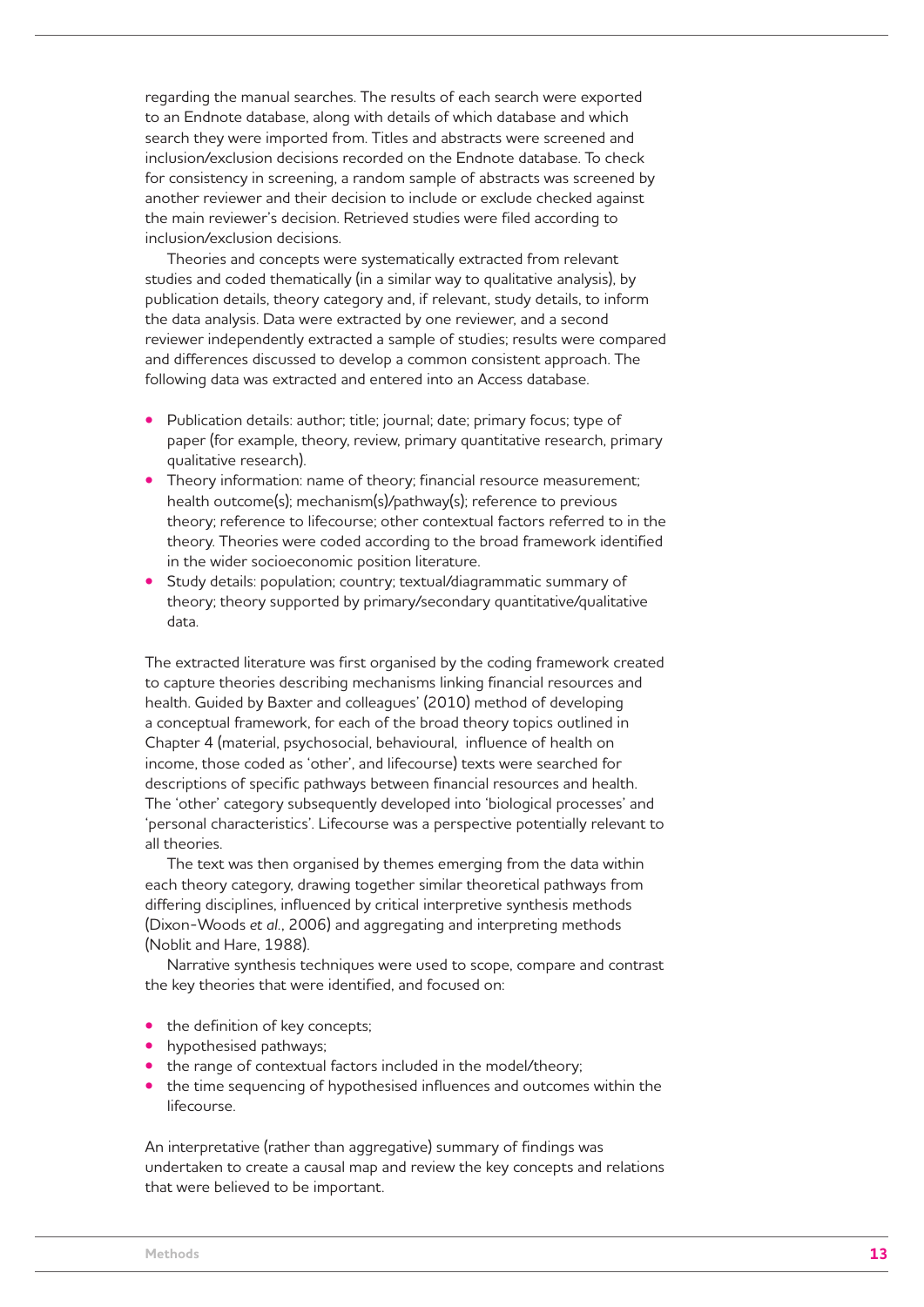regarding the manual searches. The results of each search were exported to an Endnote database, along with details of which database and which search they were imported from. Titles and abstracts were screened and inclusion/exclusion decisions recorded on the Endnote database. To check for consistency in screening, a random sample of abstracts was screened by another reviewer and their decision to include or exclude checked against the main reviewer's decision. Retrieved studies were filed according to inclusion/exclusion decisions.

Theories and concepts were systematically extracted from relevant studies and coded thematically (in a similar way to qualitative analysis), by publication details, theory category and, if relevant, study details, to inform the data analysis. Data were extracted by one reviewer, and a second reviewer independently extracted a sample of studies; results were compared and differences discussed to develop a common consistent approach. The following data was extracted and entered into an Access database.

- Publication details: author; title; journal; date; primary focus; type of paper (for example, theory, review, primary quantitative research, primary qualitative research).
- Theory information: name of theory; financial resource measurement; health outcome(s); mechanism(s)/pathway(s); reference to previous theory; reference to lifecourse; other contextual factors referred to in the theory. Theories were coded according to the broad framework identified in the wider socioeconomic position literature.
- Study details: population; country; textual/diagrammatic summary of theory; theory supported by primary/secondary quantitative/qualitative data.

The extracted literature was first organised by the coding framework created to capture theories describing mechanisms linking financial resources and health. Guided by Baxter and colleagues' (2010) method of developing a conceptual framework, for each of the broad theory topics outlined in Chapter 4 (material, psychosocial, behavioural, influence of health on income, those coded as 'other', and lifecourse) texts were searched for descriptions of specific pathways between financial resources and health. The 'other' category subsequently developed into 'biological processes' and 'personal characteristics'. Lifecourse was a perspective potentially relevant to all theories.

The text was then organised by themes emerging from the data within each theory category, drawing together similar theoretical pathways from differing disciplines, influenced by critical interpretive synthesis methods (Dixon-Woods *et al*., 2006) and aggregating and interpreting methods (Noblit and Hare, 1988).

Narrative synthesis techniques were used to scope, compare and contrast the key theories that were identified, and focused on:

- the definition of key concepts;
- hypothesised pathways;
- the range of contextual factors included in the model/theory;
- the time sequencing of hypothesised influences and outcomes within the lifecourse.

An interpretative (rather than aggregative) summary of findings was undertaken to create a causal map and review the key concepts and relations that were believed to be important.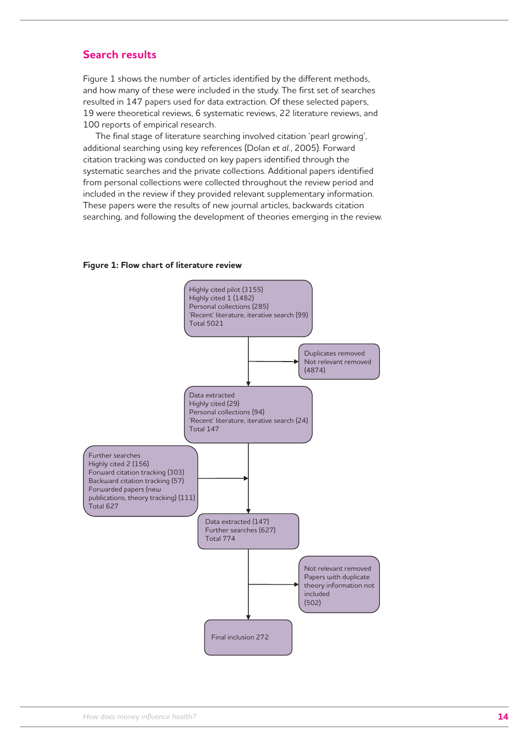## Search results

Figure 1 shows the number of articles identified by the different methods, and how many of these were included in the study. The first set of searches resulted in 147 papers used for data extraction. Of these selected papers, 19 were theoretical reviews, 6 systematic reviews, 22 literature reviews, and 100 reports of empirical research.

The final stage of literature searching involved citation 'pearl growing', additional searching using key references (Dolan *et al.*, 2005). Forward citation tracking was conducted on key papers identified through the systematic searches and the private collections. Additional papers identified from personal collections were collected throughout the review period and included in the review if they provided relevant supplementary information. These papers were the results of new journal articles, backwards citation searching, and following the development of theories emerging in the review.

**Figure 1: Flow chart of literature review**

Highly cited pilot (3155)
Highly cited 1 (1482)
Personal collections (285)
'Recent' literature, iterative search (99)
Total 5021

→ Duplicates removed
Not relevant removed
(4874)

Data extracted
Highly cited (29)
Personal collections (94)
'Recent' literature, iterative search (24)
Total 147

Further searches
Highly cited 2 (156)
Forward citation tracking (303)
Backward citation tracking (57)
Forwarded papers (new publications, theory tracking) (111)
Total 627

Data extracted (147)
Further searches (627)
Total 774

→ Not relevant removed
Papers with duplicate theory information not included
(502)

Final inclusion 272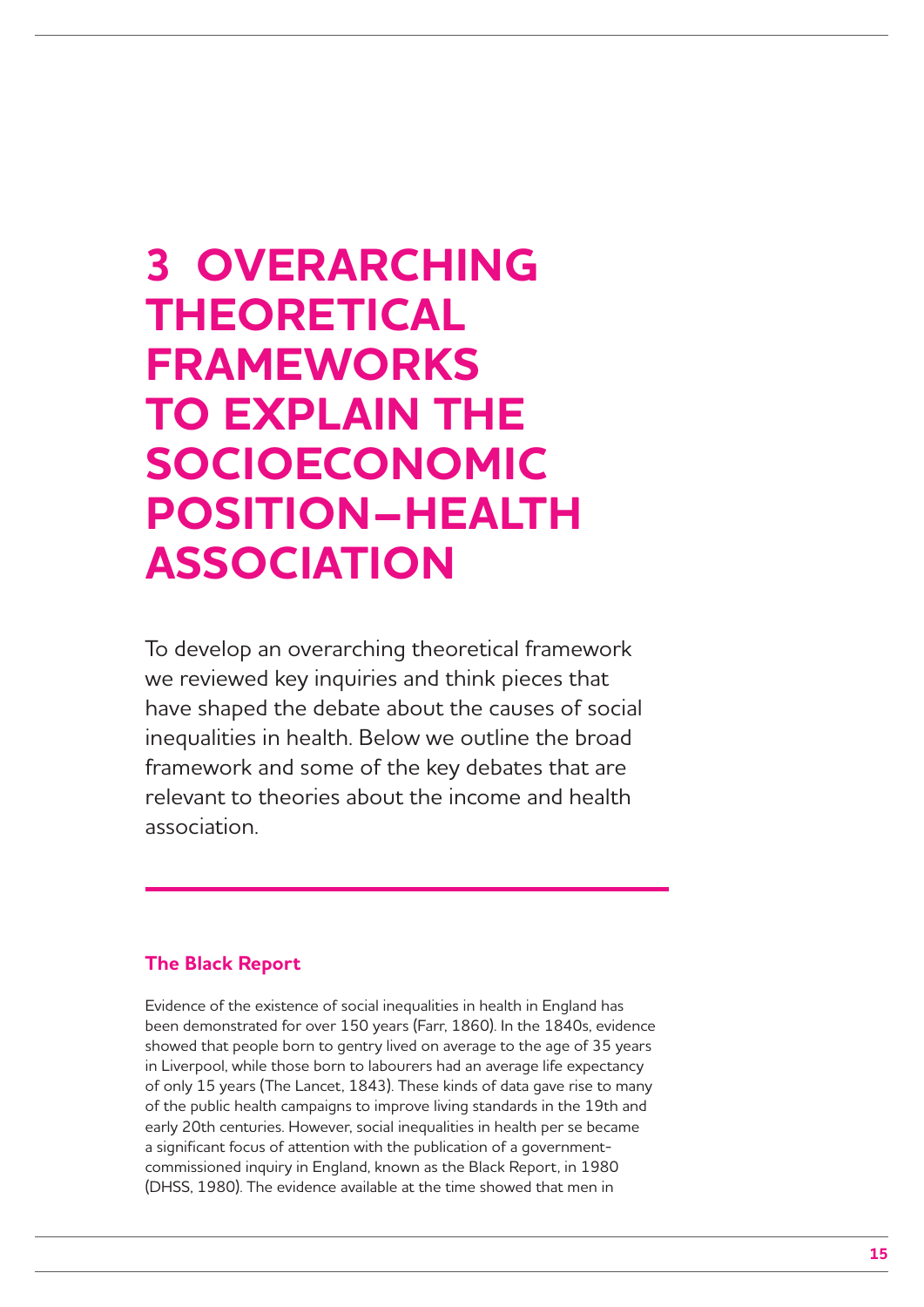# 3 OVERARCHING THEORETICAL FRAMEWORKS TO EXPLAIN THE SOCIOECONOMIC POSITION–HEALTH ASSOCIATION

To develop an overarching theoretical framework we reviewed key inquiries and think pieces that have shaped the debate about the causes of social inequalities in health. Below we outline the broad framework and some of the key debates that are relevant to theories about the income and health association.

## The Black Report

Evidence of the existence of social inequalities in health in England has been demonstrated for over 150 years (Farr, 1860). In the 1840s, evidence showed that people born to gentry lived on average to the age of 35 years in Liverpool, while those born to labourers had an average life expectancy of only 15 years (The Lancet, 1843). These kinds of data gave rise to many of the public health campaigns to improve living standards in the 19th and early 20th centuries. However, social inequalities in health per se became a significant focus of attention with the publication of a government-commissioned inquiry in England, known as the Black Report, in 1980 (DHSS, 1980). The evidence available at the time showed that men in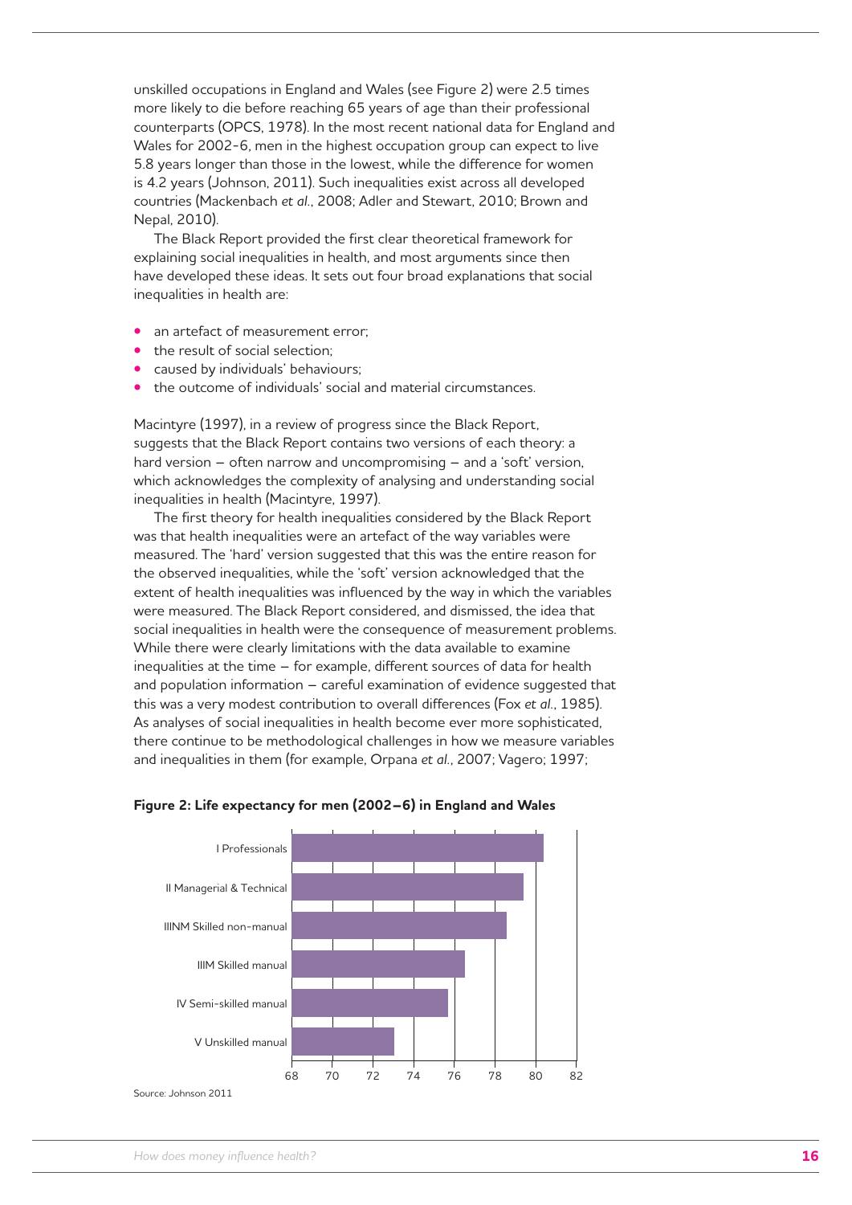unskilled occupations in England and Wales (see Figure 2) were 2.5 times more likely to die before reaching 65 years of age than their professional counterparts (OPCS, 1978). In the most recent national data for England and Wales for 2002-6, men in the highest occupation group can expect to live 5.8 years longer than those in the lowest, while the difference for women is 4.2 years (Johnson, 2011). Such inequalities exist across all developed countries (Mackenbach *et al.*, 2008; Adler and Stewart, 2010; Brown and Nepal, 2010).

The Black Report provided the first clear theoretical framework for explaining social inequalities in health, and most arguments since then have developed these ideas. It sets out four broad explanations that social inequalities in health are:

- an artefact of measurement error;
- the result of social selection;
- caused by individuals' behaviours;
- the outcome of individuals' social and material circumstances.

Macintyre (1997), in a review of progress since the Black Report, suggests that the Black Report contains two versions of each theory: a hard version – often narrow and uncompromising – and a 'soft' version, which acknowledges the complexity of analysing and understanding social inequalities in health (Macintyre, 1997).

The first theory for health inequalities considered by the Black Report was that health inequalities were an artefact of the way variables were measured. The 'hard' version suggested that this was the entire reason for the observed inequalities, while the 'soft' version acknowledged that the extent of health inequalities was influenced by the way in which the variables were measured. The Black Report considered, and dismissed, the idea that social inequalities in health were the consequence of measurement problems. While there were clearly limitations with the data available to examine inequalities at the time – for example, different sources of data for health and population information – careful examination of evidence suggested that this was a very modest contribution to overall differences (Fox *et al.*, 1985). As analyses of social inequalities in health become ever more sophisticated, there continue to be methodological challenges in how we measure variables and inequalities in them (for example, Orpana *et al.*, 2007; Vagero; 1997;

**Figure 2: Life expectancy for men (2002–6) in England and Wales**

| Occupation group | Life expectancy (approx.) |
|---|---|
| I Professionals | 80.4 |
| II Managerial & Technical | 79.4 |
| IIINM Skilled non-manual | 78.6 |
| IIIM Skilled manual | 76.5 |
| IV Semi-skilled manual | 75.7 |
| V Unskilled manual | 73.0 |

Source: Johnson 2011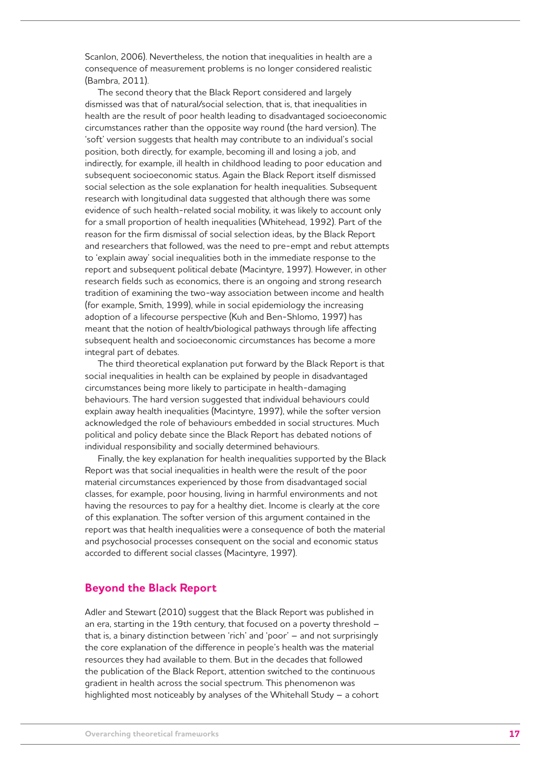Scanlon, 2006). Nevertheless, the notion that inequalities in health are a consequence of measurement problems is no longer considered realistic (Bambra, 2011).

The second theory that the Black Report considered and largely dismissed was that of natural/social selection, that is, that inequalities in health are the result of poor health leading to disadvantaged socioeconomic circumstances rather than the opposite way round (the hard version). The 'soft' version suggests that health may contribute to an individual's social position, both directly, for example, becoming ill and losing a job, and indirectly, for example, ill health in childhood leading to poor education and subsequent socioeconomic status. Again the Black Report itself dismissed social selection as the sole explanation for health inequalities. Subsequent research with longitudinal data suggested that although there was some evidence of such health-related social mobility, it was likely to account only for a small proportion of health inequalities (Whitehead, 1992). Part of the reason for the firm dismissal of social selection ideas, by the Black Report and researchers that followed, was the need to pre-empt and rebut attempts to 'explain away' social inequalities both in the immediate response to the report and subsequent political debate (Macintyre, 1997). However, in other research fields such as economics, there is an ongoing and strong research tradition of examining the two-way association between income and health (for example, Smith, 1999), while in social epidemiology the increasing adoption of a lifecourse perspective (Kuh and Ben-Shlomo, 1997) has meant that the notion of health/biological pathways through life affecting subsequent health and socioeconomic circumstances has become a more integral part of debates.

The third theoretical explanation put forward by the Black Report is that social inequalities in health can be explained by people in disadvantaged circumstances being more likely to participate in health-damaging behaviours. The hard version suggested that individual behaviours could explain away health inequalities (Macintyre, 1997), while the softer version acknowledged the role of behaviours embedded in social structures. Much political and policy debate since the Black Report has debated notions of individual responsibility and socially determined behaviours.

Finally, the key explanation for health inequalities supported by the Black Report was that social inequalities in health were the result of the poor material circumstances experienced by those from disadvantaged social classes, for example, poor housing, living in harmful environments and not having the resources to pay for a healthy diet. Income is clearly at the core of this explanation. The softer version of this argument contained in the report was that health inequalities were a consequence of both the material and psychosocial processes consequent on the social and economic status accorded to different social classes (Macintyre, 1997).

## Beyond the Black Report

Adler and Stewart (2010) suggest that the Black Report was published in an era, starting in the 19th century, that focused on a poverty threshold – that is, a binary distinction between 'rich' and 'poor' – and not surprisingly the core explanation of the difference in people's health was the material resources they had available to them. But in the decades that followed the publication of the Black Report, attention switched to the continuous gradient in health across the social spectrum. This phenomenon was highlighted most noticeably by analyses of the Whitehall Study – a cohort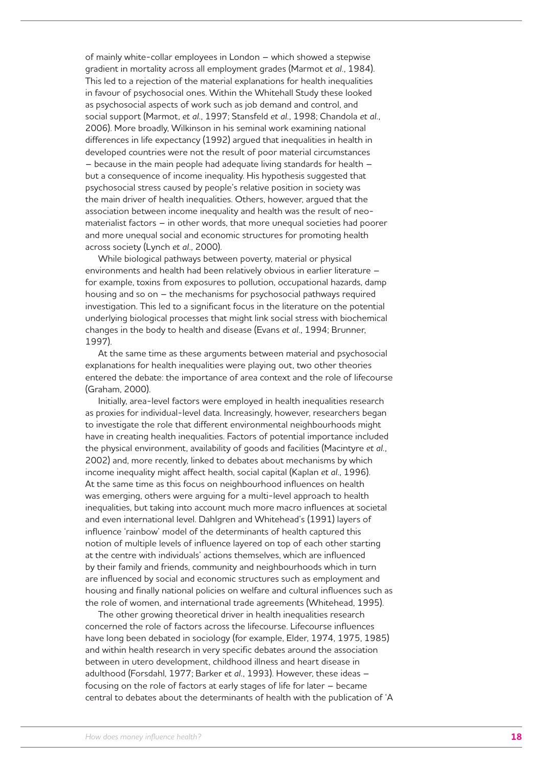of mainly white-collar employees in London – which showed a stepwise gradient in mortality across all employment grades (Marmot *et al*., 1984). This led to a rejection of the material explanations for health inequalities in favour of psychosocial ones. Within the Whitehall Study these looked as psychosocial aspects of work such as job demand and control, and social support (Marmot, *et al*., 1997; Stansfeld *et al*., 1998; Chandola *et al*., 2006). More broadly, Wilkinson in his seminal work examining national differences in life expectancy (1992) argued that inequalities in health in developed countries were not the result of poor material circumstances – because in the main people had adequate living standards for health – but a consequence of income inequality. His hypothesis suggested that psychosocial stress caused by people's relative position in society was the main driver of health inequalities. Others, however, argued that the association between income inequality and health was the result of neo-materialist factors – in other words, that more unequal societies had poorer and more unequal social and economic structures for promoting health across society (Lynch *et al*., 2000).

While biological pathways between poverty, material or physical environments and health had been relatively obvious in earlier literature – for example, toxins from exposures to pollution, occupational hazards, damp housing and so on – the mechanisms for psychosocial pathways required investigation. This led to a significant focus in the literature on the potential underlying biological processes that might link social stress with biochemical changes in the body to health and disease (Evans *et al*., 1994; Brunner, 1997).

At the same time as these arguments between material and psychosocial explanations for health inequalities were playing out, two other theories entered the debate: the importance of area context and the role of lifecourse (Graham, 2000).

Initially, area-level factors were employed in health inequalities research as proxies for individual-level data. Increasingly, however, researchers began to investigate the role that different environmental neighbourhoods might have in creating health inequalities. Factors of potential importance included the physical environment, availability of goods and facilities (Macintyre *et al*., 2002) and, more recently, linked to debates about mechanisms by which income inequality might affect health, social capital (Kaplan *et al*., 1996). At the same time as this focus on neighbourhood influences on health was emerging, others were arguing for a multi-level approach to health inequalities, but taking into account much more macro influences at societal and even international level. Dahlgren and Whitehead's (1991) layers of influence 'rainbow' model of the determinants of health captured this notion of multiple levels of influence layered on top of each other starting at the centre with individuals' actions themselves, which are influenced by their family and friends, community and neighbourhoods which in turn are influenced by social and economic structures such as employment and housing and finally national policies on welfare and cultural influences such as the role of women, and international trade agreements (Whitehead, 1995).

The other growing theoretical driver in health inequalities research concerned the role of factors across the lifecourse. Lifecourse influences have long been debated in sociology (for example, Elder, 1974, 1975, 1985) and within health research in very specific debates around the association between in utero development, childhood illness and heart disease in adulthood (Forsdahl, 1977; Barker *et al*., 1993). However, these ideas – focusing on the role of factors at early stages of life for later – became central to debates about the determinants of health with the publication of 'A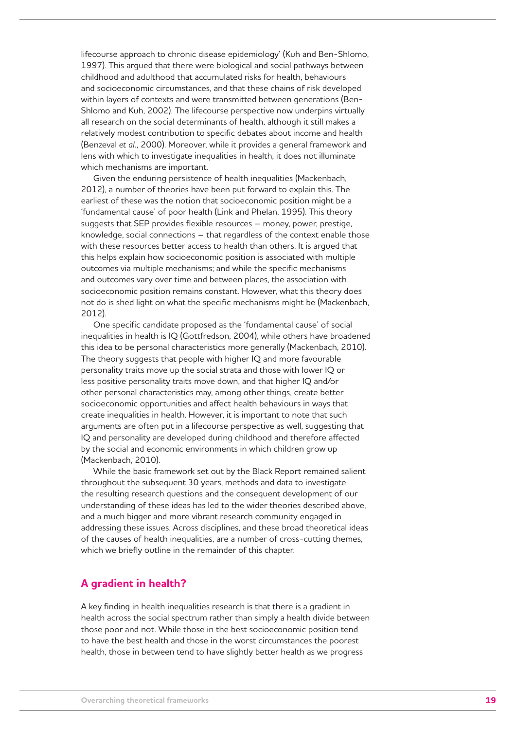lifecourse approach to chronic disease epidemiology' (Kuh and Ben-Shlomo, 1997). This argued that there were biological and social pathways between childhood and adulthood that accumulated risks for health, behaviours and socioeconomic circumstances, and that these chains of risk developed within layers of contexts and were transmitted between generations (Ben-Shlomo and Kuh, 2002). The lifecourse perspective now underpins virtually all research on the social determinants of health, although it still makes a relatively modest contribution to specific debates about income and health (Benzeval *et al*., 2000). Moreover, while it provides a general framework and lens with which to investigate inequalities in health, it does not illuminate which mechanisms are important.

Given the enduring persistence of health inequalities (Mackenbach, 2012), a number of theories have been put forward to explain this. The earliest of these was the notion that socioeconomic position might be a 'fundamental cause' of poor health (Link and Phelan, 1995). This theory suggests that SEP provides flexible resources – money, power, prestige, knowledge, social connections – that regardless of the context enable those with these resources better access to health than others. It is argued that this helps explain how socioeconomic position is associated with multiple outcomes via multiple mechanisms; and while the specific mechanisms and outcomes vary over time and between places, the association with socioeconomic position remains constant. However, what this theory does not do is shed light on what the specific mechanisms might be (Mackenbach, 2012).

One specific candidate proposed as the 'fundamental cause' of social inequalities in health is IQ (Gottfredson, 2004), while others have broadened this idea to be personal characteristics more generally (Mackenbach, 2010). The theory suggests that people with higher IQ and more favourable personality traits move up the social strata and those with lower IQ or less positive personality traits move down, and that higher IQ and/or other personal characteristics may, among other things, create better socioeconomic opportunities and affect health behaviours in ways that create inequalities in health. However, it is important to note that such arguments are often put in a lifecourse perspective as well, suggesting that IQ and personality are developed during childhood and therefore affected by the social and economic environments in which children grow up (Mackenbach, 2010).

While the basic framework set out by the Black Report remained salient throughout the subsequent 30 years, methods and data to investigate the resulting research questions and the consequent development of our understanding of these ideas has led to the wider theories described above, and a much bigger and more vibrant research community engaged in addressing these issues. Across disciplines, and these broad theoretical ideas of the causes of health inequalities, are a number of cross-cutting themes, which we briefly outline in the remainder of this chapter.

## A gradient in health?

A key finding in health inequalities research is that there is a gradient in health across the social spectrum rather than simply a health divide between those poor and not. While those in the best socioeconomic position tend to have the best health and those in the worst circumstances the poorest health, those in between tend to have slightly better health as we progress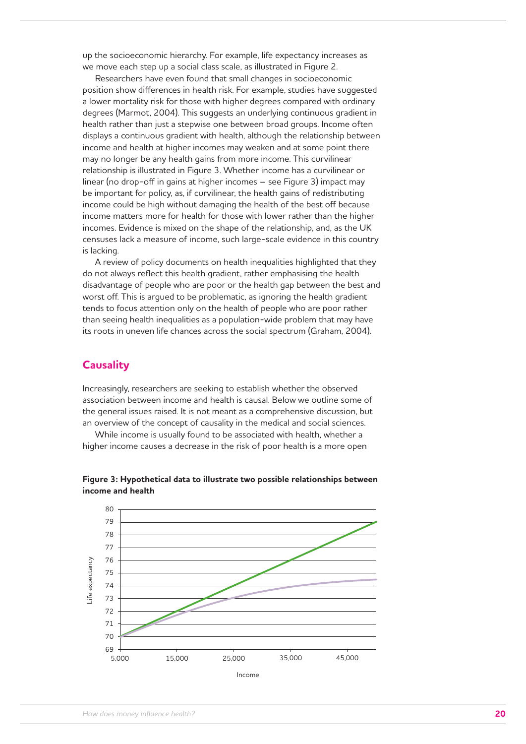up the socioeconomic hierarchy. For example, life expectancy increases as we move each step up a social class scale, as illustrated in Figure 2.

Researchers have even found that small changes in socioeconomic position show differences in health risk. For example, studies have suggested a lower mortality risk for those with higher degrees compared with ordinary degrees (Marmot, 2004). This suggests an underlying continuous gradient in health rather than just a stepwise one between broad groups. Income often displays a continuous gradient with health, although the relationship between income and health at higher incomes may weaken and at some point there may no longer be any health gains from more income. This curvilinear relationship is illustrated in Figure 3. Whether income has a curvilinear or linear (no drop-off in gains at higher incomes – see Figure 3) impact may be important for policy, as, if curvilinear, the health gains of redistributing income could be high without damaging the health of the best off because income matters more for health for those with lower rather than the higher incomes. Evidence is mixed on the shape of the relationship, and, as the UK censuses lack a measure of income, such large-scale evidence in this country is lacking.

A review of policy documents on health inequalities highlighted that they do not always reflect this health gradient, rather emphasising the health disadvantage of people who are poor or the health gap between the best and worst off. This is argued to be problematic, as ignoring the health gradient tends to focus attention only on the health of people who are poor rather than seeing health inequalities as a population-wide problem that may have its roots in uneven life chances across the social spectrum (Graham, 2004).

## Causality

Increasingly, researchers are seeking to establish whether the observed association between income and health is causal. Below we outline some of the general issues raised. It is not meant as a comprehensive discussion, but an overview of the concept of causality in the medical and social sciences.

While income is usually found to be associated with health, whether a higher income causes a decrease in the risk of poor health is a more open

**Figure 3: Hypothetical data to illustrate two possible relationships between income and health**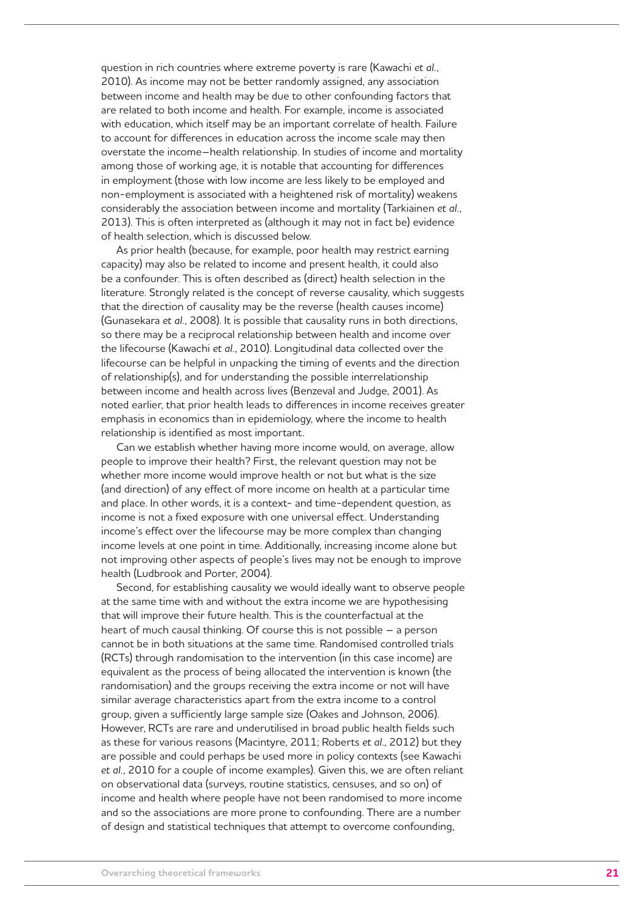question in rich countries where extreme poverty is rare (Kawachi *et al.*, 2010). As income may not be better randomly assigned, any association between income and health may be due to other confounding factors that are related to both income and health. For example, income is associated with education, which itself may be an important correlate of health. Failure to account for differences in education across the income scale may then overstate the income–health relationship. In studies of income and mortality among those of working age, it is notable that accounting for differences in employment (those with low income are less likely to be employed and non-employment is associated with a heightened risk of mortality) weakens considerably the association between income and mortality (Tarkiainen *et al.*, 2013). This is often interpreted as (although it may not in fact be) evidence of health selection, which is discussed below.

As prior health (because, for example, poor health may restrict earning capacity) may also be related to income and present health, it could also be a confounder. This is often described as (direct) health selection in the literature. Strongly related is the concept of reverse causality, which suggests that the direction of causality may be the reverse (health causes income) (Gunasekara *et al.*, 2008). It is possible that causality runs in both directions, so there may be a reciprocal relationship between health and income over the lifecourse (Kawachi *et al.*, 2010). Longitudinal data collected over the lifecourse can be helpful in unpacking the timing of events and the direction of relationship(s), and for understanding the possible interrelationship between income and health across lives (Benzeval and Judge, 2001). As noted earlier, that prior health leads to differences in income receives greater emphasis in economics than in epidemiology, where the income to health relationship is identified as most important.

Can we establish whether having more income would, on average, allow people to improve their health? First, the relevant question may not be whether more income would improve health or not but what is the size (and direction) of any effect of more income on health at a particular time and place. In other words, it is a context- and time-dependent question, as income is not a fixed exposure with one universal effect. Understanding income's effect over the lifecourse may be more complex than changing income levels at one point in time. Additionally, increasing income alone but not improving other aspects of people's lives may not be enough to improve health (Ludbrook and Porter, 2004).

Second, for establishing causality we would ideally want to observe people at the same time with and without the extra income we are hypothesising that will improve their future health. This is the counterfactual at the heart of much causal thinking. Of course this is not possible – a person cannot be in both situations at the same time. Randomised controlled trials (RCTs) through randomisation to the intervention (in this case income) are equivalent as the process of being allocated the intervention is known (the randomisation) and the groups receiving the extra income or not will have similar average characteristics apart from the extra income to a control group, given a sufficiently large sample size (Oakes and Johnson, 2006). However, RCTs are rare and underutilised in broad public health fields such as these for various reasons (Macintyre, 2011; Roberts *et al.*, 2012) but they are possible and could perhaps be used more in policy contexts (see Kawachi *et al.*, 2010 for a couple of income examples). Given this, we are often reliant on observational data (surveys, routine statistics, censuses, and so on) of income and health where people have not been randomised to more income and so the associations are more prone to confounding. There are a number of design and statistical techniques that attempt to overcome confounding,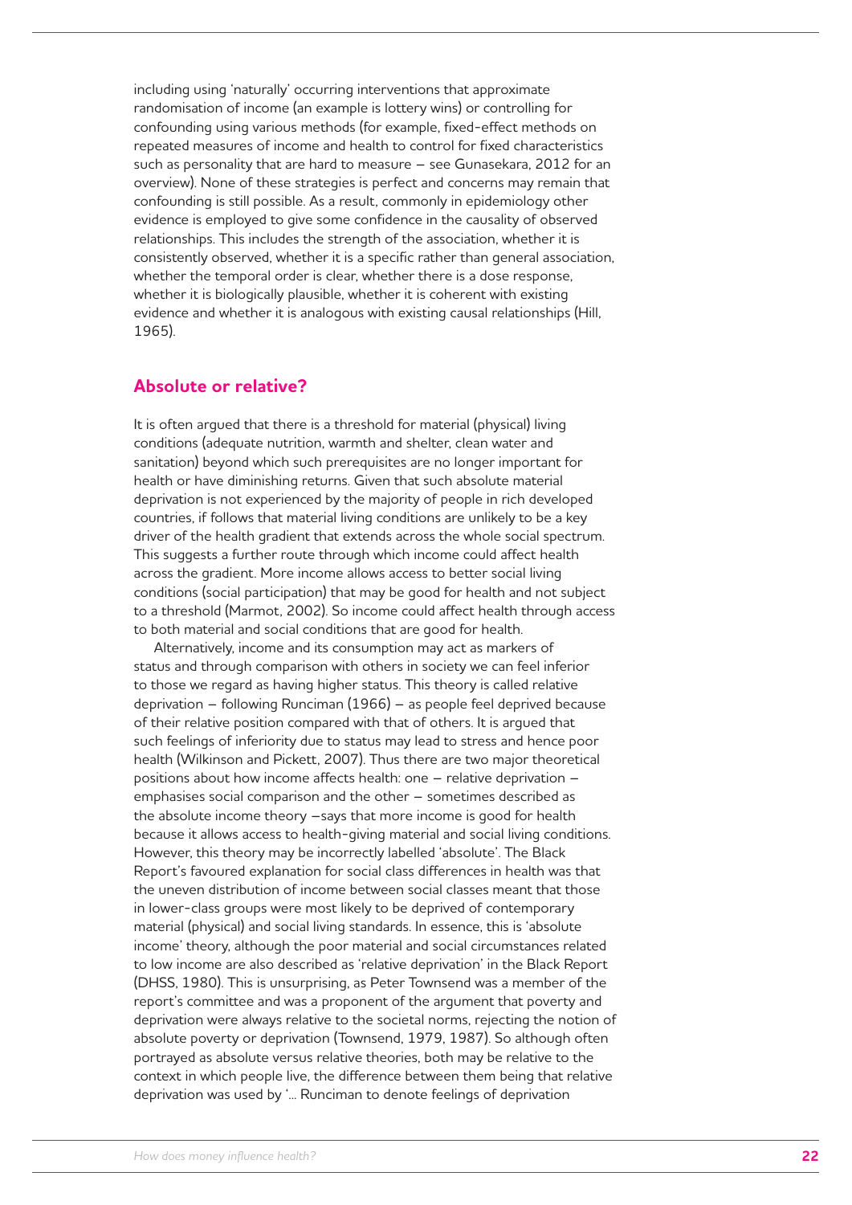including using 'naturally' occurring interventions that approximate randomisation of income (an example is lottery wins) or controlling for confounding using various methods (for example, fixed-effect methods on repeated measures of income and health to control for fixed characteristics such as personality that are hard to measure – see Gunasekara, 2012 for an overview). None of these strategies is perfect and concerns may remain that confounding is still possible. As a result, commonly in epidemiology other evidence is employed to give some confidence in the causality of observed relationships. This includes the strength of the association, whether it is consistently observed, whether it is a specific rather than general association, whether the temporal order is clear, whether there is a dose response, whether it is biologically plausible, whether it is coherent with existing evidence and whether it is analogous with existing causal relationships (Hill, 1965).

## Absolute or relative?

It is often argued that there is a threshold for material (physical) living conditions (adequate nutrition, warmth and shelter, clean water and sanitation) beyond which such prerequisites are no longer important for health or have diminishing returns. Given that such absolute material deprivation is not experienced by the majority of people in rich developed countries, if follows that material living conditions are unlikely to be a key driver of the health gradient that extends across the whole social spectrum. This suggests a further route through which income could affect health across the gradient. More income allows access to better social living conditions (social participation) that may be good for health and not subject to a threshold (Marmot, 2002). So income could affect health through access to both material and social conditions that are good for health.

Alternatively, income and its consumption may act as markers of status and through comparison with others in society we can feel inferior to those we regard as having higher status. This theory is called relative deprivation – following Runciman (1966) – as people feel deprived because of their relative position compared with that of others. It is argued that such feelings of inferiority due to status may lead to stress and hence poor health (Wilkinson and Pickett, 2007). Thus there are two major theoretical positions about how income affects health: one – relative deprivation – emphasises social comparison and the other – sometimes described as the absolute income theory –says that more income is good for health because it allows access to health-giving material and social living conditions. However, this theory may be incorrectly labelled 'absolute'. The Black Report's favoured explanation for social class differences in health was that the uneven distribution of income between social classes meant that those in lower-class groups were most likely to be deprived of contemporary material (physical) and social living standards. In essence, this is 'absolute income' theory, although the poor material and social circumstances related to low income are also described as 'relative deprivation' in the Black Report (DHSS, 1980). This is unsurprising, as Peter Townsend was a member of the report's committee and was a proponent of the argument that poverty and deprivation were always relative to the societal norms, rejecting the notion of absolute poverty or deprivation (Townsend, 1979, 1987). So although often portrayed as absolute versus relative theories, both may be relative to the context in which people live, the difference between them being that relative deprivation was used by '... Runciman to denote feelings of deprivation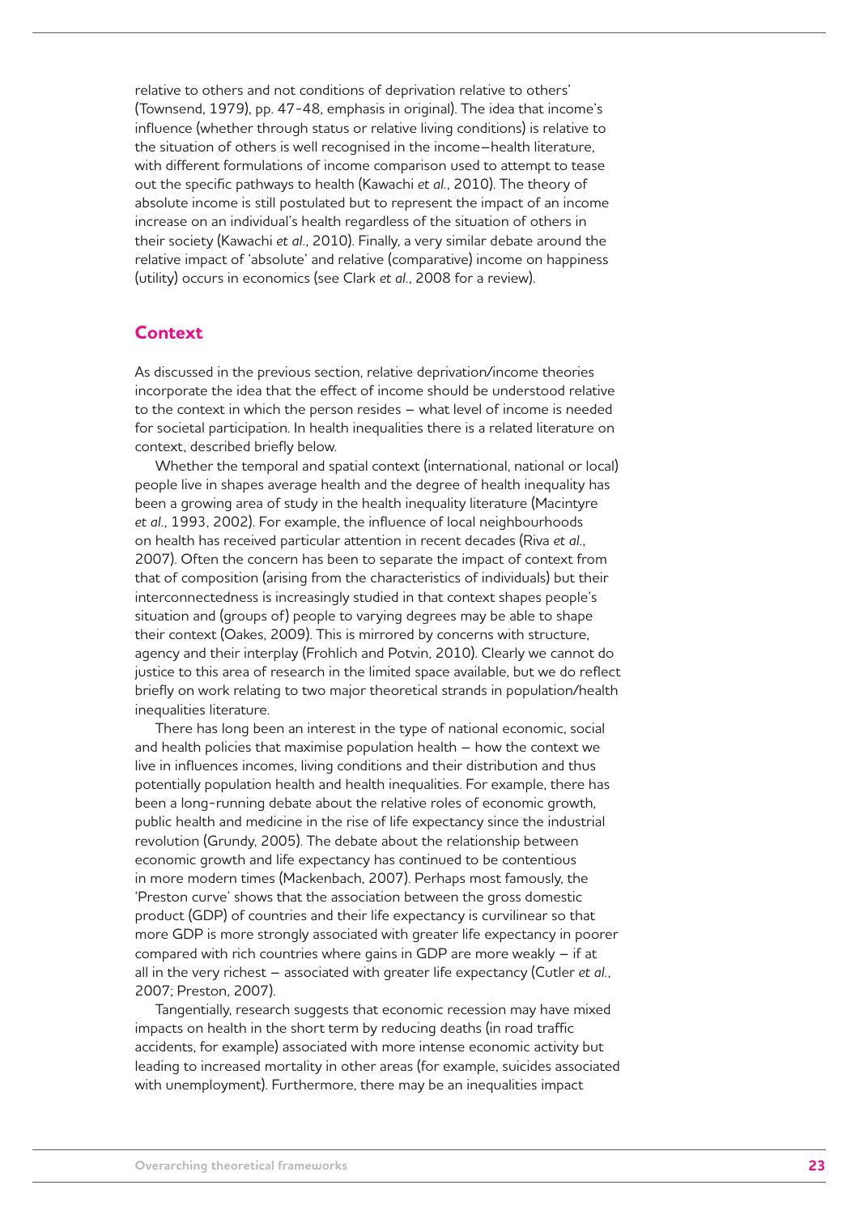relative to others and not conditions of deprivation relative to others' (Townsend, 1979), pp. 47-48, emphasis in original). The idea that income's influence (whether through status or relative living conditions) is relative to the situation of others is well recognised in the income–health literature, with different formulations of income comparison used to attempt to tease out the specific pathways to health (Kawachi *et al*., 2010). The theory of absolute income is still postulated but to represent the impact of an income increase on an individual's health regardless of the situation of others in their society (Kawachi *et al*., 2010). Finally, a very similar debate around the relative impact of 'absolute' and relative (comparative) income on happiness (utility) occurs in economics (see Clark *et al*., 2008 for a review).

## Context

As discussed in the previous section, relative deprivation/income theories incorporate the idea that the effect of income should be understood relative to the context in which the person resides – what level of income is needed for societal participation. In health inequalities there is a related literature on context, described briefly below.

Whether the temporal and spatial context (international, national or local) people live in shapes average health and the degree of health inequality has been a growing area of study in the health inequality literature (Macintyre *et al*., 1993, 2002). For example, the influence of local neighbourhoods on health has received particular attention in recent decades (Riva *et al*., 2007). Often the concern has been to separate the impact of context from that of composition (arising from the characteristics of individuals) but their interconnectedness is increasingly studied in that context shapes people's situation and (groups of) people to varying degrees may be able to shape their context (Oakes, 2009). This is mirrored by concerns with structure, agency and their interplay (Frohlich and Potvin, 2010). Clearly we cannot do justice to this area of research in the limited space available, but we do reflect briefly on work relating to two major theoretical strands in population/health inequalities literature.

There has long been an interest in the type of national economic, social and health policies that maximise population health – how the context we live in influences incomes, living conditions and their distribution and thus potentially population health and health inequalities. For example, there has been a long-running debate about the relative roles of economic growth, public health and medicine in the rise of life expectancy since the industrial revolution (Grundy, 2005). The debate about the relationship between economic growth and life expectancy has continued to be contentious in more modern times (Mackenbach, 2007). Perhaps most famously, the 'Preston curve' shows that the association between the gross domestic product (GDP) of countries and their life expectancy is curvilinear so that more GDP is more strongly associated with greater life expectancy in poorer compared with rich countries where gains in GDP are more weakly – if at all in the very richest – associated with greater life expectancy (Cutler *et al*., 2007; Preston, 2007).

Tangentially, research suggests that economic recession may have mixed impacts on health in the short term by reducing deaths (in road traffic accidents, for example) associated with more intense economic activity but leading to increased mortality in other areas (for example, suicides associated with unemployment). Furthermore, there may be an inequalities impact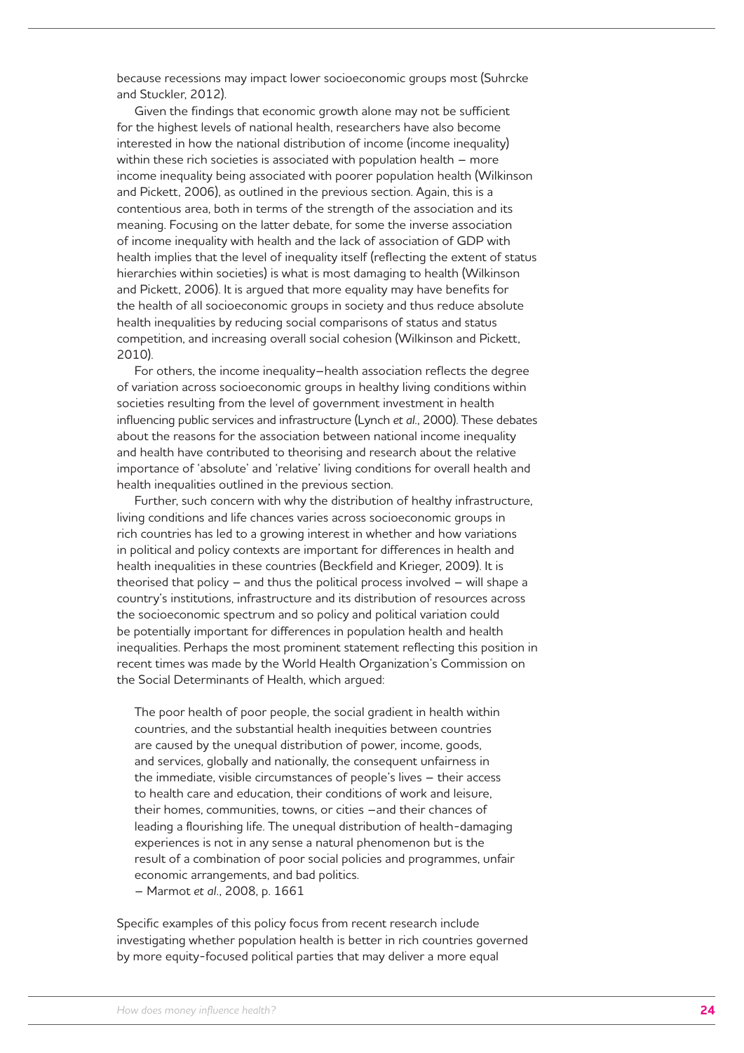because recessions may impact lower socioeconomic groups most (Suhrcke and Stuckler, 2012).

Given the findings that economic growth alone may not be sufficient for the highest levels of national health, researchers have also become interested in how the national distribution of income (income inequality) within these rich societies is associated with population health – more income inequality being associated with poorer population health (Wilkinson and Pickett, 2006), as outlined in the previous section. Again, this is a contentious area, both in terms of the strength of the association and its meaning. Focusing on the latter debate, for some the inverse association of income inequality with health and the lack of association of GDP with health implies that the level of inequality itself (reflecting the extent of status hierarchies within societies) is what is most damaging to health (Wilkinson and Pickett, 2006). It is argued that more equality may have benefits for the health of all socioeconomic groups in society and thus reduce absolute health inequalities by reducing social comparisons of status and status competition, and increasing overall social cohesion (Wilkinson and Pickett, 2010).

For others, the income inequality–health association reflects the degree of variation across socioeconomic groups in healthy living conditions within societies resulting from the level of government investment in health influencing public services and infrastructure (Lynch *et al*., 2000). These debates about the reasons for the association between national income inequality and health have contributed to theorising and research about the relative importance of 'absolute' and 'relative' living conditions for overall health and health inequalities outlined in the previous section.

Further, such concern with why the distribution of healthy infrastructure, living conditions and life chances varies across socioeconomic groups in rich countries has led to a growing interest in whether and how variations in political and policy contexts are important for differences in health and health inequalities in these countries (Beckfield and Krieger, 2009). It is theorised that policy – and thus the political process involved – will shape a country's institutions, infrastructure and its distribution of resources across the socioeconomic spectrum and so policy and political variation could be potentially important for differences in population health and health inequalities. Perhaps the most prominent statement reflecting this position in recent times was made by the World Health Organization's Commission on the Social Determinants of Health, which argued:

> The poor health of poor people, the social gradient in health within countries, and the substantial health inequities between countries are caused by the unequal distribution of power, income, goods, and services, globally and nationally, the consequent unfairness in the immediate, visible circumstances of people's lives – their access to health care and education, their conditions of work and leisure, their homes, communities, towns, or cities –and their chances of leading a flourishing life. The unequal distribution of health-damaging experiences is not in any sense a natural phenomenon but is the result of a combination of poor social policies and programmes, unfair economic arrangements, and bad politics.
>
> – Marmot *et al*., 2008, p. 1661

Specific examples of this policy focus from recent research include investigating whether population health is better in rich countries governed by more equity-focused political parties that may deliver a more equal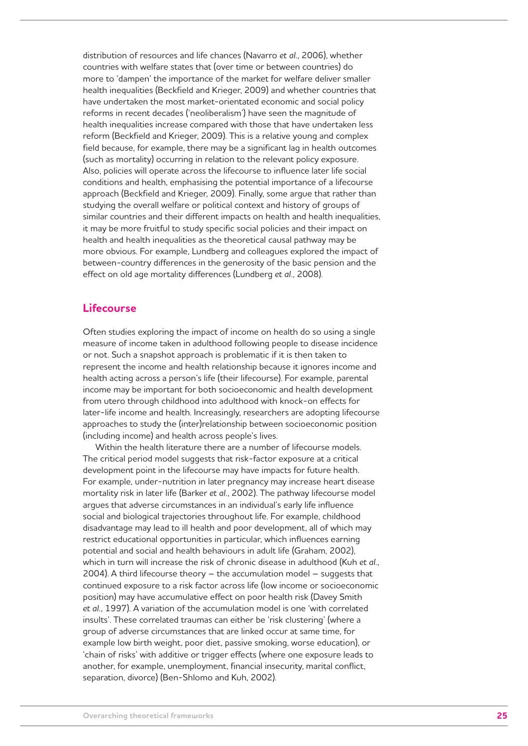distribution of resources and life chances (Navarro *et al.*, 2006), whether countries with welfare states that (over time or between countries) do more to 'dampen' the importance of the market for welfare deliver smaller health inequalities (Beckfield and Krieger, 2009) and whether countries that have undertaken the most market-orientated economic and social policy reforms in recent decades ('neoliberalism') have seen the magnitude of health inequalities increase compared with those that have undertaken less reform (Beckfield and Krieger, 2009). This is a relative young and complex field because, for example, there may be a significant lag in health outcomes (such as mortality) occurring in relation to the relevant policy exposure. Also, policies will operate across the lifecourse to influence later life social conditions and health, emphasising the potential importance of a lifecourse approach (Beckfield and Krieger, 2009). Finally, some argue that rather than studying the overall welfare or political context and history of groups of similar countries and their different impacts on health and health inequalities, it may be more fruitful to study specific social policies and their impact on health and health inequalities as the theoretical causal pathway may be more obvious. For example, Lundberg and colleagues explored the impact of between-country differences in the generosity of the basic pension and the effect on old age mortality differences (Lundberg *et al.*, 2008).

## Lifecourse

Often studies exploring the impact of income on health do so using a single measure of income taken in adulthood following people to disease incidence or not. Such a snapshot approach is problematic if it is then taken to represent the income and health relationship because it ignores income and health acting across a person's life (their lifecourse). For example, parental income may be important for both socioeconomic and health development from utero through childhood into adulthood with knock-on effects for later-life income and health. Increasingly, researchers are adopting lifecourse approaches to study the (inter)relationship between socioeconomic position (including income) and health across people's lives.

Within the health literature there are a number of lifecourse models. The critical period model suggests that risk-factor exposure at a critical development point in the lifecourse may have impacts for future health. For example, under-nutrition in later pregnancy may increase heart disease mortality risk in later life (Barker *et al.*, 2002). The pathway lifecourse model argues that adverse circumstances in an individual's early life influence social and biological trajectories throughout life. For example, childhood disadvantage may lead to ill health and poor development, all of which may restrict educational opportunities in particular, which influences earning potential and social and health behaviours in adult life (Graham, 2002), which in turn will increase the risk of chronic disease in adulthood (Kuh *et al.*, 2004). A third lifecourse theory – the accumulation model – suggests that continued exposure to a risk factor across life (low income or socioeconomic position) may have accumulative effect on poor health risk (Davey Smith *et al.*, 1997). A variation of the accumulation model is one 'with correlated insults'. These correlated traumas can either be 'risk clustering' (where a group of adverse circumstances that are linked occur at same time, for example low birth weight, poor diet, passive smoking, worse education), or 'chain of risks' with additive or trigger effects (where one exposure leads to another, for example, unemployment, financial insecurity, marital conflict, separation, divorce) (Ben-Shlomo and Kuh, 2002).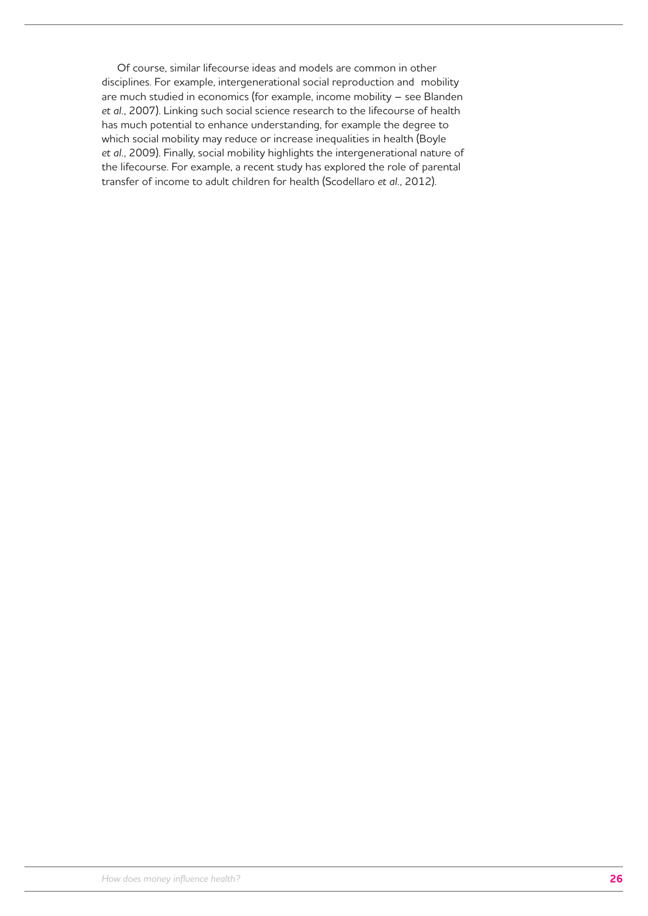Of course, similar lifecourse ideas and models are common in other disciplines. For example, intergenerational social reproduction and mobility are much studied in economics (for example, income mobility – see Blanden *et al*., 2007). Linking such social science research to the lifecourse of health has much potential to enhance understanding, for example the degree to which social mobility may reduce or increase inequalities in health (Boyle *et al*., 2009). Finally, social mobility highlights the intergenerational nature of the lifecourse. For example, a recent study has explored the role of parental transfer of income to adult children for health (Scodellaro *et al*., 2012).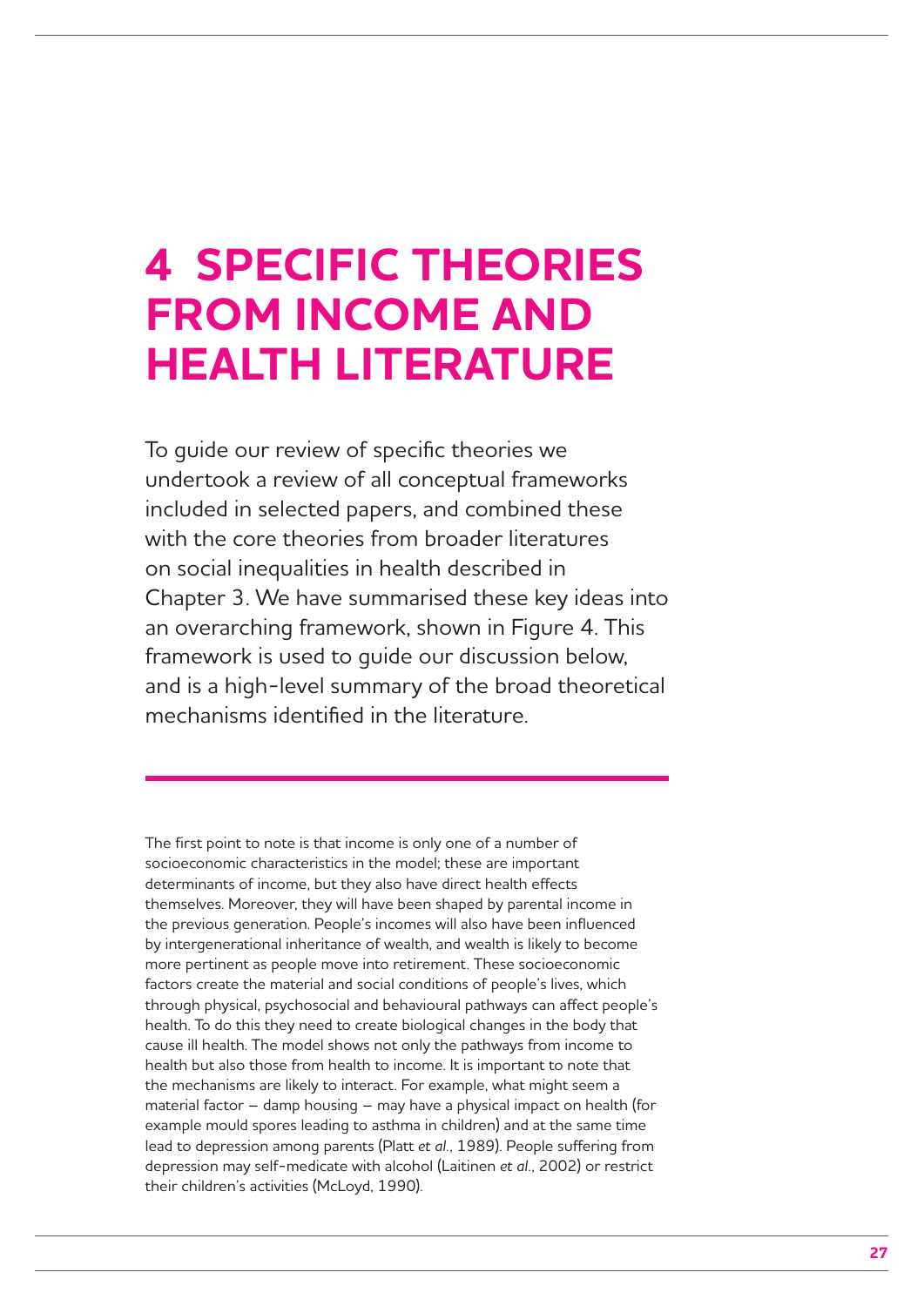# 4 SPECIFIC THEORIES FROM INCOME AND HEALTH LITERATURE

To guide our review of specific theories we undertook a review of all conceptual frameworks included in selected papers, and combined these with the core theories from broader literatures on social inequalities in health described in Chapter 3. We have summarised these key ideas into an overarching framework, shown in Figure 4. This framework is used to guide our discussion below, and is a high-level summary of the broad theoretical mechanisms identified in the literature.

The first point to note is that income is only one of a number of socioeconomic characteristics in the model; these are important determinants of income, but they also have direct health effects themselves. Moreover, they will have been shaped by parental income in the previous generation. People's incomes will also have been influenced by intergenerational inheritance of wealth, and wealth is likely to become more pertinent as people move into retirement. These socioeconomic factors create the material and social conditions of people's lives, which through physical, psychosocial and behavioural pathways can affect people's health. To do this they need to create biological changes in the body that cause ill health. The model shows not only the pathways from income to health but also those from health to income. It is important to note that the mechanisms are likely to interact. For example, what might seem a material factor – damp housing – may have a physical impact on health (for example mould spores leading to asthma in children) and at the same time lead to depression among parents (Platt *et al*., 1989). People suffering from depression may self-medicate with alcohol (Laitinen *et al*., 2002) or restrict their children's activities (McLoyd, 1990).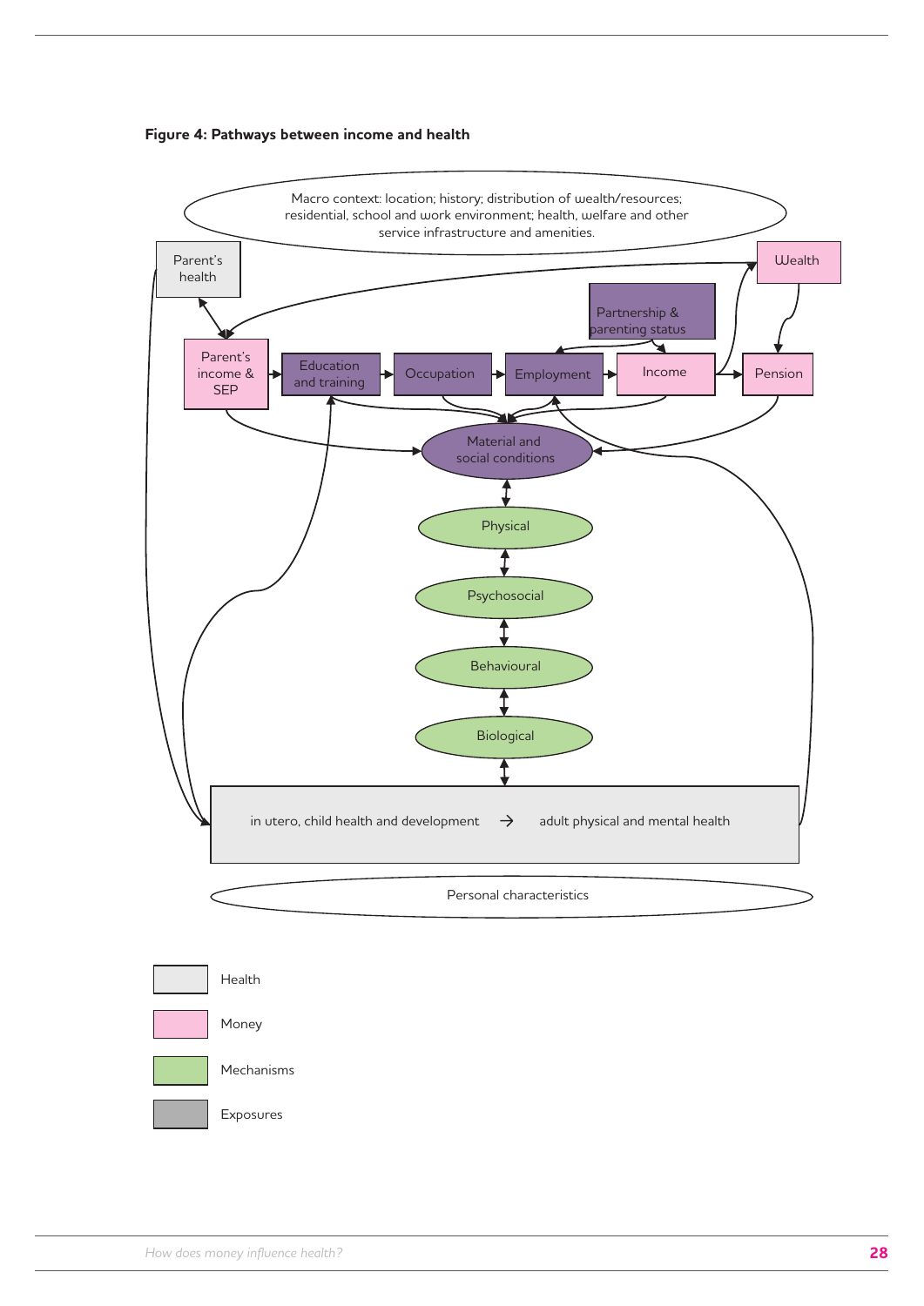**Figure 4: Pathways between income and health**

Macro context: location; history; distribution of wealth/resources; residential, school and work environment; health, welfare and other service infrastructure and amenities.

Parent's health

Wealth

Partnership & parenting status

Parent's income & SEP

Education and training

Occupation

Employment

Income

Pension

Material and social conditions

Physical

Psychosocial

Behavioural

Biological

in utero, child health and development → adult physical and mental health

Personal characteristics

Health

Money

Mechanisms

Exposures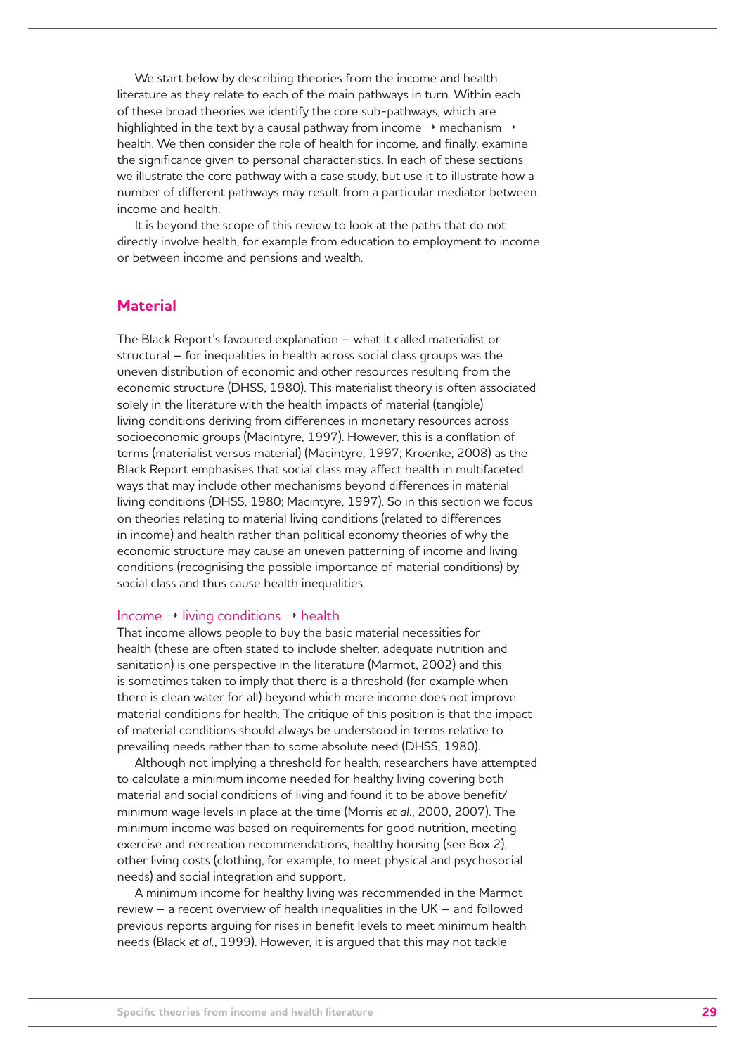We start below by describing theories from the income and health literature as they relate to each of the main pathways in turn. Within each of these broad theories we identify the core sub-pathways, which are highlighted in the text by a causal pathway from income → mechanism → health. We then consider the role of health for income, and finally, examine the significance given to personal characteristics. In each of these sections we illustrate the core pathway with a case study, but use it to illustrate how a number of different pathways may result from a particular mediator between income and health.

It is beyond the scope of this review to look at the paths that do not directly involve health, for example from education to employment to income or between income and pensions and wealth.

## Material

The Black Report's favoured explanation – what it called materialist or structural – for inequalities in health across social class groups was the uneven distribution of economic and other resources resulting from the economic structure (DHSS, 1980). This materialist theory is often associated solely in the literature with the health impacts of material (tangible) living conditions deriving from differences in monetary resources across socioeconomic groups (Macintyre, 1997). However, this is a conflation of terms (materialist versus material) (Macintyre, 1997; Kroenke, 2008) as the Black Report emphasises that social class may affect health in multifaceted ways that may include other mechanisms beyond differences in material living conditions (DHSS, 1980; Macintyre, 1997). So in this section we focus on theories relating to material living conditions (related to differences in income) and health rather than political economy theories of why the economic structure may cause an uneven patterning of income and living conditions (recognising the possible importance of material conditions) by social class and thus cause health inequalities.

### Income → living conditions → health

That income allows people to buy the basic material necessities for health (these are often stated to include shelter, adequate nutrition and sanitation) is one perspective in the literature (Marmot, 2002) and this is sometimes taken to imply that there is a threshold (for example when there is clean water for all) beyond which more income does not improve material conditions for health. The critique of this position is that the impact of material conditions should always be understood in terms relative to prevailing needs rather than to some absolute need (DHSS, 1980).

Although not implying a threshold for health, researchers have attempted to calculate a minimum income needed for healthy living covering both material and social conditions of living and found it to be above benefit/minimum wage levels in place at the time (Morris *et al.*, 2000, 2007). The minimum income was based on requirements for good nutrition, meeting exercise and recreation recommendations, healthy housing (see Box 2), other living costs (clothing, for example, to meet physical and psychosocial needs) and social integration and support.

A minimum income for healthy living was recommended in the Marmot review – a recent overview of health inequalities in the UK – and followed previous reports arguing for rises in benefit levels to meet minimum health needs (Black *et al.*, 1999). However, it is argued that this may not tackle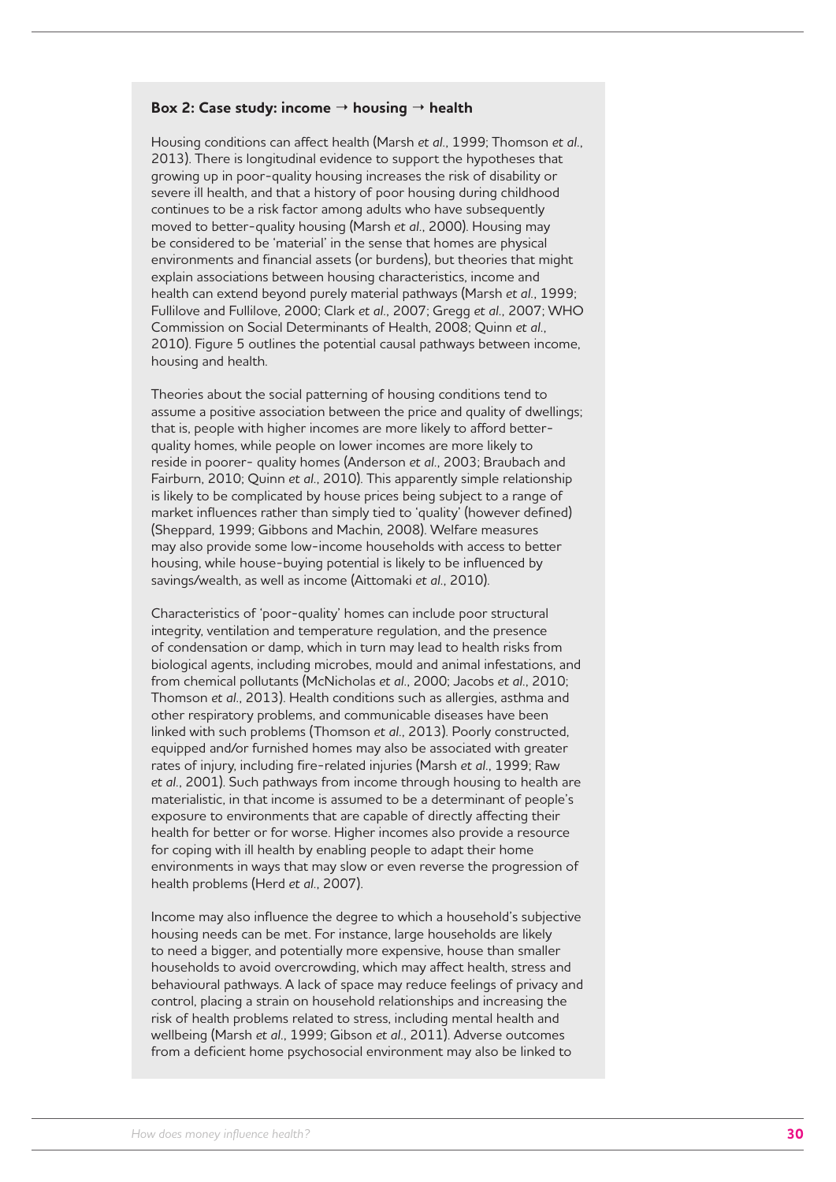### Box 2: Case study: income → housing → health

Housing conditions can affect health (Marsh *et al*., 1999; Thomson *et al*., 2013). There is longitudinal evidence to support the hypotheses that growing up in poor-quality housing increases the risk of disability or severe ill health, and that a history of poor housing during childhood continues to be a risk factor among adults who have subsequently moved to better-quality housing (Marsh *et al*., 2000). Housing may be considered to be 'material' in the sense that homes are physical environments and financial assets (or burdens), but theories that might explain associations between housing characteristics, income and health can extend beyond purely material pathways (Marsh *et al*., 1999; Fullilove and Fullilove, 2000; Clark *et al*., 2007; Gregg *et al*., 2007; WHO Commission on Social Determinants of Health, 2008; Quinn *et al*., 2010). Figure 5 outlines the potential causal pathways between income, housing and health.

Theories about the social patterning of housing conditions tend to assume a positive association between the price and quality of dwellings; that is, people with higher incomes are more likely to afford better-quality homes, while people on lower incomes are more likely to reside in poorer- quality homes (Anderson *et al*., 2003; Braubach and Fairburn, 2010; Quinn *et al*., 2010). This apparently simple relationship is likely to be complicated by house prices being subject to a range of market influences rather than simply tied to 'quality' (however defined) (Sheppard, 1999; Gibbons and Machin, 2008). Welfare measures may also provide some low-income households with access to better housing, while house-buying potential is likely to be influenced by savings/wealth, as well as income (Aittomaki *et al*., 2010).

Characteristics of 'poor-quality' homes can include poor structural integrity, ventilation and temperature regulation, and the presence of condensation or damp, which in turn may lead to health risks from biological agents, including microbes, mould and animal infestations, and from chemical pollutants (McNicholas *et al*., 2000; Jacobs *et al*., 2010; Thomson *et al*., 2013). Health conditions such as allergies, asthma and other respiratory problems, and communicable diseases have been linked with such problems (Thomson *et al*., 2013). Poorly constructed, equipped and/or furnished homes may also be associated with greater rates of injury, including fire-related injuries (Marsh *et al*., 1999; Raw *et al*., 2001). Such pathways from income through housing to health are materialistic, in that income is assumed to be a determinant of people's exposure to environments that are capable of directly affecting their health for better or for worse. Higher incomes also provide a resource for coping with ill health by enabling people to adapt their home environments in ways that may slow or even reverse the progression of health problems (Herd *et al*., 2007).

Income may also influence the degree to which a household's subjective housing needs can be met. For instance, large households are likely to need a bigger, and potentially more expensive, house than smaller households to avoid overcrowding, which may affect health, stress and behavioural pathways. A lack of space may reduce feelings of privacy and control, placing a strain on household relationships and increasing the risk of health problems related to stress, including mental health and wellbeing (Marsh *et al*., 1999; Gibson *et al*., 2011). Adverse outcomes from a deficient home psychosocial environment may also be linked to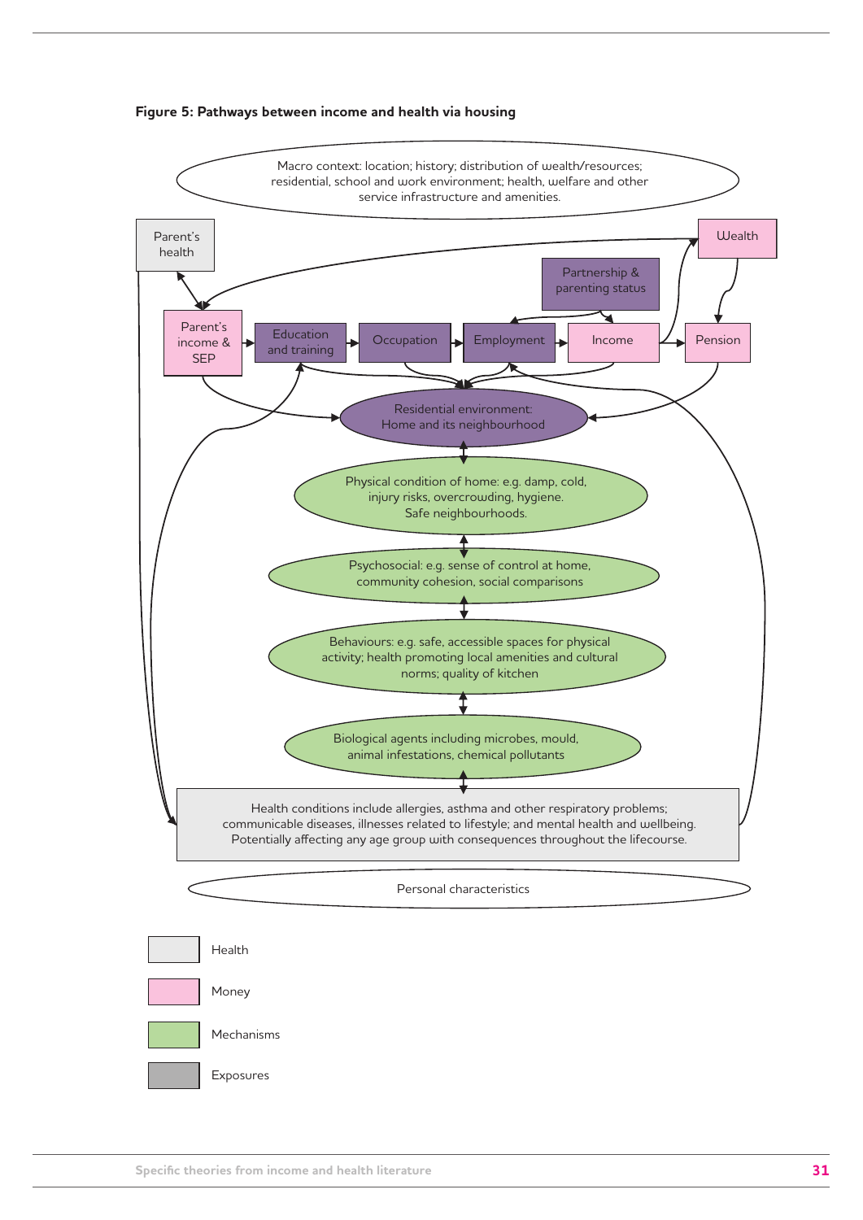**Figure 5: Pathways between income and health via housing**

Macro context: location; history; distribution of wealth/resources; residential, school and work environment; health, welfare and other service infrastructure and amenities.

Parent's health

Wealth

Partnership & parenting status

Parent's income & SEP

Education and training

Occupation

Employment

Income

Pension

Residential environment: Home and its neighbourhood

Physical condition of home: e.g. damp, cold, injury risks, overcrowding, hygiene. Safe neighbourhoods.

Psychosocial: e.g. sense of control at home, community cohesion, social comparisons

Behaviours: e.g. safe, accessible spaces for physical activity; health promoting local amenities and cultural norms; quality of kitchen

Biological agents including microbes, mould, animal infestations, chemical pollutants

Health conditions include allergies, asthma and other respiratory problems; communicable diseases, illnesses related to lifestyle; and mental health and wellbeing. Potentially affecting any age group with consequences throughout the lifecourse.

Personal characteristics

Health

Money

Mechanisms

Exposures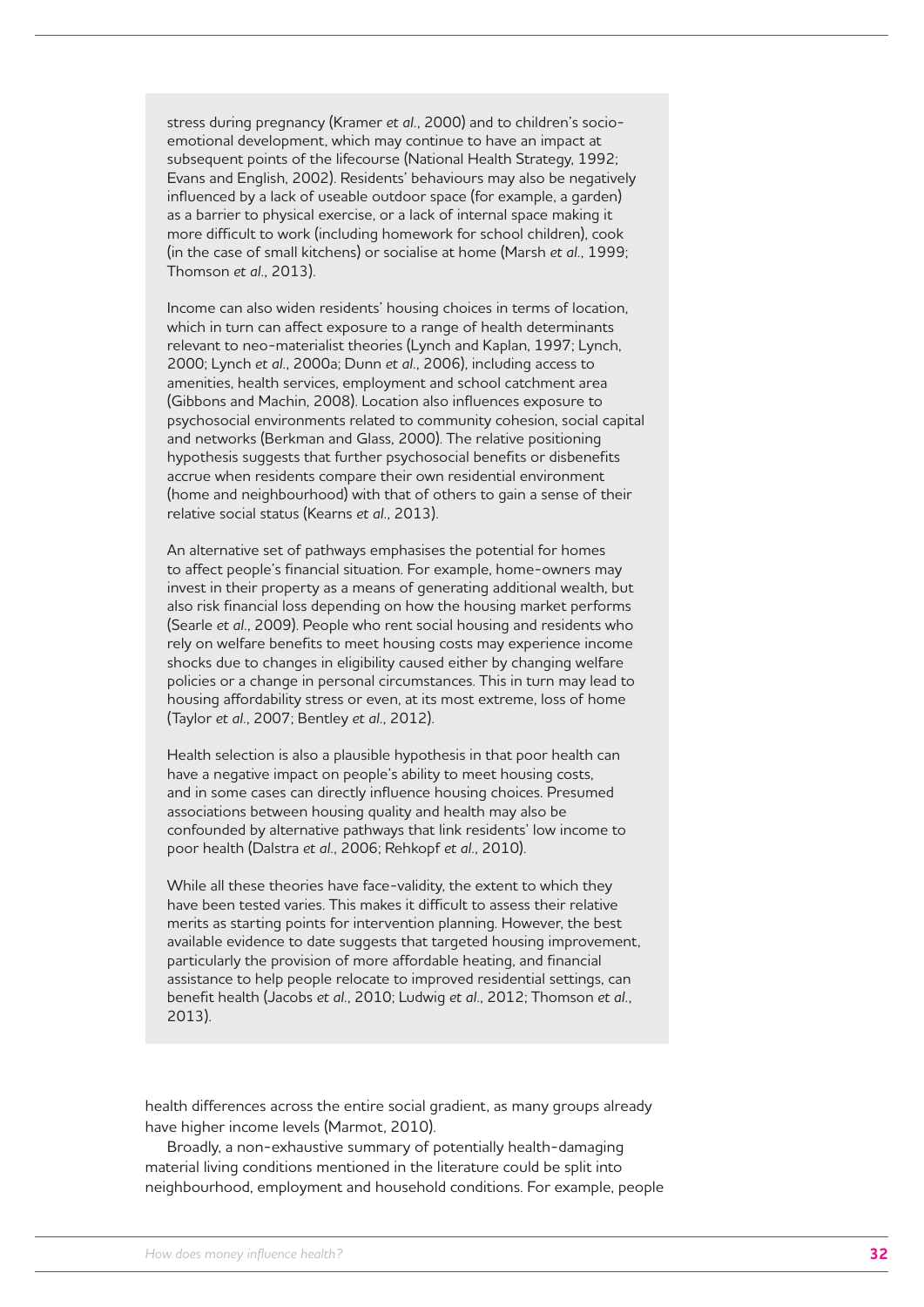stress during pregnancy (Kramer *et al.*, 2000) and to children's socio-emotional development, which may continue to have an impact at subsequent points of the lifecourse (National Health Strategy, 1992; Evans and English, 2002). Residents' behaviours may also be negatively influenced by a lack of useable outdoor space (for example, a garden) as a barrier to physical exercise, or a lack of internal space making it more difficult to work (including homework for school children), cook (in the case of small kitchens) or socialise at home (Marsh *et al.*, 1999; Thomson *et al.*, 2013).

Income can also widen residents' housing choices in terms of location, which in turn can affect exposure to a range of health determinants relevant to neo-materialist theories (Lynch and Kaplan, 1997; Lynch, 2000; Lynch *et al.*, 2000a; Dunn *et al.*, 2006), including access to amenities, health services, employment and school catchment area (Gibbons and Machin, 2008). Location also influences exposure to psychosocial environments related to community cohesion, social capital and networks (Berkman and Glass, 2000). The relative positioning hypothesis suggests that further psychosocial benefits or disbenefits accrue when residents compare their own residential environment (home and neighbourhood) with that of others to gain a sense of their relative social status (Kearns *et al.*, 2013).

An alternative set of pathways emphasises the potential for homes to affect people's financial situation. For example, home-owners may invest in their property as a means of generating additional wealth, but also risk financial loss depending on how the housing market performs (Searle *et al.*, 2009). People who rent social housing and residents who rely on welfare benefits to meet housing costs may experience income shocks due to changes in eligibility caused either by changing welfare policies or a change in personal circumstances. This in turn may lead to housing affordability stress or even, at its most extreme, loss of home (Taylor *et al.*, 2007; Bentley *et al.*, 2012).

Health selection is also a plausible hypothesis in that poor health can have a negative impact on people's ability to meet housing costs, and in some cases can directly influence housing choices. Presumed associations between housing quality and health may also be confounded by alternative pathways that link residents' low income to poor health (Dalstra *et al.*, 2006; Rehkopf *et al.*, 2010).

While all these theories have face-validity, the extent to which they have been tested varies. This makes it difficult to assess their relative merits as starting points for intervention planning. However, the best available evidence to date suggests that targeted housing improvement, particularly the provision of more affordable heating, and financial assistance to help people relocate to improved residential settings, can benefit health (Jacobs *et al.*, 2010; Ludwig *et al.*, 2012; Thomson *et al.*, 2013).

health differences across the entire social gradient, as many groups already have higher income levels (Marmot, 2010).

Broadly, a non-exhaustive summary of potentially health-damaging material living conditions mentioned in the literature could be split into neighbourhood, employment and household conditions. For example, people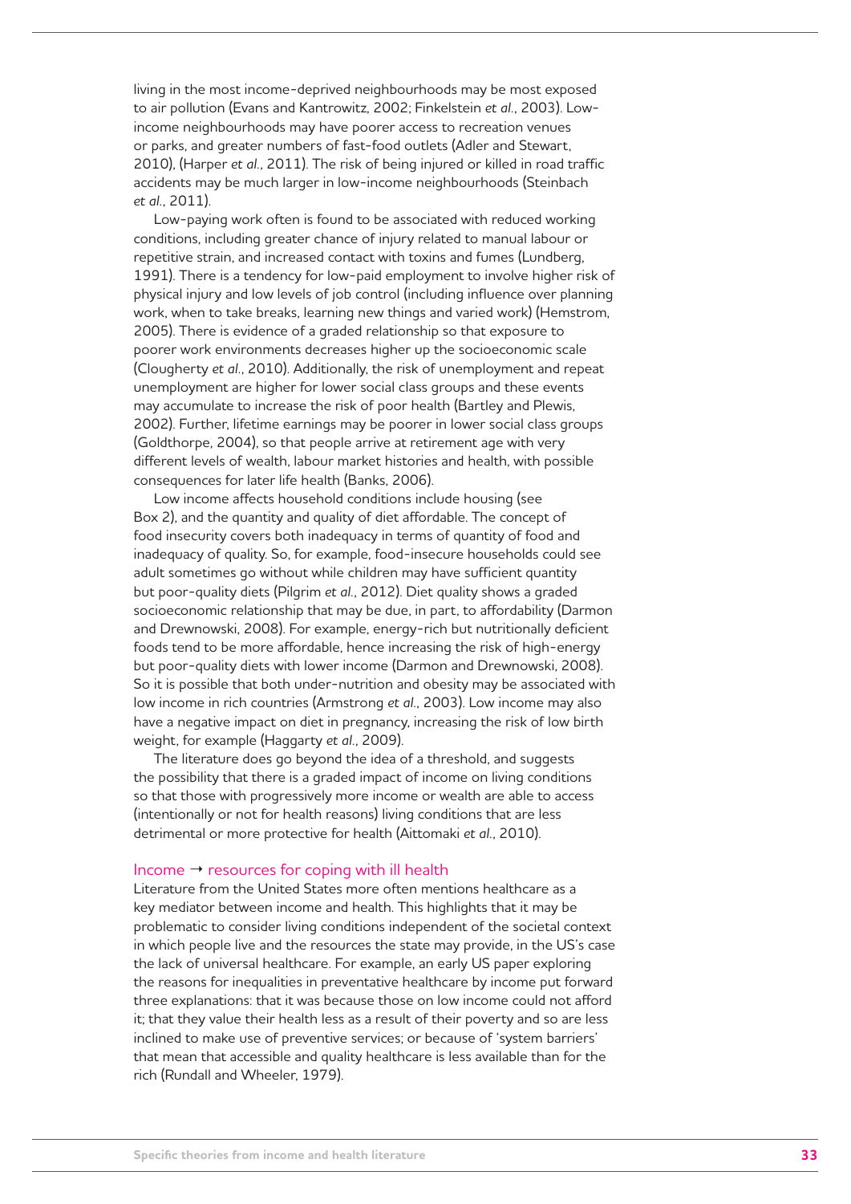living in the most income-deprived neighbourhoods may be most exposed to air pollution (Evans and Kantrowitz, 2002; Finkelstein *et al.*, 2003). Low-income neighbourhoods may have poorer access to recreation venues or parks, and greater numbers of fast-food outlets (Adler and Stewart, 2010), (Harper *et al.*, 2011). The risk of being injured or killed in road traffic accidents may be much larger in low-income neighbourhoods (Steinbach *et al.*, 2011).

Low-paying work often is found to be associated with reduced working conditions, including greater chance of injury related to manual labour or repetitive strain, and increased contact with toxins and fumes (Lundberg, 1991). There is a tendency for low-paid employment to involve higher risk of physical injury and low levels of job control (including influence over planning work, when to take breaks, learning new things and varied work) (Hemstrom, 2005). There is evidence of a graded relationship so that exposure to poorer work environments decreases higher up the socioeconomic scale (Clougherty *et al.*, 2010). Additionally, the risk of unemployment and repeat unemployment are higher for lower social class groups and these events may accumulate to increase the risk of poor health (Bartley and Plewis, 2002). Further, lifetime earnings may be poorer in lower social class groups (Goldthorpe, 2004), so that people arrive at retirement age with very different levels of wealth, labour market histories and health, with possible consequences for later life health (Banks, 2006).

Low income affects household conditions include housing (see Box 2), and the quantity and quality of diet affordable. The concept of food insecurity covers both inadequacy in terms of quantity of food and inadequacy of quality. So, for example, food-insecure households could see adult sometimes go without while children may have sufficient quantity but poor-quality diets (Pilgrim *et al.*, 2012). Diet quality shows a graded socioeconomic relationship that may be due, in part, to affordability (Darmon and Drewnowski, 2008). For example, energy-rich but nutritionally deficient foods tend to be more affordable, hence increasing the risk of high-energy but poor-quality diets with lower income (Darmon and Drewnowski, 2008). So it is possible that both under-nutrition and obesity may be associated with low income in rich countries (Armstrong *et al.*, 2003). Low income may also have a negative impact on diet in pregnancy, increasing the risk of low birth weight, for example (Haggarty *et al.*, 2009).

The literature does go beyond the idea of a threshold, and suggests the possibility that there is a graded impact of income on living conditions so that those with progressively more income or wealth are able to access (intentionally or not for health reasons) living conditions that are less detrimental or more protective for health (Aittomaki *et al.*, 2010).

### Income → resources for coping with ill health

Literature from the United States more often mentions healthcare as a key mediator between income and health. This highlights that it may be problematic to consider living conditions independent of the societal context in which people live and the resources the state may provide, in the US's case the lack of universal healthcare. For example, an early US paper exploring the reasons for inequalities in preventative healthcare by income put forward three explanations: that it was because those on low income could not afford it; that they value their health less as a result of their poverty and so are less inclined to make use of preventive services; or because of 'system barriers' that mean that accessible and quality healthcare is less available than for the rich (Rundall and Wheeler, 1979).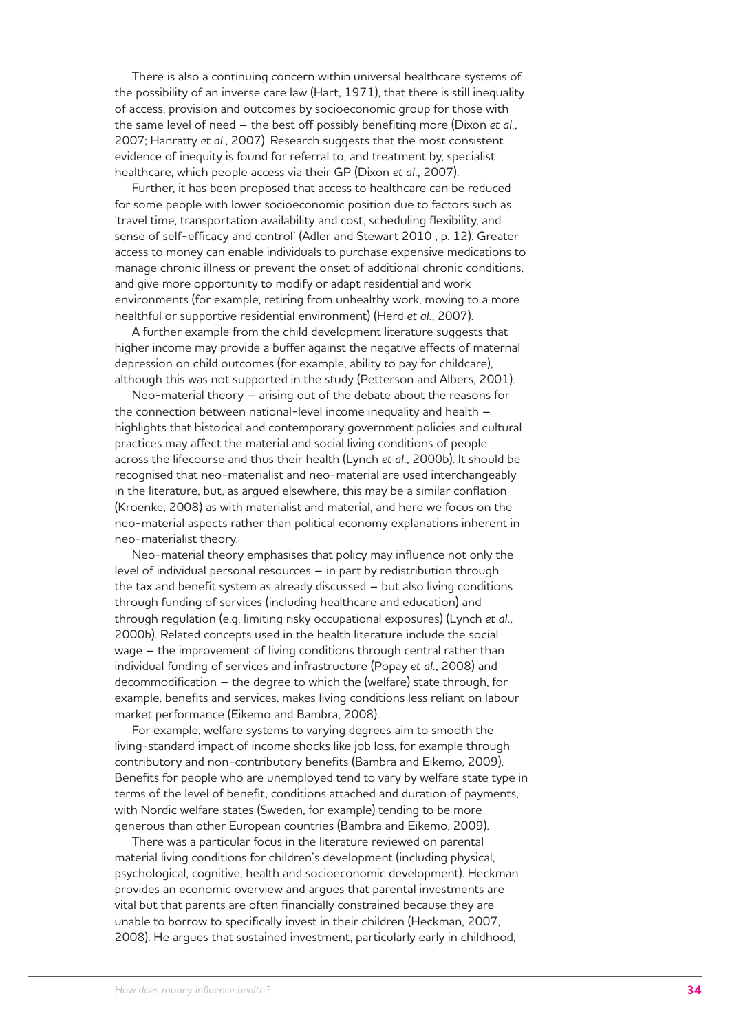There is also a continuing concern within universal healthcare systems of the possibility of an inverse care law (Hart, 1971), that there is still inequality of access, provision and outcomes by socioeconomic group for those with the same level of need – the best off possibly benefiting more (Dixon *et al*., 2007; Hanratty *et al*., 2007). Research suggests that the most consistent evidence of inequity is found for referral to, and treatment by, specialist healthcare, which people access via their GP (Dixon *et al*., 2007).

Further, it has been proposed that access to healthcare can be reduced for some people with lower socioeconomic position due to factors such as 'travel time, transportation availability and cost, scheduling flexibility, and sense of self-efficacy and control' (Adler and Stewart 2010 , p. 12). Greater access to money can enable individuals to purchase expensive medications to manage chronic illness or prevent the onset of additional chronic conditions, and give more opportunity to modify or adapt residential and work environments (for example, retiring from unhealthy work, moving to a more healthful or supportive residential environment) (Herd *et al*., 2007).

A further example from the child development literature suggests that higher income may provide a buffer against the negative effects of maternal depression on child outcomes (for example, ability to pay for childcare), although this was not supported in the study (Petterson and Albers, 2001).

Neo-material theory – arising out of the debate about the reasons for the connection between national-level income inequality and health – highlights that historical and contemporary government policies and cultural practices may affect the material and social living conditions of people across the lifecourse and thus their health (Lynch *et al*., 2000b). It should be recognised that neo-materialist and neo-material are used interchangeably in the literature, but, as argued elsewhere, this may be a similar conflation (Kroenke, 2008) as with materialist and material, and here we focus on the neo-material aspects rather than political economy explanations inherent in neo-materialist theory.

Neo-material theory emphasises that policy may influence not only the level of individual personal resources – in part by redistribution through the tax and benefit system as already discussed – but also living conditions through funding of services (including healthcare and education) and through regulation (e.g. limiting risky occupational exposures) (Lynch *et al*., 2000b). Related concepts used in the health literature include the social wage – the improvement of living conditions through central rather than individual funding of services and infrastructure (Popay *et al*., 2008) and decommodification – the degree to which the (welfare) state through, for example, benefits and services, makes living conditions less reliant on labour market performance (Eikemo and Bambra, 2008).

For example, welfare systems to varying degrees aim to smooth the living-standard impact of income shocks like job loss, for example through contributory and non-contributory benefits (Bambra and Eikemo, 2009). Benefits for people who are unemployed tend to vary by welfare state type in terms of the level of benefit, conditions attached and duration of payments, with Nordic welfare states (Sweden, for example) tending to be more generous than other European countries (Bambra and Eikemo, 2009).

There was a particular focus in the literature reviewed on parental material living conditions for children's development (including physical, psychological, cognitive, health and socioeconomic development). Heckman provides an economic overview and argues that parental investments are vital but that parents are often financially constrained because they are unable to borrow to specifically invest in their children (Heckman, 2007, 2008). He argues that sustained investment, particularly early in childhood,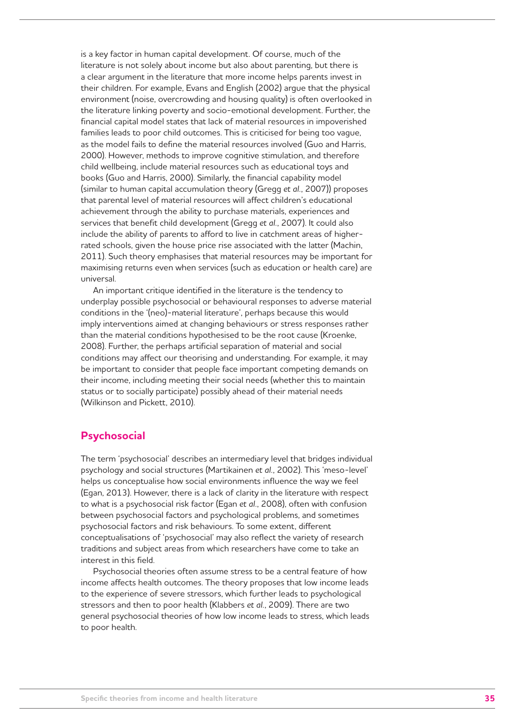is a key factor in human capital development. Of course, much of the literature is not solely about income but also about parenting, but there is a clear argument in the literature that more income helps parents invest in their children. For example, Evans and English (2002) argue that the physical environment (noise, overcrowding and housing quality) is often overlooked in the literature linking poverty and socio-emotional development. Further, the financial capital model states that lack of material resources in impoverished families leads to poor child outcomes. This is criticised for being too vague, as the model fails to define the material resources involved (Guo and Harris, 2000). However, methods to improve cognitive stimulation, and therefore child wellbeing, include material resources such as educational toys and books (Guo and Harris, 2000). Similarly, the financial capability model (similar to human capital accumulation theory (Gregg *et al*., 2007)) proposes that parental level of material resources will affect children's educational achievement through the ability to purchase materials, experiences and services that benefit child development (Gregg *et al*., 2007). It could also include the ability of parents to afford to live in catchment areas of higher-rated schools, given the house price rise associated with the latter (Machin, 2011). Such theory emphasises that material resources may be important for maximising returns even when services (such as education or health care) are universal.

An important critique identified in the literature is the tendency to underplay possible psychosocial or behavioural responses to adverse material conditions in the '(neo)-material literature', perhaps because this would imply interventions aimed at changing behaviours or stress responses rather than the material conditions hypothesised to be the root cause (Kroenke, 2008). Further, the perhaps artificial separation of material and social conditions may affect our theorising and understanding. For example, it may be important to consider that people face important competing demands on their income, including meeting their social needs (whether this to maintain status or to socially participate) possibly ahead of their material needs (Wilkinson and Pickett, 2010).

## Psychosocial

The term 'psychosocial' describes an intermediary level that bridges individual psychology and social structures (Martikainen *et al*., 2002). This 'meso-level' helps us conceptualise how social environments influence the way we feel (Egan, 2013). However, there is a lack of clarity in the literature with respect to what is a psychosocial risk factor (Egan *et al*., 2008), often with confusion between psychosocial factors and psychological problems, and sometimes psychosocial factors and risk behaviours. To some extent, different conceptualisations of 'psychosocial' may also reflect the variety of research traditions and subject areas from which researchers have come to take an interest in this field.

Psychosocial theories often assume stress to be a central feature of how income affects health outcomes. The theory proposes that low income leads to the experience of severe stressors, which further leads to psychological stressors and then to poor health (Klabbers *et al*., 2009). There are two general psychosocial theories of how low income leads to stress, which leads to poor health.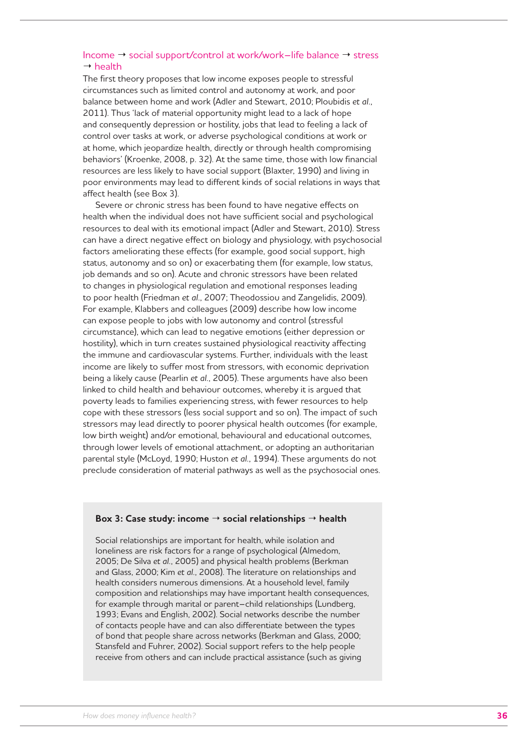### Income → social support/control at work/work–life balance → stress → health

The first theory proposes that low income exposes people to stressful circumstances such as limited control and autonomy at work, and poor balance between home and work (Adler and Stewart, 2010; Ploubidis *et al*., 2011). Thus 'lack of material opportunity might lead to a lack of hope and consequently depression or hostility, jobs that lead to feeling a lack of control over tasks at work, or adverse psychological conditions at work or at home, which jeopardize health, directly or through health compromising behaviors' (Kroenke, 2008, p. 32). At the same time, those with low financial resources are less likely to have social support (Blaxter, 1990) and living in poor environments may lead to different kinds of social relations in ways that affect health (see Box 3).

Severe or chronic stress has been found to have negative effects on health when the individual does not have sufficient social and psychological resources to deal with its emotional impact (Adler and Stewart, 2010). Stress can have a direct negative effect on biology and physiology, with psychosocial factors ameliorating these effects (for example, good social support, high status, autonomy and so on) or exacerbating them (for example, low status, job demands and so on). Acute and chronic stressors have been related to changes in physiological regulation and emotional responses leading to poor health (Friedman *et al*., 2007; Theodossiou and Zangelidis, 2009). For example, Klabbers and colleagues (2009) describe how low income can expose people to jobs with low autonomy and control (stressful circumstance), which can lead to negative emotions (either depression or hostility), which in turn creates sustained physiological reactivity affecting the immune and cardiovascular systems. Further, individuals with the least income are likely to suffer most from stressors, with economic deprivation being a likely cause (Pearlin *et al*., 2005). These arguments have also been linked to child health and behaviour outcomes, whereby it is argued that poverty leads to families experiencing stress, with fewer resources to help cope with these stressors (less social support and so on). The impact of such stressors may lead directly to poorer physical health outcomes (for example, low birth weight) and/or emotional, behavioural and educational outcomes, through lower levels of emotional attachment, or adopting an authoritarian parental style (McLoyd, 1990; Huston *et al*., 1994). These arguments do not preclude consideration of material pathways as well as the psychosocial ones.

**Box 3: Case study: income → social relationships → health**

Social relationships are important for health, while isolation and loneliness are risk factors for a range of psychological (Almedom, 2005; De Silva *et al*., 2005) and physical health problems (Berkman and Glass, 2000; Kim *et al*., 2008). The literature on relationships and health considers numerous dimensions. At a household level, family composition and relationships may have important health consequences, for example through marital or parent–child relationships (Lundberg, 1993; Evans and English, 2002). Social networks describe the number of contacts people have and can also differentiate between the types of bond that people share across networks (Berkman and Glass, 2000; Stansfeld and Fuhrer, 2002). Social support refers to the help people receive from others and can include practical assistance (such as giving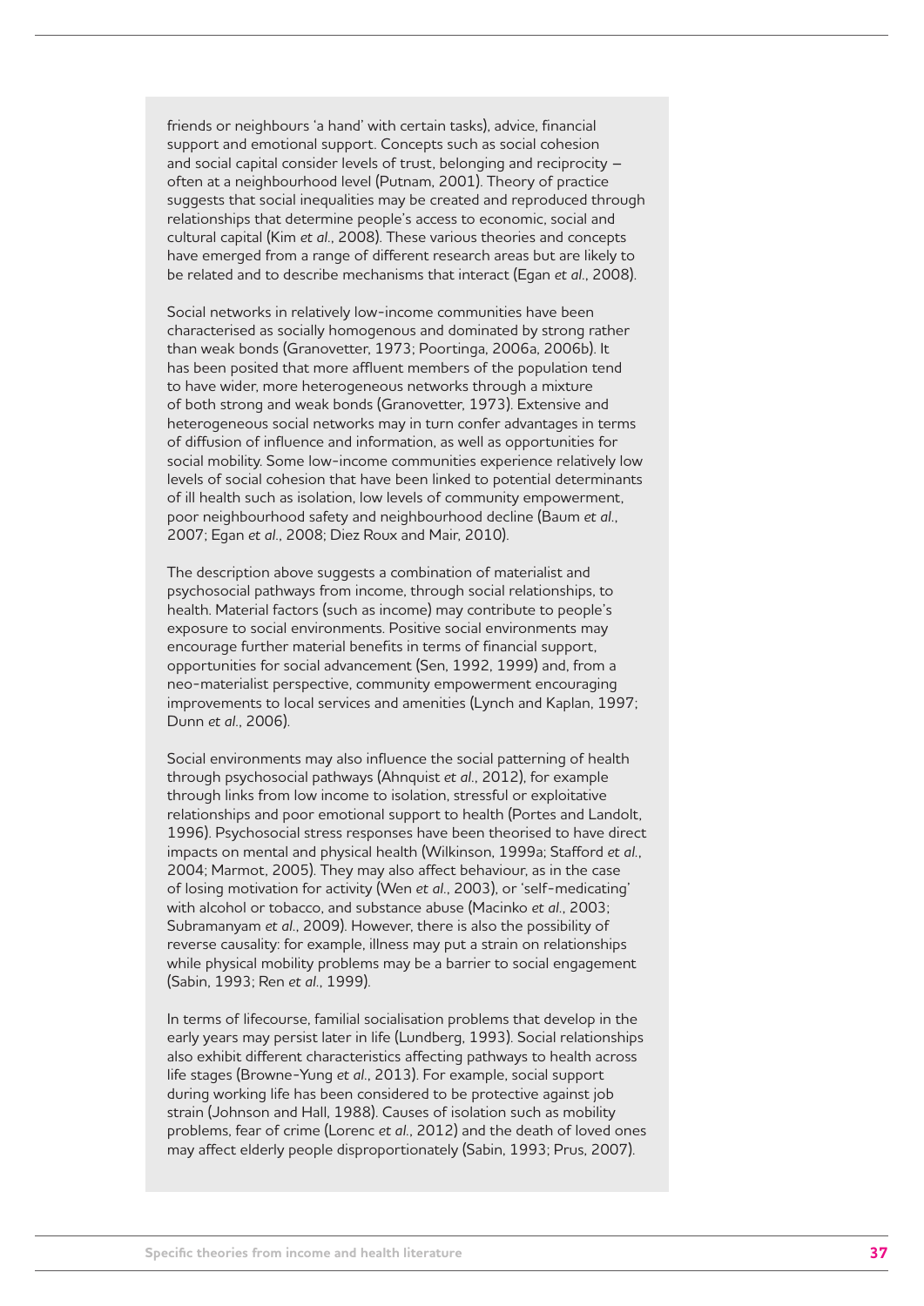friends or neighbours 'a hand' with certain tasks), advice, financial support and emotional support. Concepts such as social cohesion and social capital consider levels of trust, belonging and reciprocity – often at a neighbourhood level (Putnam, 2001). Theory of practice suggests that social inequalities may be created and reproduced through relationships that determine people's access to economic, social and cultural capital (Kim *et al*., 2008). These various theories and concepts have emerged from a range of different research areas but are likely to be related and to describe mechanisms that interact (Egan *et al*., 2008).

Social networks in relatively low-income communities have been characterised as socially homogenous and dominated by strong rather than weak bonds (Granovetter, 1973; Poortinga, 2006a, 2006b). It has been posited that more affluent members of the population tend to have wider, more heterogeneous networks through a mixture of both strong and weak bonds (Granovetter, 1973). Extensive and heterogeneous social networks may in turn confer advantages in terms of diffusion of influence and information, as well as opportunities for social mobility. Some low-income communities experience relatively low levels of social cohesion that have been linked to potential determinants of ill health such as isolation, low levels of community empowerment, poor neighbourhood safety and neighbourhood decline (Baum *et al*., 2007; Egan *et al*., 2008; Diez Roux and Mair, 2010).

The description above suggests a combination of materialist and psychosocial pathways from income, through social relationships, to health. Material factors (such as income) may contribute to people's exposure to social environments. Positive social environments may encourage further material benefits in terms of financial support, opportunities for social advancement (Sen, 1992, 1999) and, from a neo-materialist perspective, community empowerment encouraging improvements to local services and amenities (Lynch and Kaplan, 1997; Dunn *et al*., 2006).

Social environments may also influence the social patterning of health through psychosocial pathways (Ahnquist *et al*., 2012), for example through links from low income to isolation, stressful or exploitative relationships and poor emotional support to health (Portes and Landolt, 1996). Psychosocial stress responses have been theorised to have direct impacts on mental and physical health (Wilkinson, 1999a; Stafford *et al*., 2004; Marmot, 2005). They may also affect behaviour, as in the case of losing motivation for activity (Wen *et al*., 2003), or 'self-medicating' with alcohol or tobacco, and substance abuse (Macinko *et al*., 2003; Subramanyam *et al*., 2009). However, there is also the possibility of reverse causality: for example, illness may put a strain on relationships while physical mobility problems may be a barrier to social engagement (Sabin, 1993; Ren *et al*., 1999).

In terms of lifecourse, familial socialisation problems that develop in the early years may persist later in life (Lundberg, 1993). Social relationships also exhibit different characteristics affecting pathways to health across life stages (Browne-Yung *et al*., 2013). For example, social support during working life has been considered to be protective against job strain (Johnson and Hall, 1988). Causes of isolation such as mobility problems, fear of crime (Lorenc *et al*., 2012) and the death of loved ones may affect elderly people disproportionately (Sabin, 1993; Prus, 2007).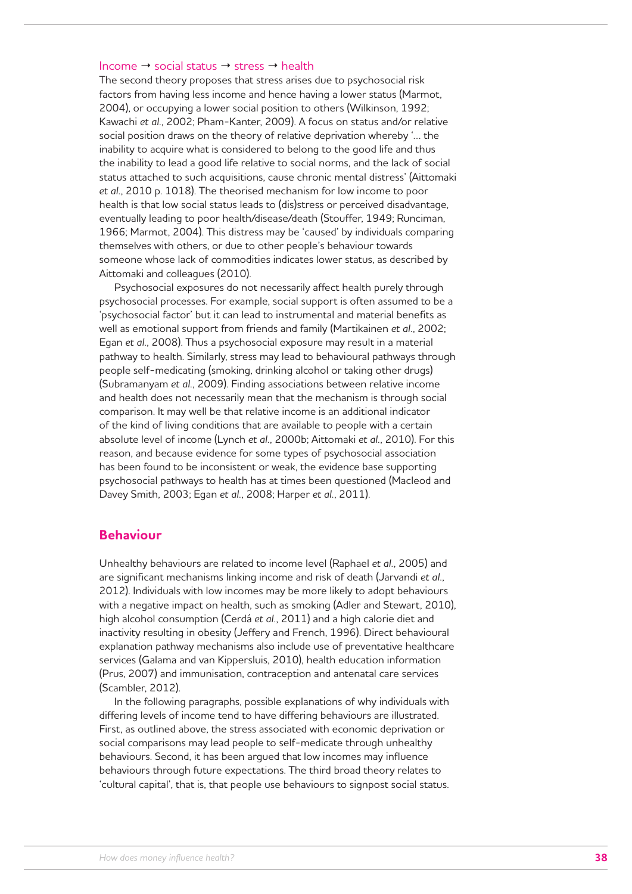### Income → social status → stress → health

The second theory proposes that stress arises due to psychosocial risk factors from having less income and hence having a lower status (Marmot, 2004), or occupying a lower social position to others (Wilkinson, 1992; Kawachi *et al*., 2002; Pham-Kanter, 2009). A focus on status and/or relative social position draws on the theory of relative deprivation whereby '... the inability to acquire what is considered to belong to the good life and thus the inability to lead a good life relative to social norms, and the lack of social status attached to such acquisitions, cause chronic mental distress' (Aittomaki *et al*., 2010 p. 1018). The theorised mechanism for low income to poor health is that low social status leads to (dis)stress or perceived disadvantage, eventually leading to poor health/disease/death (Stouffer, 1949; Runciman, 1966; Marmot, 2004). This distress may be 'caused' by individuals comparing themselves with others, or due to other people's behaviour towards someone whose lack of commodities indicates lower status, as described by Aittomaki and colleagues (2010).

Psychosocial exposures do not necessarily affect health purely through psychosocial processes. For example, social support is often assumed to be a 'psychosocial factor' but it can lead to instrumental and material benefits as well as emotional support from friends and family (Martikainen *et al*., 2002; Egan *et al*., 2008). Thus a psychosocial exposure may result in a material pathway to health. Similarly, stress may lead to behavioural pathways through people self-medicating (smoking, drinking alcohol or taking other drugs) (Subramanyam *et al*., 2009). Finding associations between relative income and health does not necessarily mean that the mechanism is through social comparison. It may well be that relative income is an additional indicator of the kind of living conditions that are available to people with a certain absolute level of income (Lynch *et al*., 2000b; Aittomaki *et al*., 2010). For this reason, and because evidence for some types of psychosocial association has been found to be inconsistent or weak, the evidence base supporting psychosocial pathways to health has at times been questioned (Macleod and Davey Smith, 2003; Egan *et al*., 2008; Harper *et al*., 2011).

## Behaviour

Unhealthy behaviours are related to income level (Raphael *et al*., 2005) and are significant mechanisms linking income and risk of death (Jarvandi *et al*., 2012). Individuals with low incomes may be more likely to adopt behaviours with a negative impact on health, such as smoking (Adler and Stewart, 2010), high alcohol consumption (Cerdá *et al*., 2011) and a high calorie diet and inactivity resulting in obesity (Jeffery and French, 1996). Direct behavioural explanation pathway mechanisms also include use of preventative healthcare services (Galama and van Kippersluis, 2010), health education information (Prus, 2007) and immunisation, contraception and antenatal care services (Scambler, 2012).

In the following paragraphs, possible explanations of why individuals with differing levels of income tend to have differing behaviours are illustrated. First, as outlined above, the stress associated with economic deprivation or social comparisons may lead people to self-medicate through unhealthy behaviours. Second, it has been argued that low incomes may influence behaviours through future expectations. The third broad theory relates to 'cultural capital', that is, that people use behaviours to signpost social status.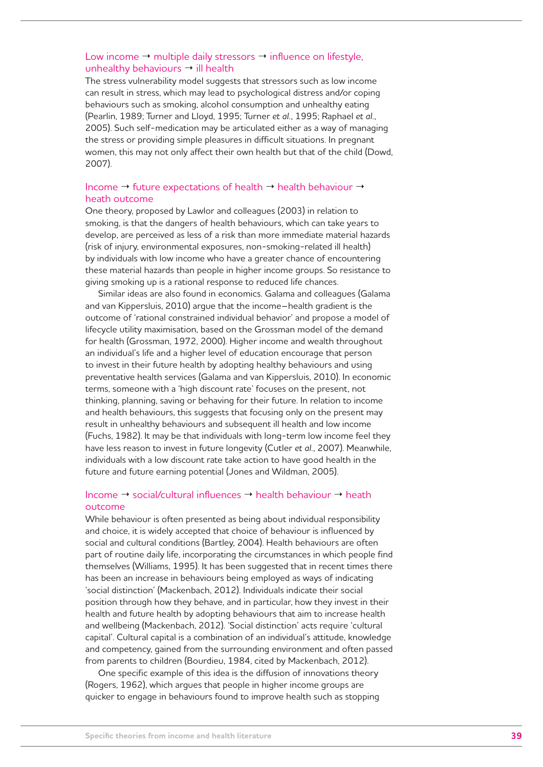### Low income → multiple daily stressors → influence on lifestyle, unhealthy behaviours → ill health

The stress vulnerability model suggests that stressors such as low income can result in stress, which may lead to psychological distress and/or coping behaviours such as smoking, alcohol consumption and unhealthy eating (Pearlin, 1989; Turner and Lloyd, 1995; Turner *et al.*, 1995; Raphael *et al.*, 2005). Such self-medication may be articulated either as a way of managing the stress or providing simple pleasures in difficult situations. In pregnant women, this may not only affect their own health but that of the child (Dowd, 2007).

### Income → future expectations of health → health behaviour → heath outcome

One theory, proposed by Lawlor and colleagues (2003) in relation to smoking, is that the dangers of health behaviours, which can take years to develop, are perceived as less of a risk than more immediate material hazards (risk of injury, environmental exposures, non-smoking-related ill health) by individuals with low income who have a greater chance of encountering these material hazards than people in higher income groups. So resistance to giving smoking up is a rational response to reduced life chances.

Similar ideas are also found in economics. Galama and colleagues (Galama and van Kippersluis, 2010) argue that the income–health gradient is the outcome of 'rational constrained individual behavior' and propose a model of lifecycle utility maximisation, based on the Grossman model of the demand for health (Grossman, 1972, 2000). Higher income and wealth throughout an individual's life and a higher level of education encourage that person to invest in their future health by adopting healthy behaviours and using preventative health services (Galama and van Kippersluis, 2010). In economic terms, someone with a 'high discount rate' focuses on the present, not thinking, planning, saving or behaving for their future. In relation to income and health behaviours, this suggests that focusing only on the present may result in unhealthy behaviours and subsequent ill health and low income (Fuchs, 1982). It may be that individuals with long-term low income feel they have less reason to invest in future longevity (Cutler *et al.*, 2007). Meanwhile, individuals with a low discount rate take action to have good health in the future and future earning potential (Jones and Wildman, 2005).

### Income → social/cultural influences → health behaviour → heath outcome

While behaviour is often presented as being about individual responsibility and choice, it is widely accepted that choice of behaviour is influenced by social and cultural conditions (Bartley, 2004). Health behaviours are often part of routine daily life, incorporating the circumstances in which people find themselves (Williams, 1995). It has been suggested that in recent times there has been an increase in behaviours being employed as ways of indicating 'social distinction' (Mackenbach, 2012). Individuals indicate their social position through how they behave, and in particular, how they invest in their health and future health by adopting behaviours that aim to increase health and wellbeing (Mackenbach, 2012). 'Social distinction' acts require 'cultural capital'. Cultural capital is a combination of an individual's attitude, knowledge and competency, gained from the surrounding environment and often passed from parents to children (Bourdieu, 1984, cited by Mackenbach, 2012).

One specific example of this idea is the diffusion of innovations theory (Rogers, 1962), which argues that people in higher income groups are quicker to engage in behaviours found to improve health such as stopping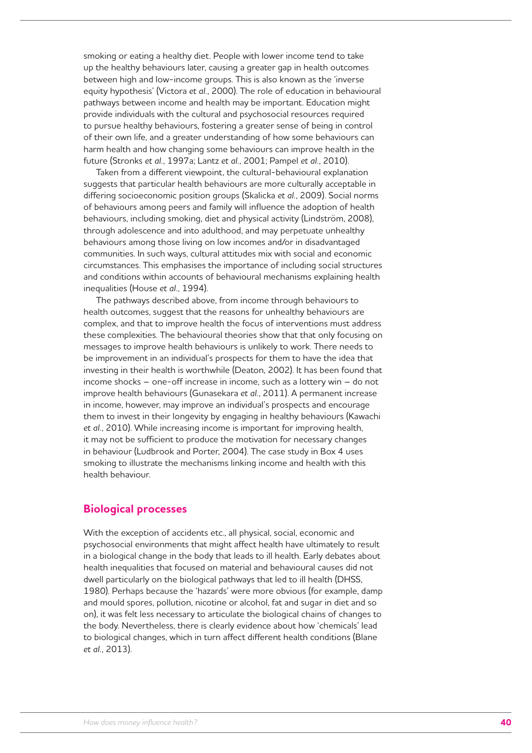smoking or eating a healthy diet. People with lower income tend to take up the healthy behaviours later, causing a greater gap in health outcomes between high and low-income groups. This is also known as the 'inverse equity hypothesis' (Victora *et al*., 2000). The role of education in behavioural pathways between income and health may be important. Education might provide individuals with the cultural and psychosocial resources required to pursue healthy behaviours, fostering a greater sense of being in control of their own life, and a greater understanding of how some behaviours can harm health and how changing some behaviours can improve health in the future (Stronks *et al*., 1997a; Lantz *et al*., 2001; Pampel *et al*., 2010).

Taken from a different viewpoint, the cultural-behavioural explanation suggests that particular health behaviours are more culturally acceptable in differing socioeconomic position groups (Skalicka *et al*., 2009). Social norms of behaviours among peers and family will influence the adoption of health behaviours, including smoking, diet and physical activity (Lindström, 2008), through adolescence and into adulthood, and may perpetuate unhealthy behaviours among those living on low incomes and/or in disadvantaged communities. In such ways, cultural attitudes mix with social and economic circumstances. This emphasises the importance of including social structures and conditions within accounts of behavioural mechanisms explaining health inequalities (House *et al*., 1994).

The pathways described above, from income through behaviours to health outcomes, suggest that the reasons for unhealthy behaviours are complex, and that to improve health the focus of interventions must address these complexities. The behavioural theories show that that only focusing on messages to improve health behaviours is unlikely to work. There needs to be improvement in an individual's prospects for them to have the idea that investing in their health is worthwhile (Deaton, 2002). It has been found that income shocks – one-off increase in income, such as a lottery win – do not improve health behaviours (Gunasekara *et al*., 2011). A permanent increase in income, however, may improve an individual's prospects and encourage them to invest in their longevity by engaging in healthy behaviours (Kawachi *et al*., 2010). While increasing income is important for improving health, it may not be sufficient to produce the motivation for necessary changes in behaviour (Ludbrook and Porter, 2004). The case study in Box 4 uses smoking to illustrate the mechanisms linking income and health with this health behaviour.

## Biological processes

With the exception of accidents etc., all physical, social, economic and psychosocial environments that might affect health have ultimately to result in a biological change in the body that leads to ill health. Early debates about health inequalities that focused on material and behavioural causes did not dwell particularly on the biological pathways that led to ill health (DHSS, 1980). Perhaps because the 'hazards' were more obvious (for example, damp and mould spores, pollution, nicotine or alcohol, fat and sugar in diet and so on), it was felt less necessary to articulate the biological chains of changes to the body. Nevertheless, there is clearly evidence about how 'chemicals' lead to biological changes, which in turn affect different health conditions (Blane *et al*., 2013).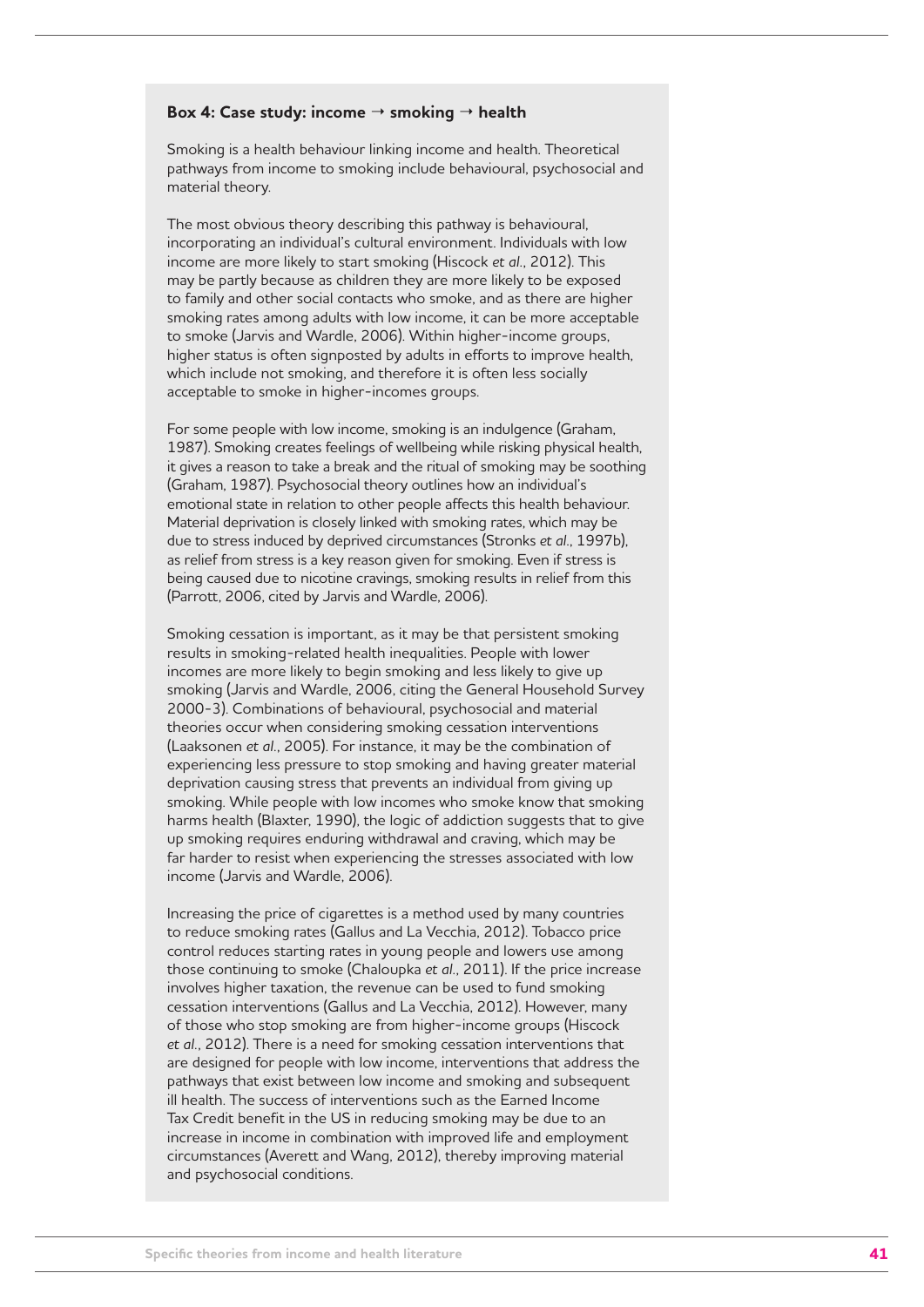**Box 4: Case study: income → smoking → health**

Smoking is a health behaviour linking income and health. Theoretical pathways from income to smoking include behavioural, psychosocial and material theory.

The most obvious theory describing this pathway is behavioural, incorporating an individual's cultural environment. Individuals with low income are more likely to start smoking (Hiscock *et al*., 2012). This may be partly because as children they are more likely to be exposed to family and other social contacts who smoke, and as there are higher smoking rates among adults with low income, it can be more acceptable to smoke (Jarvis and Wardle, 2006). Within higher-income groups, higher status is often signposted by adults in efforts to improve health, which include not smoking, and therefore it is often less socially acceptable to smoke in higher-incomes groups.

For some people with low income, smoking is an indulgence (Graham, 1987). Smoking creates feelings of wellbeing while risking physical health, it gives a reason to take a break and the ritual of smoking may be soothing (Graham, 1987). Psychosocial theory outlines how an individual's emotional state in relation to other people affects this health behaviour. Material deprivation is closely linked with smoking rates, which may be due to stress induced by deprived circumstances (Stronks *et al*., 1997b), as relief from stress is a key reason given for smoking. Even if stress is being caused due to nicotine cravings, smoking results in relief from this (Parrott, 2006, cited by Jarvis and Wardle, 2006).

Smoking cessation is important, as it may be that persistent smoking results in smoking-related health inequalities. People with lower incomes are more likely to begin smoking and less likely to give up smoking (Jarvis and Wardle, 2006, citing the General Household Survey 2000–3). Combinations of behavioural, psychosocial and material theories occur when considering smoking cessation interventions (Laaksonen *et al*., 2005). For instance, it may be the combination of experiencing less pressure to stop smoking and having greater material deprivation causing stress that prevents an individual from giving up smoking. While people with low incomes who smoke know that smoking harms health (Blaxter, 1990), the logic of addiction suggests that to give up smoking requires enduring withdrawal and craving, which may be far harder to resist when experiencing the stresses associated with low income (Jarvis and Wardle, 2006).

Increasing the price of cigarettes is a method used by many countries to reduce smoking rates (Gallus and La Vecchia, 2012). Tobacco price control reduces starting rates in young people and lowers use among those continuing to smoke (Chaloupka *et al*., 2011). If the price increase involves higher taxation, the revenue can be used to fund smoking cessation interventions (Gallus and La Vecchia, 2012). However, many of those who stop smoking are from higher-income groups (Hiscock *et al*., 2012). There is a need for smoking cessation interventions that are designed for people with low income, interventions that address the pathways that exist between low income and smoking and subsequent ill health. The success of interventions such as the Earned Income Tax Credit benefit in the US in reducing smoking may be due to an increase in income in combination with improved life and employment circumstances (Averett and Wang, 2012), thereby improving material and psychosocial conditions.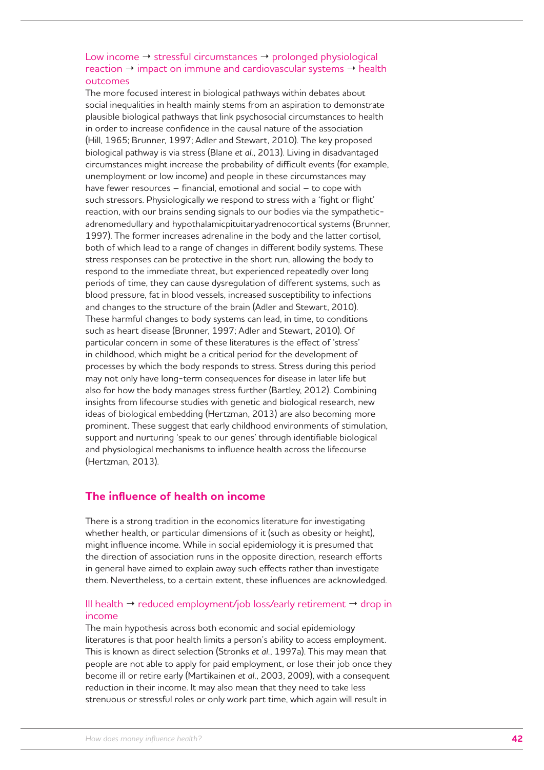### Low income → stressful circumstances → prolonged physiological reaction → impact on immune and cardiovascular systems → health outcomes

The more focused interest in biological pathways within debates about social inequalities in health mainly stems from an aspiration to demonstrate plausible biological pathways that link psychosocial circumstances to health in order to increase confidence in the causal nature of the association (Hill, 1965; Brunner, 1997; Adler and Stewart, 2010). The key proposed biological pathway is via stress (Blane *et al.*, 2013). Living in disadvantaged circumstances might increase the probability of difficult events (for example, unemployment or low income) and people in these circumstances may have fewer resources – financial, emotional and social – to cope with such stressors. Physiologically we respond to stress with a 'fight or flight' reaction, with our brains sending signals to our bodies via the sympathetic-adrenomedullary and hypothalamicpituitaryadrenocortical systems (Brunner, 1997). The former increases adrenaline in the body and the latter cortisol, both of which lead to a range of changes in different bodily systems. These stress responses can be protective in the short run, allowing the body to respond to the immediate threat, but experienced repeatedly over long periods of time, they can cause dysregulation of different systems, such as blood pressure, fat in blood vessels, increased susceptibility to infections and changes to the structure of the brain (Adler and Stewart, 2010). These harmful changes to body systems can lead, in time, to conditions such as heart disease (Brunner, 1997; Adler and Stewart, 2010). Of particular concern in some of these literatures is the effect of 'stress' in childhood, which might be a critical period for the development of processes by which the body responds to stress. Stress during this period may not only have long-term consequences for disease in later life but also for how the body manages stress further (Bartley, 2012). Combining insights from lifecourse studies with genetic and biological research, new ideas of biological embedding (Hertzman, 2013) are also becoming more prominent. These suggest that early childhood environments of stimulation, support and nurturing 'speak to our genes' through identifiable biological and physiological mechanisms to influence health across the lifecourse (Hertzman, 2013).

## The influence of health on income

There is a strong tradition in the economics literature for investigating whether health, or particular dimensions of it (such as obesity or height), might influence income. While in social epidemiology it is presumed that the direction of association runs in the opposite direction, research efforts in general have aimed to explain away such effects rather than investigate them. Nevertheless, to a certain extent, these influences are acknowledged.

### Ill health → reduced employment/job loss/early retirement → drop in income

The main hypothesis across both economic and social epidemiology literatures is that poor health limits a person's ability to access employment. This is known as direct selection (Stronks *et al.*, 1997a). This may mean that people are not able to apply for paid employment, or lose their job once they become ill or retire early (Martikainen *et al.*, 2003, 2009), with a consequent reduction in their income. It may also mean that they need to take less strenuous or stressful roles or only work part time, which again will result in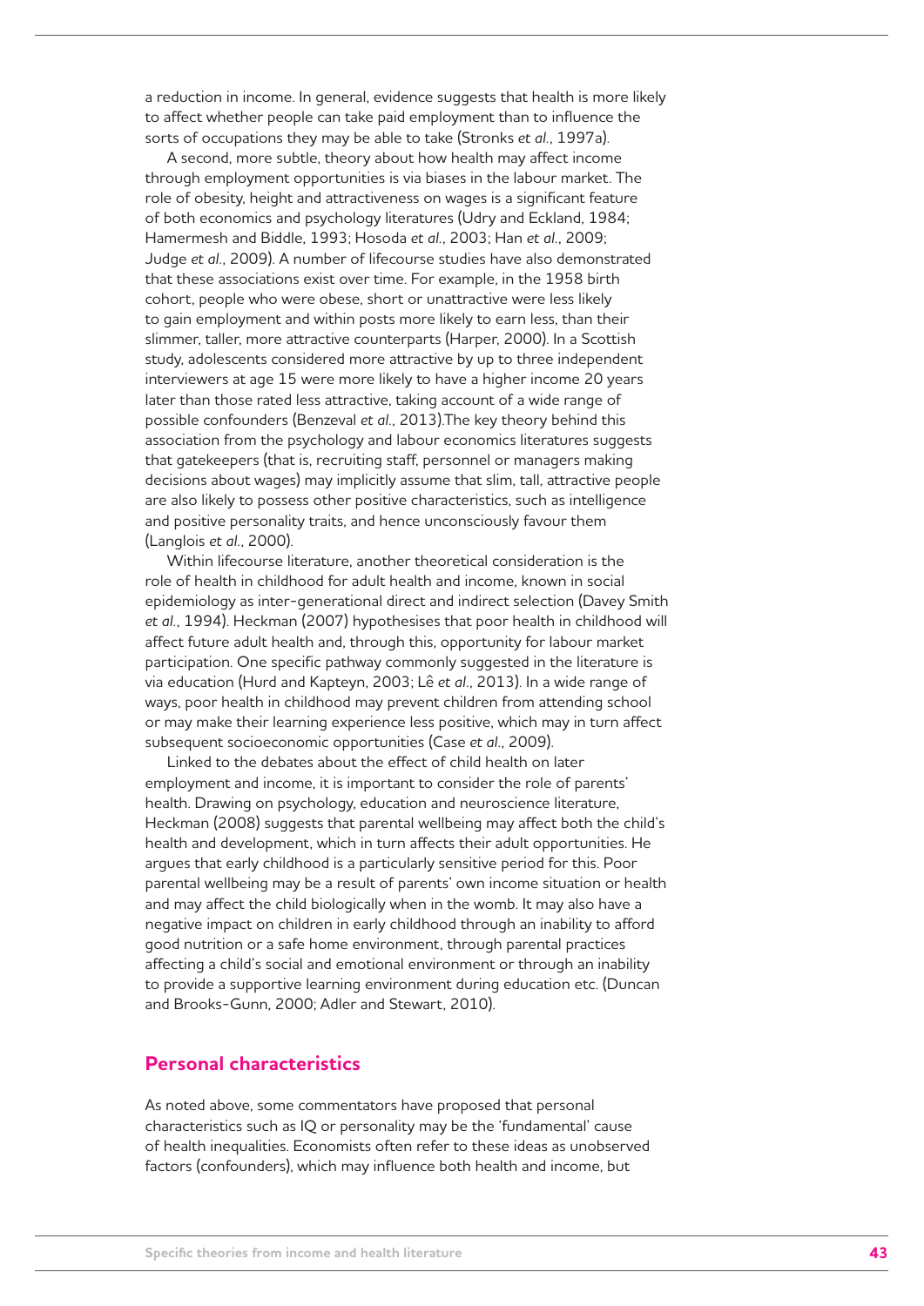a reduction in income. In general, evidence suggests that health is more likely to affect whether people can take paid employment than to influence the sorts of occupations they may be able to take (Stronks *et al*., 1997a).

A second, more subtle, theory about how health may affect income through employment opportunities is via biases in the labour market. The role of obesity, height and attractiveness on wages is a significant feature of both economics and psychology literatures (Udry and Eckland, 1984; Hamermesh and Biddle, 1993; Hosoda *et al*., 2003; Han *et al*., 2009; Judge *et al*., 2009). A number of lifecourse studies have also demonstrated that these associations exist over time. For example, in the 1958 birth cohort, people who were obese, short or unattractive were less likely to gain employment and within posts more likely to earn less, than their slimmer, taller, more attractive counterparts (Harper, 2000). In a Scottish study, adolescents considered more attractive by up to three independent interviewers at age 15 were more likely to have a higher income 20 years later than those rated less attractive, taking account of a wide range of possible confounders (Benzeval *et al*., 2013).The key theory behind this association from the psychology and labour economics literatures suggests that gatekeepers (that is, recruiting staff, personnel or managers making decisions about wages) may implicitly assume that slim, tall, attractive people are also likely to possess other positive characteristics, such as intelligence and positive personality traits, and hence unconsciously favour them (Langlois *et al*., 2000).

Within lifecourse literature, another theoretical consideration is the role of health in childhood for adult health and income, known in social epidemiology as inter-generational direct and indirect selection (Davey Smith *et al*., 1994). Heckman (2007) hypothesises that poor health in childhood will affect future adult health and, through this, opportunity for labour market participation. One specific pathway commonly suggested in the literature is via education (Hurd and Kapteyn, 2003; Lê *et al*., 2013). In a wide range of ways, poor health in childhood may prevent children from attending school or may make their learning experience less positive, which may in turn affect subsequent socioeconomic opportunities (Case *et al*., 2009).

Linked to the debates about the effect of child health on later employment and income, it is important to consider the role of parents' health. Drawing on psychology, education and neuroscience literature, Heckman (2008) suggests that parental wellbeing may affect both the child's health and development, which in turn affects their adult opportunities. He argues that early childhood is a particularly sensitive period for this. Poor parental wellbeing may be a result of parents' own income situation or health and may affect the child biologically when in the womb. It may also have a negative impact on children in early childhood through an inability to afford good nutrition or a safe home environment, through parental practices affecting a child's social and emotional environment or through an inability to provide a supportive learning environment during education etc. (Duncan and Brooks-Gunn, 2000; Adler and Stewart, 2010).

## Personal characteristics

As noted above, some commentators have proposed that personal characteristics such as IQ or personality may be the 'fundamental' cause of health inequalities. Economists often refer to these ideas as unobserved factors (confounders), which may influence both health and income, but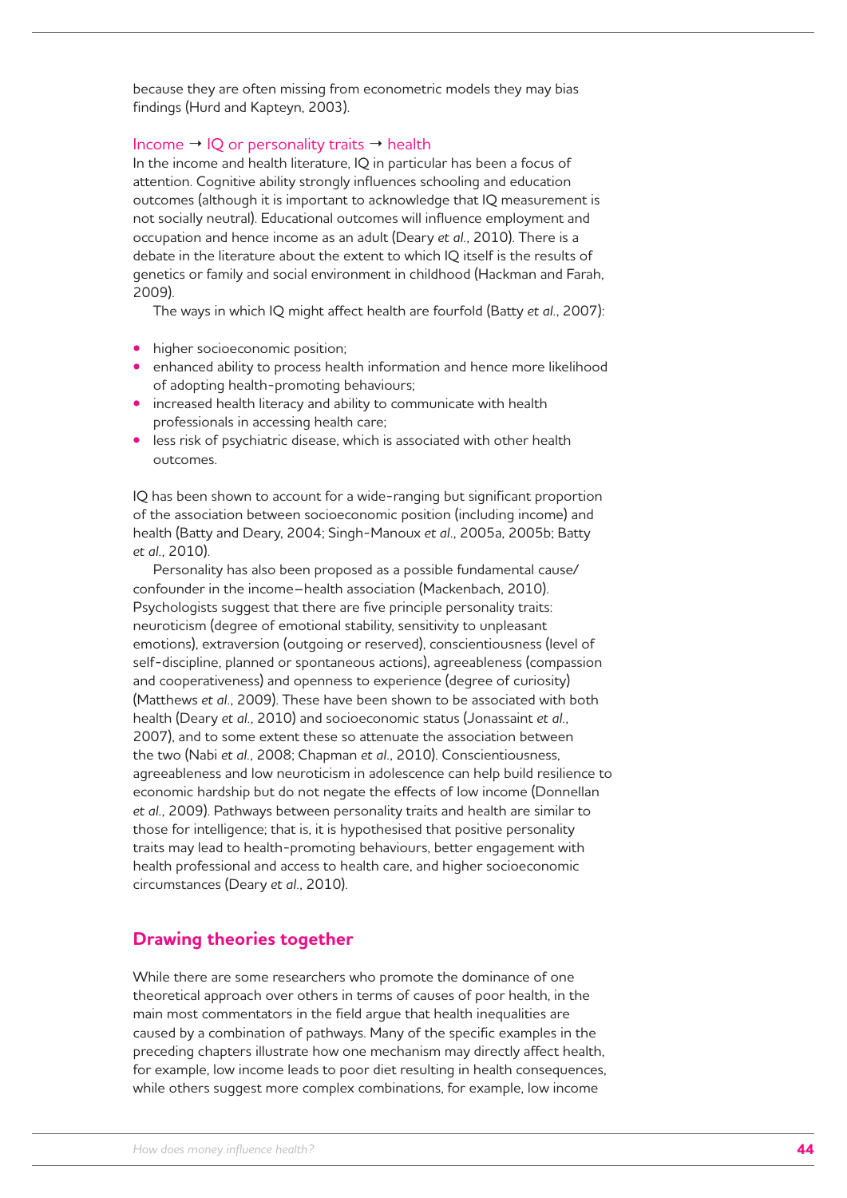because they are often missing from econometric models they may bias findings (Hurd and Kapteyn, 2003).

### Income → IQ or personality traits → health

In the income and health literature, IQ in particular has been a focus of attention. Cognitive ability strongly influences schooling and education outcomes (although it is important to acknowledge that IQ measurement is not socially neutral). Educational outcomes will influence employment and occupation and hence income as an adult (Deary *et al.*, 2010). There is a debate in the literature about the extent to which IQ itself is the results of genetics or family and social environment in childhood (Hackman and Farah, 2009).

The ways in which IQ might affect health are fourfold (Batty *et al.*, 2007):

- higher socioeconomic position;
- enhanced ability to process health information and hence more likelihood of adopting health-promoting behaviours;
- increased health literacy and ability to communicate with health professionals in accessing health care;
- less risk of psychiatric disease, which is associated with other health outcomes.

IQ has been shown to account for a wide-ranging but significant proportion of the association between socioeconomic position (including income) and health (Batty and Deary, 2004; Singh-Manoux *et al.*, 2005a, 2005b; Batty *et al.*, 2010).

Personality has also been proposed as a possible fundamental cause/confounder in the income–health association (Mackenbach, 2010). Psychologists suggest that there are five principle personality traits: neuroticism (degree of emotional stability, sensitivity to unpleasant emotions), extraversion (outgoing or reserved), conscientiousness (level of self-discipline, planned or spontaneous actions), agreeableness (compassion and cooperativeness) and openness to experience (degree of curiosity) (Matthews *et al.*, 2009). These have been shown to be associated with both health (Deary *et al.*, 2010) and socioeconomic status (Jonassaint *et al.*, 2007), and to some extent these so attenuate the association between the two (Nabi *et al.*, 2008; Chapman *et al.*, 2010). Conscientiousness, agreeableness and low neuroticism in adolescence can help build resilience to economic hardship but do not negate the effects of low income (Donnellan *et al.*, 2009). Pathways between personality traits and health are similar to those for intelligence; that is, it is hypothesised that positive personality traits may lead to health-promoting behaviours, better engagement with health professional and access to health care, and higher socioeconomic circumstances (Deary *et al.*, 2010).

## Drawing theories together

While there are some researchers who promote the dominance of one theoretical approach over others in terms of causes of poor health, in the main most commentators in the field argue that health inequalities are caused by a combination of pathways. Many of the specific examples in the preceding chapters illustrate how one mechanism may directly affect health, for example, low income leads to poor diet resulting in health consequences, while others suggest more complex combinations, for example, low income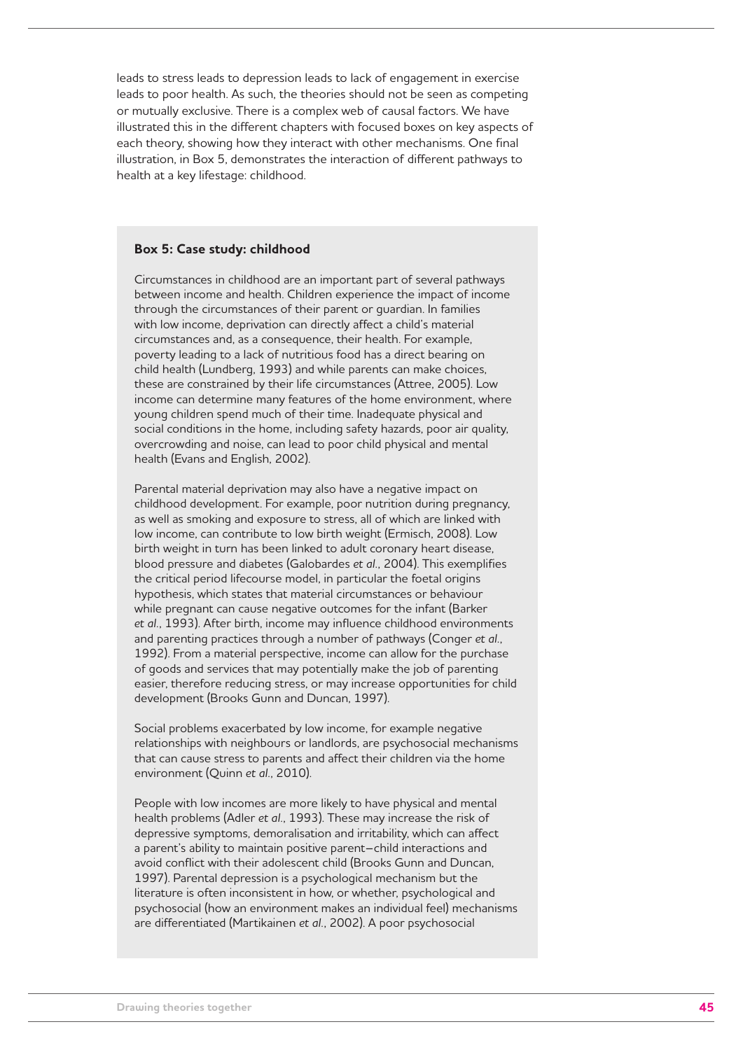leads to stress leads to depression leads to lack of engagement in exercise leads to poor health. As such, the theories should not be seen as competing or mutually exclusive. There is a complex web of causal factors. We have illustrated this in the different chapters with focused boxes on key aspects of each theory, showing how they interact with other mechanisms. One final illustration, in Box 5, demonstrates the interaction of different pathways to health at a key lifestage: childhood.

**Box 5: Case study: childhood**

Circumstances in childhood are an important part of several pathways between income and health. Children experience the impact of income through the circumstances of their parent or guardian. In families with low income, deprivation can directly affect a child's material circumstances and, as a consequence, their health. For example, poverty leading to a lack of nutritious food has a direct bearing on child health (Lundberg, 1993) and while parents can make choices, these are constrained by their life circumstances (Attree, 2005). Low income can determine many features of the home environment, where young children spend much of their time. Inadequate physical and social conditions in the home, including safety hazards, poor air quality, overcrowding and noise, can lead to poor child physical and mental health (Evans and English, 2002).

Parental material deprivation may also have a negative impact on childhood development. For example, poor nutrition during pregnancy, as well as smoking and exposure to stress, all of which are linked with low income, can contribute to low birth weight (Ermisch, 2008). Low birth weight in turn has been linked to adult coronary heart disease, blood pressure and diabetes (Galobardes *et al.*, 2004). This exemplifies the critical period lifecourse model, in particular the foetal origins hypothesis, which states that material circumstances or behaviour while pregnant can cause negative outcomes for the infant (Barker *et al.*, 1993). After birth, income may influence childhood environments and parenting practices through a number of pathways (Conger *et al.*, 1992). From a material perspective, income can allow for the purchase of goods and services that may potentially make the job of parenting easier, therefore reducing stress, or may increase opportunities for child development (Brooks Gunn and Duncan, 1997).

Social problems exacerbated by low income, for example negative relationships with neighbours or landlords, are psychosocial mechanisms that can cause stress to parents and affect their children via the home environment (Quinn *et al.*, 2010).

People with low incomes are more likely to have physical and mental health problems (Adler *et al.*, 1993). These may increase the risk of depressive symptoms, demoralisation and irritability, which can affect a parent's ability to maintain positive parent–child interactions and avoid conflict with their adolescent child (Brooks Gunn and Duncan, 1997). Parental depression is a psychological mechanism but the literature is often inconsistent in how, or whether, psychological and psychosocial (how an environment makes an individual feel) mechanisms are differentiated (Martikainen *et al.*, 2002). A poor psychosocial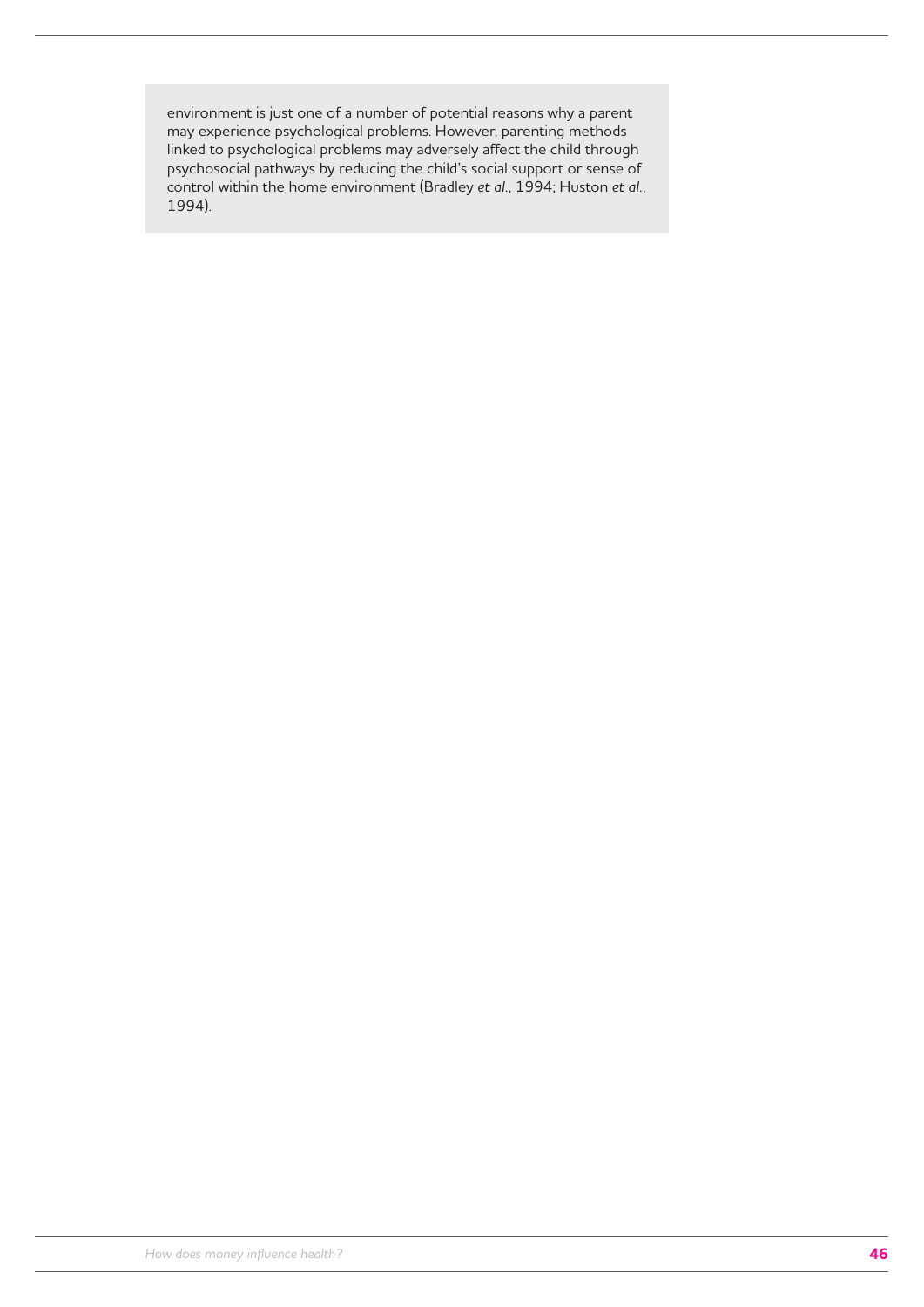environment is just one of a number of potential reasons why a parent may experience psychological problems. However, parenting methods linked to psychological problems may adversely affect the child through psychosocial pathways by reducing the child's social support or sense of control within the home environment (Bradley *et al.*, 1994; Huston *et al.*, 1994).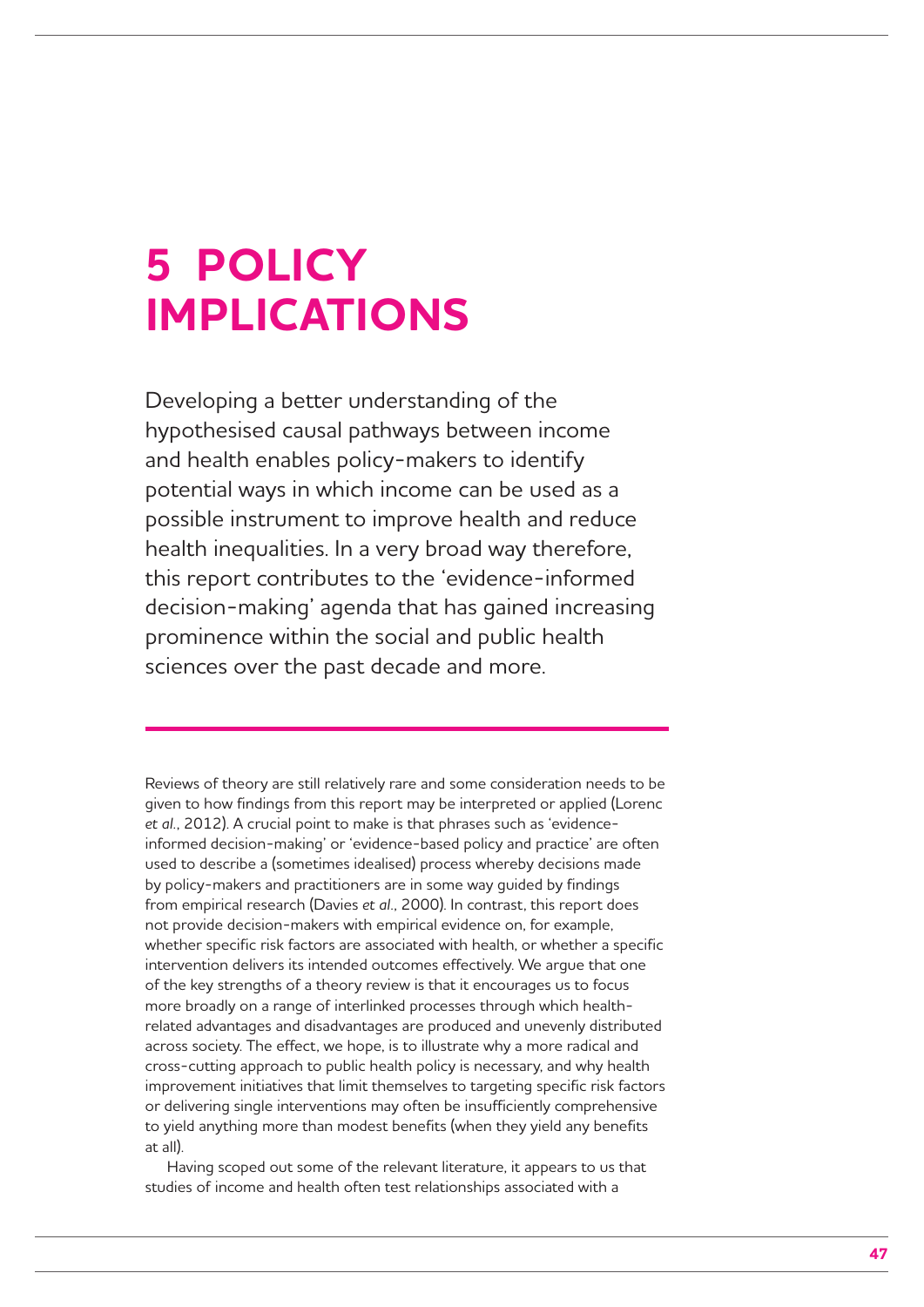# 5 POLICY IMPLICATIONS

Developing a better understanding of the hypothesised causal pathways between income and health enables policy-makers to identify potential ways in which income can be used as a possible instrument to improve health and reduce health inequalities. In a very broad way therefore, this report contributes to the 'evidence-informed decision-making' agenda that has gained increasing prominence within the social and public health sciences over the past decade and more.

Reviews of theory are still relatively rare and some consideration needs to be given to how findings from this report may be interpreted or applied (Lorenc *et al*., 2012). A crucial point to make is that phrases such as 'evidence-informed decision-making' or 'evidence-based policy and practice' are often used to describe a (sometimes idealised) process whereby decisions made by policy-makers and practitioners are in some way guided by findings from empirical research (Davies *et al*., 2000). In contrast, this report does not provide decision-makers with empirical evidence on, for example, whether specific risk factors are associated with health, or whether a specific intervention delivers its intended outcomes effectively. We argue that one of the key strengths of a theory review is that it encourages us to focus more broadly on a range of interlinked processes through which health-related advantages and disadvantages are produced and unevenly distributed across society. The effect, we hope, is to illustrate why a more radical and cross-cutting approach to public health policy is necessary, and why health improvement initiatives that limit themselves to targeting specific risk factors or delivering single interventions may often be insufficiently comprehensive to yield anything more than modest benefits (when they yield any benefits at all).

Having scoped out some of the relevant literature, it appears to us that studies of income and health often test relationships associated with a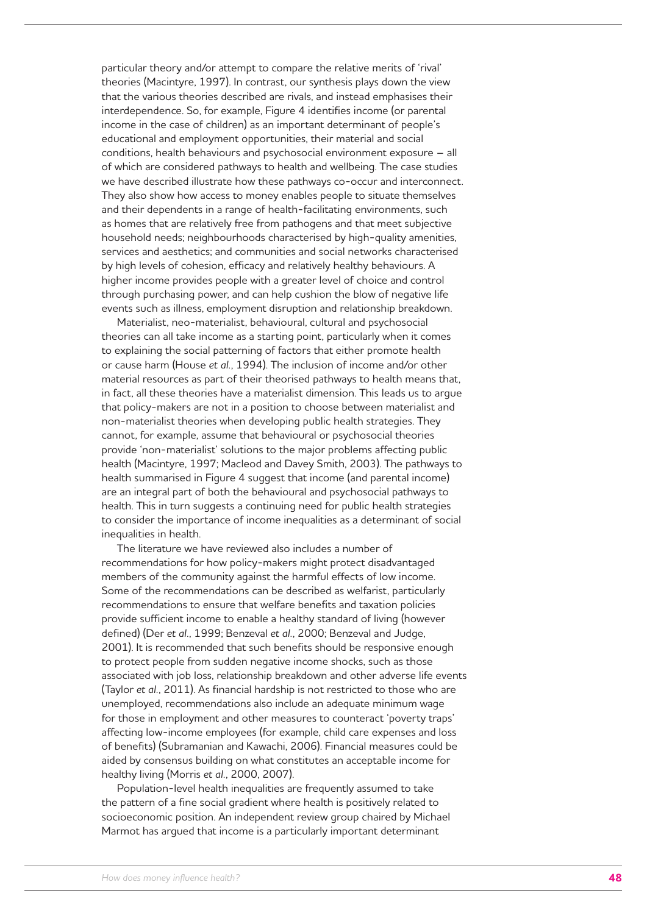particular theory and/or attempt to compare the relative merits of 'rival' theories (Macintyre, 1997). In contrast, our synthesis plays down the view that the various theories described are rivals, and instead emphasises their interdependence. So, for example, Figure 4 identifies income (or parental income in the case of children) as an important determinant of people's educational and employment opportunities, their material and social conditions, health behaviours and psychosocial environment exposure – all of which are considered pathways to health and wellbeing. The case studies we have described illustrate how these pathways co-occur and interconnect. They also show how access to money enables people to situate themselves and their dependents in a range of health-facilitating environments, such as homes that are relatively free from pathogens and that meet subjective household needs; neighbourhoods characterised by high-quality amenities, services and aesthetics; and communities and social networks characterised by high levels of cohesion, efficacy and relatively healthy behaviours. A higher income provides people with a greater level of choice and control through purchasing power, and can help cushion the blow of negative life events such as illness, employment disruption and relationship breakdown.

Materialist, neo-materialist, behavioural, cultural and psychosocial theories can all take income as a starting point, particularly when it comes to explaining the social patterning of factors that either promote health or cause harm (House *et al.*, 1994). The inclusion of income and/or other material resources as part of their theorised pathways to health means that, in fact, all these theories have a materialist dimension. This leads us to argue that policy-makers are not in a position to choose between materialist and non-materialist theories when developing public health strategies. They cannot, for example, assume that behavioural or psychosocial theories provide 'non-materialist' solutions to the major problems affecting public health (Macintyre, 1997; Macleod and Davey Smith, 2003). The pathways to health summarised in Figure 4 suggest that income (and parental income) are an integral part of both the behavioural and psychosocial pathways to health. This in turn suggests a continuing need for public health strategies to consider the importance of income inequalities as a determinant of social inequalities in health.

The literature we have reviewed also includes a number of recommendations for how policy-makers might protect disadvantaged members of the community against the harmful effects of low income. Some of the recommendations can be described as welfarist, particularly recommendations to ensure that welfare benefits and taxation policies provide sufficient income to enable a healthy standard of living (however defined) (Der *et al.*, 1999; Benzeval *et al.*, 2000; Benzeval and Judge, 2001). It is recommended that such benefits should be responsive enough to protect people from sudden negative income shocks, such as those associated with job loss, relationship breakdown and other adverse life events (Taylor *et al.*, 2011). As financial hardship is not restricted to those who are unemployed, recommendations also include an adequate minimum wage for those in employment and other measures to counteract 'poverty traps' affecting low-income employees (for example, child care expenses and loss of benefits) (Subramanian and Kawachi, 2006). Financial measures could be aided by consensus building on what constitutes an acceptable income for healthy living (Morris *et al.*, 2000, 2007).

Population-level health inequalities are frequently assumed to take the pattern of a fine social gradient where health is positively related to socioeconomic position. An independent review group chaired by Michael Marmot has argued that income is a particularly important determinant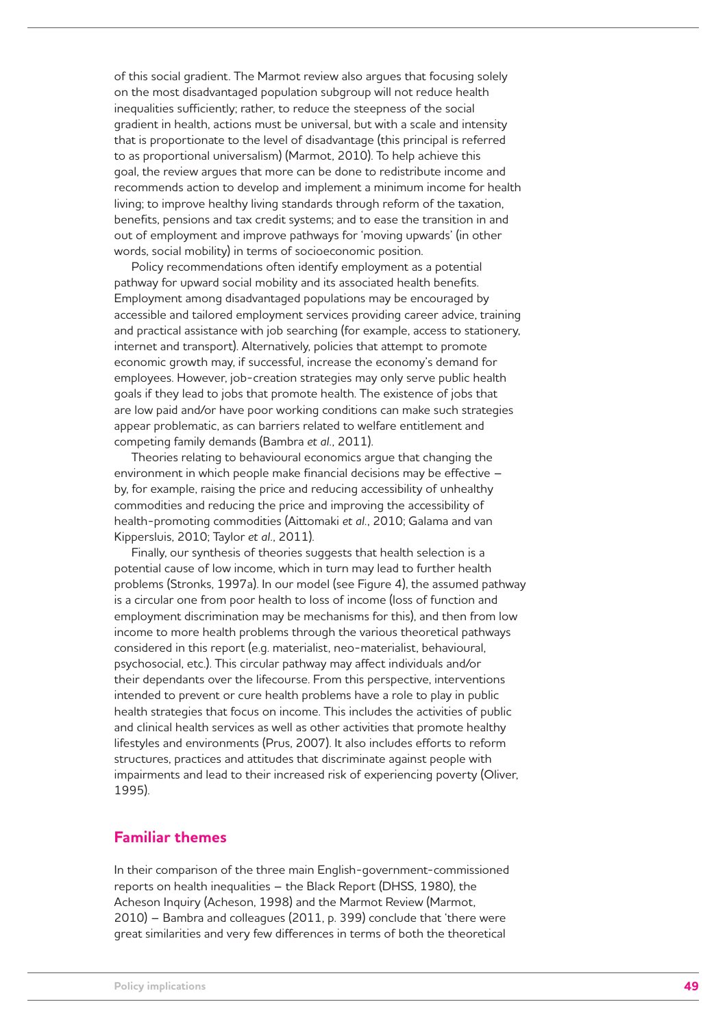of this social gradient. The Marmot review also argues that focusing solely on the most disadvantaged population subgroup will not reduce health inequalities sufficiently; rather, to reduce the steepness of the social gradient in health, actions must be universal, but with a scale and intensity that is proportionate to the level of disadvantage (this principal is referred to as proportional universalism) (Marmot, 2010). To help achieve this goal, the review argues that more can be done to redistribute income and recommends action to develop and implement a minimum income for health living; to improve healthy living standards through reform of the taxation, benefits, pensions and tax credit systems; and to ease the transition in and out of employment and improve pathways for 'moving upwards' (in other words, social mobility) in terms of socioeconomic position.

Policy recommendations often identify employment as a potential pathway for upward social mobility and its associated health benefits. Employment among disadvantaged populations may be encouraged by accessible and tailored employment services providing career advice, training and practical assistance with job searching (for example, access to stationery, internet and transport). Alternatively, policies that attempt to promote economic growth may, if successful, increase the economy's demand for employees. However, job-creation strategies may only serve public health goals if they lead to jobs that promote health. The existence of jobs that are low paid and/or have poor working conditions can make such strategies appear problematic, as can barriers related to welfare entitlement and competing family demands (Bambra *et al*., 2011).

Theories relating to behavioural economics argue that changing the environment in which people make financial decisions may be effective – by, for example, raising the price and reducing accessibility of unhealthy commodities and reducing the price and improving the accessibility of health-promoting commodities (Aittomaki *et al*., 2010; Galama and van Kippersluis, 2010; Taylor *et al*., 2011).

Finally, our synthesis of theories suggests that health selection is a potential cause of low income, which in turn may lead to further health problems (Stronks, 1997a). In our model (see Figure 4), the assumed pathway is a circular one from poor health to loss of income (loss of function and employment discrimination may be mechanisms for this), and then from low income to more health problems through the various theoretical pathways considered in this report (e.g. materialist, neo-materialist, behavioural, psychosocial, etc.). This circular pathway may affect individuals and/or their dependants over the lifecourse. From this perspective, interventions intended to prevent or cure health problems have a role to play in public health strategies that focus on income. This includes the activities of public and clinical health services as well as other activities that promote healthy lifestyles and environments (Prus, 2007). It also includes efforts to reform structures, practices and attitudes that discriminate against people with impairments and lead to their increased risk of experiencing poverty (Oliver, 1995).

## Familiar themes

In their comparison of the three main English-government-commissioned reports on health inequalities – the Black Report (DHSS, 1980), the Acheson Inquiry (Acheson, 1998) and the Marmot Review (Marmot, 2010) – Bambra and colleagues (2011, p. 399) conclude that 'there were great similarities and very few differences in terms of both the theoretical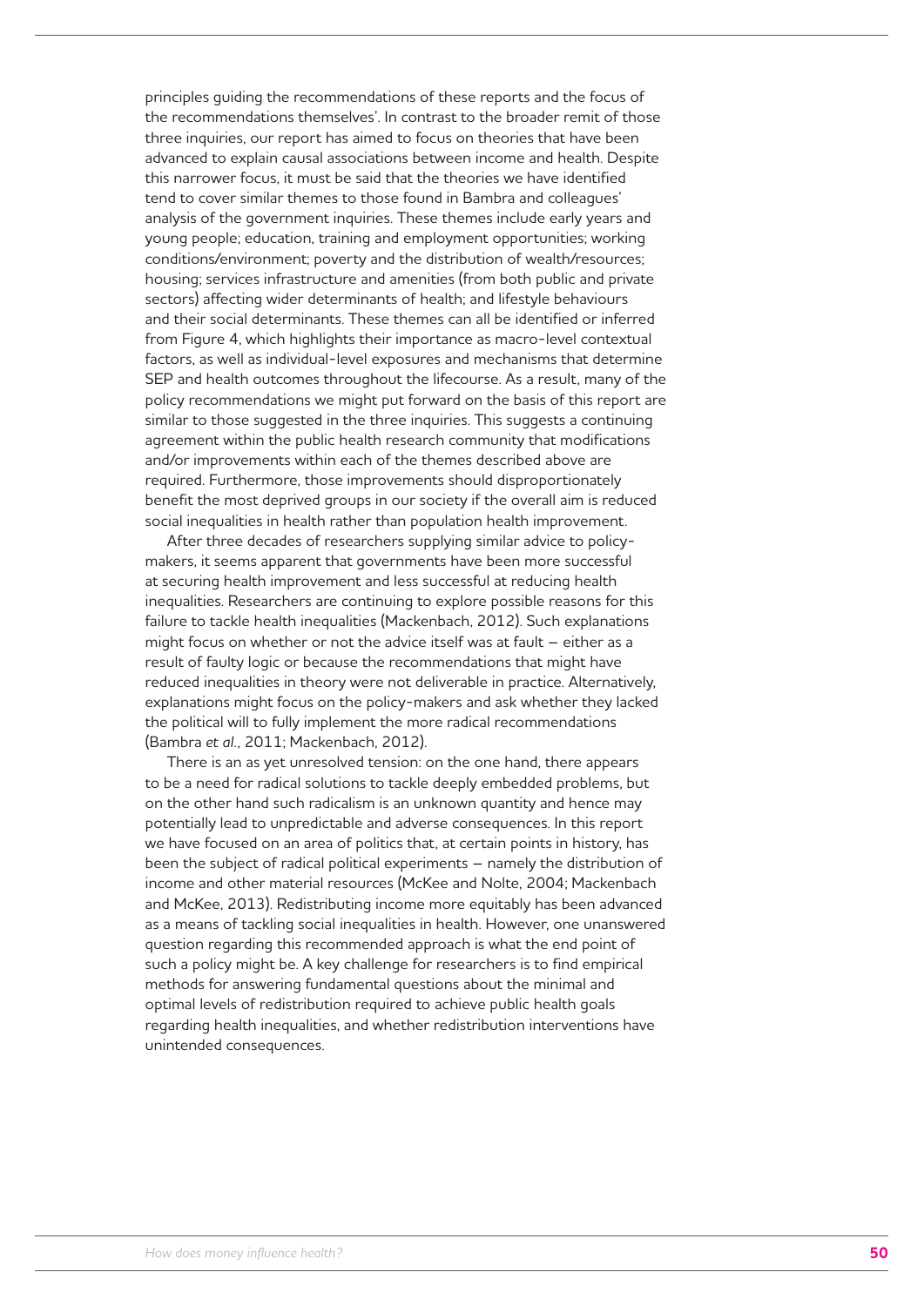principles guiding the recommendations of these reports and the focus of the recommendations themselves'. In contrast to the broader remit of those three inquiries, our report has aimed to focus on theories that have been advanced to explain causal associations between income and health. Despite this narrower focus, it must be said that the theories we have identified tend to cover similar themes to those found in Bambra and colleagues' analysis of the government inquiries. These themes include early years and young people; education, training and employment opportunities; working conditions/environment; poverty and the distribution of wealth/resources; housing; services infrastructure and amenities (from both public and private sectors) affecting wider determinants of health; and lifestyle behaviours and their social determinants. These themes can all be identified or inferred from Figure 4, which highlights their importance as macro-level contextual factors, as well as individual-level exposures and mechanisms that determine SEP and health outcomes throughout the lifecourse. As a result, many of the policy recommendations we might put forward on the basis of this report are similar to those suggested in the three inquiries. This suggests a continuing agreement within the public health research community that modifications and/or improvements within each of the themes described above are required. Furthermore, those improvements should disproportionately benefit the most deprived groups in our society if the overall aim is reduced social inequalities in health rather than population health improvement.

After three decades of researchers supplying similar advice to policy-makers, it seems apparent that governments have been more successful at securing health improvement and less successful at reducing health inequalities. Researchers are continuing to explore possible reasons for this failure to tackle health inequalities (Mackenbach, 2012). Such explanations might focus on whether or not the advice itself was at fault – either as a result of faulty logic or because the recommendations that might have reduced inequalities in theory were not deliverable in practice. Alternatively, explanations might focus on the policy-makers and ask whether they lacked the political will to fully implement the more radical recommendations (Bambra *et al.*, 2011; Mackenbach, 2012).

There is an as yet unresolved tension: on the one hand, there appears to be a need for radical solutions to tackle deeply embedded problems, but on the other hand such radicalism is an unknown quantity and hence may potentially lead to unpredictable and adverse consequences. In this report we have focused on an area of politics that, at certain points in history, has been the subject of radical political experiments – namely the distribution of income and other material resources (McKee and Nolte, 2004; Mackenbach and McKee, 2013). Redistributing income more equitably has been advanced as a means of tackling social inequalities in health. However, one unanswered question regarding this recommended approach is what the end point of such a policy might be. A key challenge for researchers is to find empirical methods for answering fundamental questions about the minimal and optimal levels of redistribution required to achieve public health goals regarding health inequalities, and whether redistribution interventions have unintended consequences.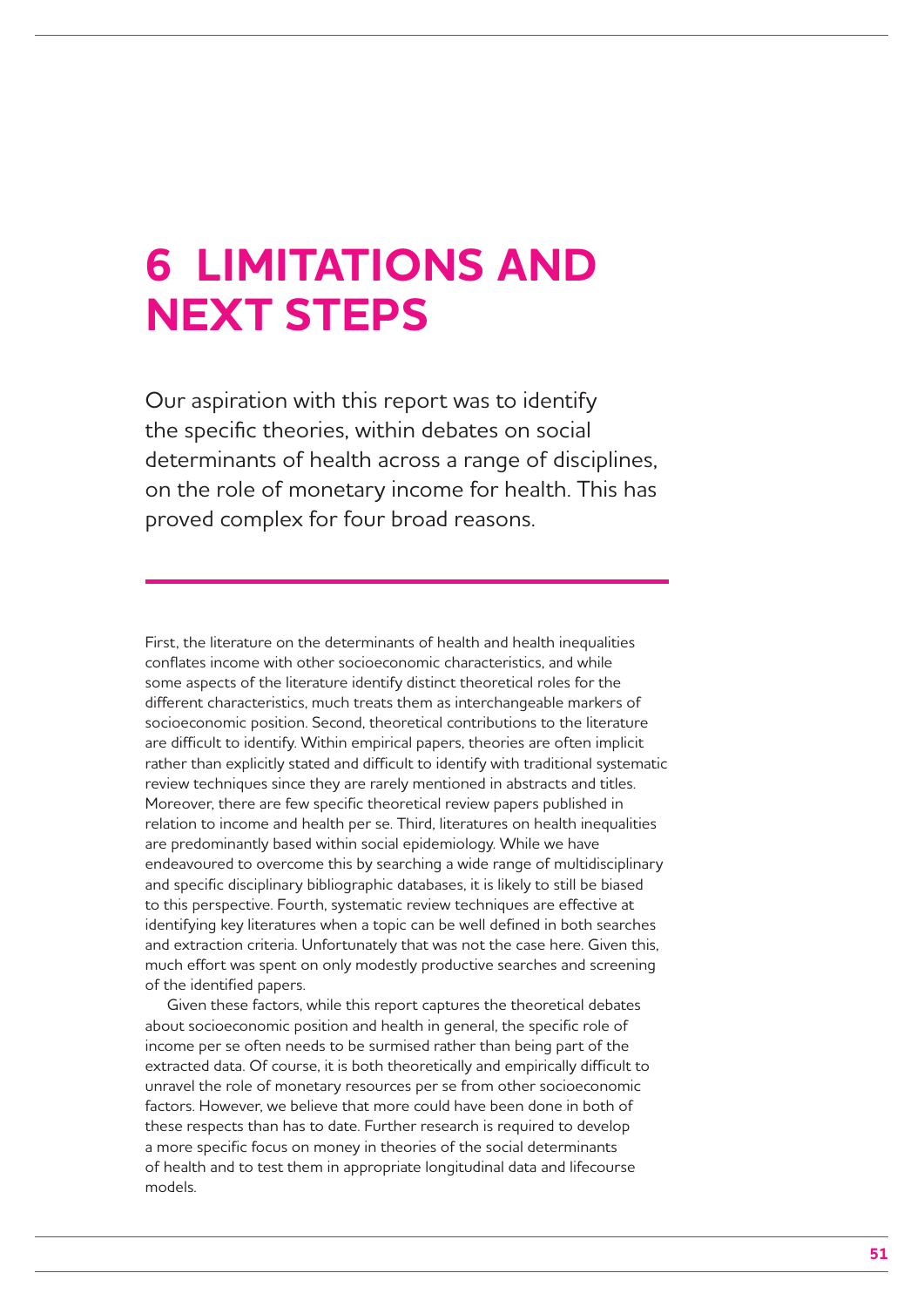# 6 LIMITATIONS AND NEXT STEPS

Our aspiration with this report was to identify the specific theories, within debates on social determinants of health across a range of disciplines, on the role of monetary income for health. This has proved complex for four broad reasons.

First, the literature on the determinants of health and health inequalities conflates income with other socioeconomic characteristics, and while some aspects of the literature identify distinct theoretical roles for the different characteristics, much treats them as interchangeable markers of socioeconomic position. Second, theoretical contributions to the literature are difficult to identify. Within empirical papers, theories are often implicit rather than explicitly stated and difficult to identify with traditional systematic review techniques since they are rarely mentioned in abstracts and titles. Moreover, there are few specific theoretical review papers published in relation to income and health per se. Third, literatures on health inequalities are predominantly based within social epidemiology. While we have endeavoured to overcome this by searching a wide range of multidisciplinary and specific disciplinary bibliographic databases, it is likely to still be biased to this perspective. Fourth, systematic review techniques are effective at identifying key literatures when a topic can be well defined in both searches and extraction criteria. Unfortunately that was not the case here. Given this, much effort was spent on only modestly productive searches and screening of the identified papers.

Given these factors, while this report captures the theoretical debates about socioeconomic position and health in general, the specific role of income per se often needs to be surmised rather than being part of the extracted data. Of course, it is both theoretically and empirically difficult to unravel the role of monetary resources per se from other socioeconomic factors. However, we believe that more could have been done in both of these respects than has to date. Further research is required to develop a more specific focus on money in theories of the social determinants of health and to test them in appropriate longitudinal data and lifecourse models.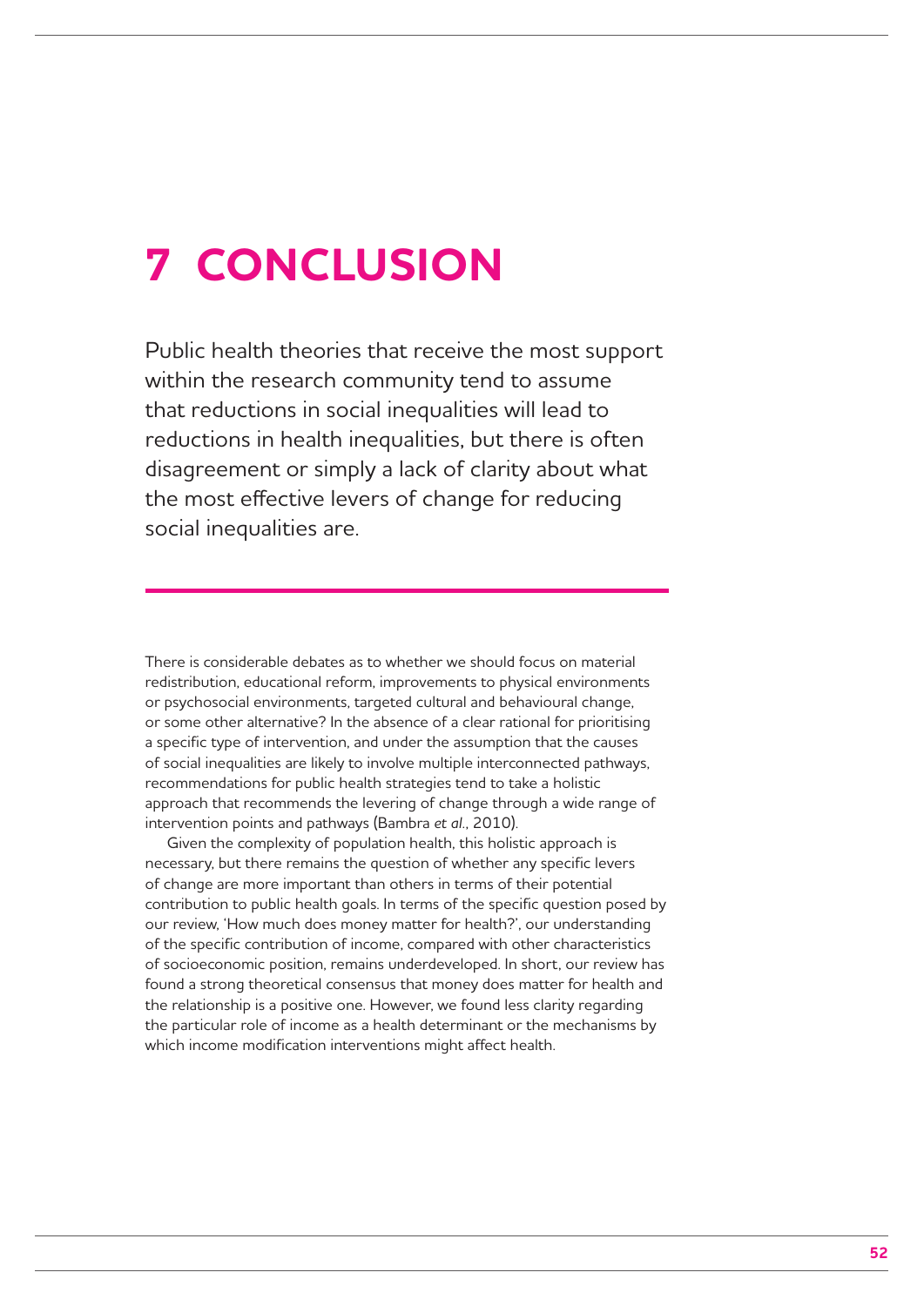# 7 CONCLUSION

Public health theories that receive the most support within the research community tend to assume that reductions in social inequalities will lead to reductions in health inequalities, but there is often disagreement or simply a lack of clarity about what the most effective levers of change for reducing social inequalities are.

There is considerable debates as to whether we should focus on material redistribution, educational reform, improvements to physical environments or psychosocial environments, targeted cultural and behavioural change, or some other alternative? In the absence of a clear rational for prioritising a specific type of intervention, and under the assumption that the causes of social inequalities are likely to involve multiple interconnected pathways, recommendations for public health strategies tend to take a holistic approach that recommends the levering of change through a wide range of intervention points and pathways (Bambra *et al.*, 2010).

Given the complexity of population health, this holistic approach is necessary, but there remains the question of whether any specific levers of change are more important than others in terms of their potential contribution to public health goals. In terms of the specific question posed by our review, 'How much does money matter for health?', our understanding of the specific contribution of income, compared with other characteristics of socioeconomic position, remains underdeveloped. In short, our review has found a strong theoretical consensus that money does matter for health and the relationship is a positive one. However, we found less clarity regarding the particular role of income as a health determinant or the mechanisms by which income modification interventions might affect health.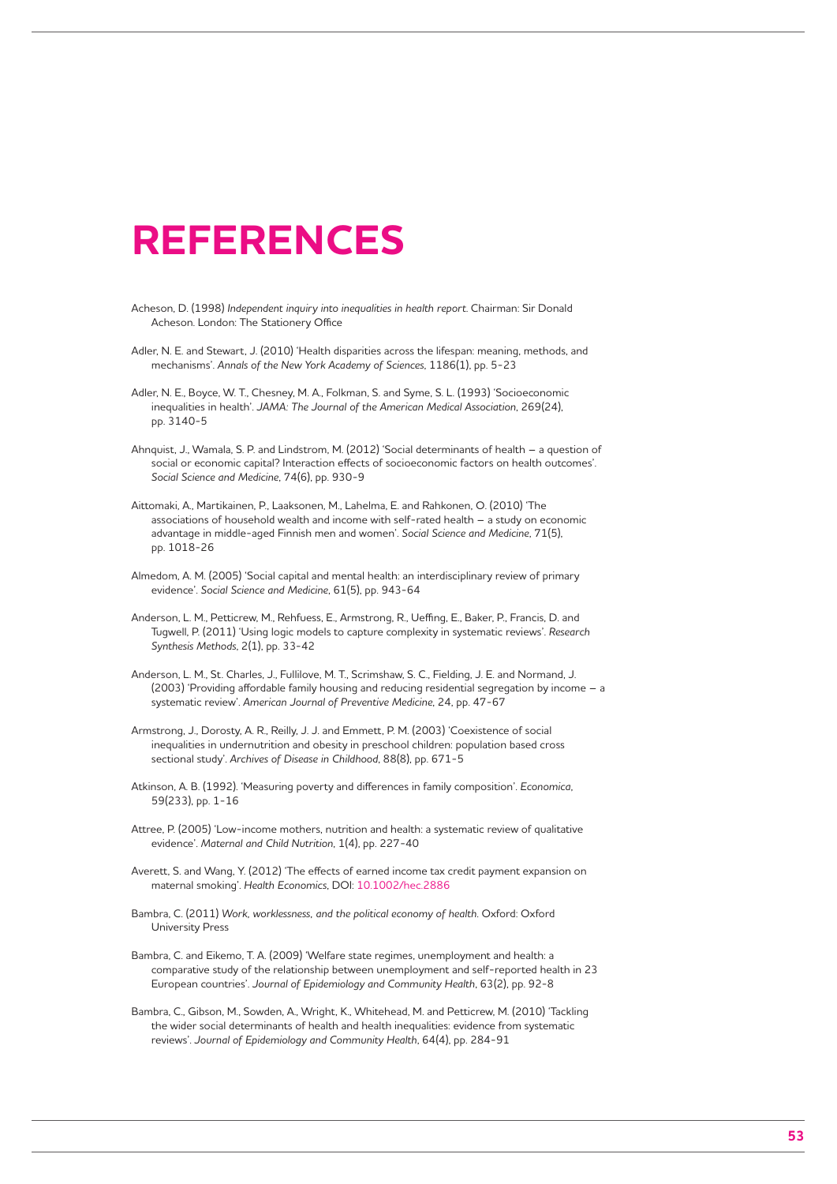# REFERENCES

Acheson, D. (1998) *Independent inquiry into inequalities in health report*. Chairman: Sir Donald Acheson. London: The Stationery Office

Adler, N. E. and Stewart, J. (2010) 'Health disparities across the lifespan: meaning, methods, and mechanisms'. *Annals of the New York Academy of Sciences*, 1186(1), pp. 5-23

Adler, N. E., Boyce, W. T., Chesney, M. A., Folkman, S. and Syme, S. L. (1993) 'Socioeconomic inequalities in health'. *JAMA: The Journal of the American Medical Association*, 269(24), pp. 3140-5

Ahnquist, J., Wamala, S. P. and Lindstrom, M. (2012) 'Social determinants of health – a question of social or economic capital? Interaction effects of socioeconomic factors on health outcomes'. *Social Science and Medicine*, 74(6), pp. 930-9

Aittomaki, A., Martikainen, P., Laaksonen, M., Lahelma, E. and Rahkonen, O. (2010) 'The associations of household wealth and income with self-rated health – a study on economic advantage in middle-aged Finnish men and women'. *Social Science and Medicine*, 71(5), pp. 1018-26

Almedom, A. M. (2005) 'Social capital and mental health: an interdisciplinary review of primary evidence'. *Social Science and Medicine*, 61(5), pp. 943-64

Anderson, L. M., Petticrew, M., Rehfuess, E., Armstrong, R., Ueffing, E., Baker, P., Francis, D. and Tugwell, P. (2011) 'Using logic models to capture complexity in systematic reviews'. *Research Synthesis Methods*, 2(1), pp. 33-42

Anderson, L. M., St. Charles, J., Fullilove, M. T., Scrimshaw, S. C., Fielding, J. E. and Normand, J. (2003) 'Providing affordable family housing and reducing residential segregation by income – a systematic review'. *American Journal of Preventive Medicine*, 24, pp. 47-67

Armstrong, J., Dorosty, A. R., Reilly, J. J. and Emmett, P. M. (2003) 'Coexistence of social inequalities in undernutrition and obesity in preschool children: population based cross sectional study'. *Archives of Disease in Childhood*, 88(8), pp. 671-5

Atkinson, A. B. (1992). 'Measuring poverty and differences in family composition'. *Economica*, 59(233), pp. 1-16

Attree, P. (2005) 'Low-income mothers, nutrition and health: a systematic review of qualitative evidence'. *Maternal and Child Nutrition*, 1(4), pp. 227-40

Averett, S. and Wang, Y. (2012) 'The effects of earned income tax credit payment expansion on maternal smoking'. *Health Economics*, DOI: 10.1002/hec.2886

Bambra, C. (2011) *Work, worklessness, and the political economy of health*. Oxford: Oxford University Press

Bambra, C. and Eikemo, T. A. (2009) 'Welfare state regimes, unemployment and health: a comparative study of the relationship between unemployment and self-reported health in 23 European countries'. *Journal of Epidemiology and Community Health*, 63(2), pp. 92-8

Bambra, C., Gibson, M., Sowden, A., Wright, K., Whitehead, M. and Petticrew, M. (2010) 'Tackling the wider social determinants of health and health inequalities: evidence from systematic reviews'. *Journal of Epidemiology and Community Health*, 64(4), pp. 284-91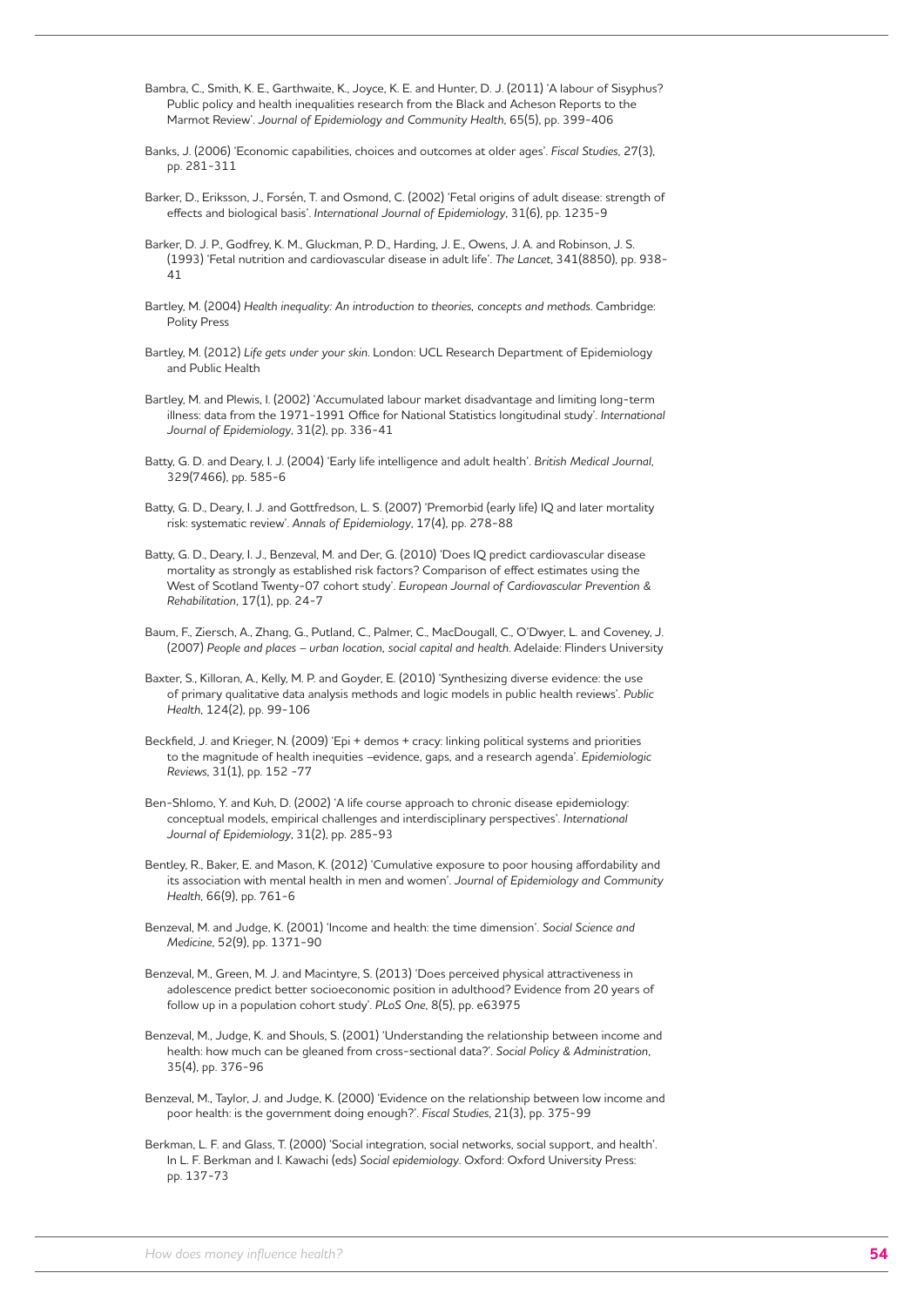Bambra, C., Smith, K. E., Garthwaite, K., Joyce, K. E. and Hunter, D. J. (2011) 'A labour of Sisyphus? Public policy and health inequalities research from the Black and Acheson Reports to the Marmot Review'. *Journal of Epidemiology and Community Health*, 65(5), pp. 399-406

Banks, J. (2006) 'Economic capabilities, choices and outcomes at older ages'. *Fiscal Studies*, 27(3), pp. 281-311

Barker, D., Eriksson, J., Forsén, T. and Osmond, C. (2002) 'Fetal origins of adult disease: strength of effects and biological basis'. *International Journal of Epidemiology*, 31(6), pp. 1235-9

Barker, D. J. P., Godfrey, K. M., Gluckman, P. D., Harding, J. E., Owens, J. A. and Robinson, J. S. (1993) 'Fetal nutrition and cardiovascular disease in adult life'. *The Lancet*, 341(8850), pp. 938-41

Bartley, M. (2004) *Health inequality: An introduction to theories, concepts and methods*. Cambridge: Polity Press

Bartley, M. (2012) *Life gets under your skin*. London: UCL Research Department of Epidemiology and Public Health

Bartley, M. and Plewis, I. (2002) 'Accumulated labour market disadvantage and limiting long-term illness: data from the 1971-1991 Office for National Statistics longitudinal study'. *International Journal of Epidemiology*, 31(2), pp. 336-41

Batty, G. D. and Deary, I. J. (2004) 'Early life intelligence and adult health'. *British Medical Journal*, 329(7466), pp. 585-6

Batty, G. D., Deary, I. J. and Gottfredson, L. S. (2007) 'Premorbid (early life) IQ and later mortality risk: systematic review'. *Annals of Epidemiology*, 17(4), pp. 278-88

Batty, G. D., Deary, I. J., Benzeval, M. and Der, G. (2010) 'Does IQ predict cardiovascular disease mortality as strongly as established risk factors? Comparison of effect estimates using the West of Scotland Twenty-07 cohort study'. *European Journal of Cardiovascular Prevention & Rehabilitation*, 17(1), pp. 24-7

Baum, F., Ziersch, A., Zhang, G., Putland, C., Palmer, C., MacDougall, C., O'Dwyer, L. and Coveney, J. (2007) *People and places – urban location, social capital and health*. Adelaide: Flinders University

Baxter, S., Killoran, A., Kelly, M. P. and Goyder, E. (2010) 'Synthesizing diverse evidence: the use of primary qualitative data analysis methods and logic models in public health reviews'. *Public Health*, 124(2), pp. 99-106

Beckfield, J. and Krieger, N. (2009) 'Epi + demos + cracy: linking political systems and priorities to the magnitude of health inequities –evidence, gaps, and a research agenda'. *Epidemiologic Reviews*, 31(1), pp. 152 -77

Ben-Shlomo, Y. and Kuh, D. (2002) 'A life course approach to chronic disease epidemiology: conceptual models, empirical challenges and interdisciplinary perspectives'. *International Journal of Epidemiology*, 31(2), pp. 285-93

Bentley, R., Baker, E. and Mason, K. (2012) 'Cumulative exposure to poor housing affordability and its association with mental health in men and women'. *Journal of Epidemiology and Community Health*, 66(9), pp. 761-6

Benzeval, M. and Judge, K. (2001) 'Income and health: the time dimension'. *Social Science and Medicine*, 52(9), pp. 1371-90

Benzeval, M., Green, M. J. and Macintyre, S. (2013) 'Does perceived physical attractiveness in adolescence predict better socioeconomic position in adulthood? Evidence from 20 years of follow up in a population cohort study'. *PLoS One*, 8(5), pp. e63975

Benzeval, M., Judge, K. and Shouls, S. (2001) 'Understanding the relationship between income and health: how much can be gleaned from cross-sectional data?'. *Social Policy & Administration*, 35(4), pp. 376-96

Benzeval, M., Taylor, J. and Judge, K. (2000) 'Evidence on the relationship between low income and poor health: is the government doing enough?'. *Fiscal Studies*, 21(3), pp. 375-99

Berkman, L. F. and Glass, T. (2000) 'Social integration, social networks, social support, and health'. In L. F. Berkman and I. Kawachi (eds) *Social epidemiology*. Oxford: Oxford University Press: pp. 137-73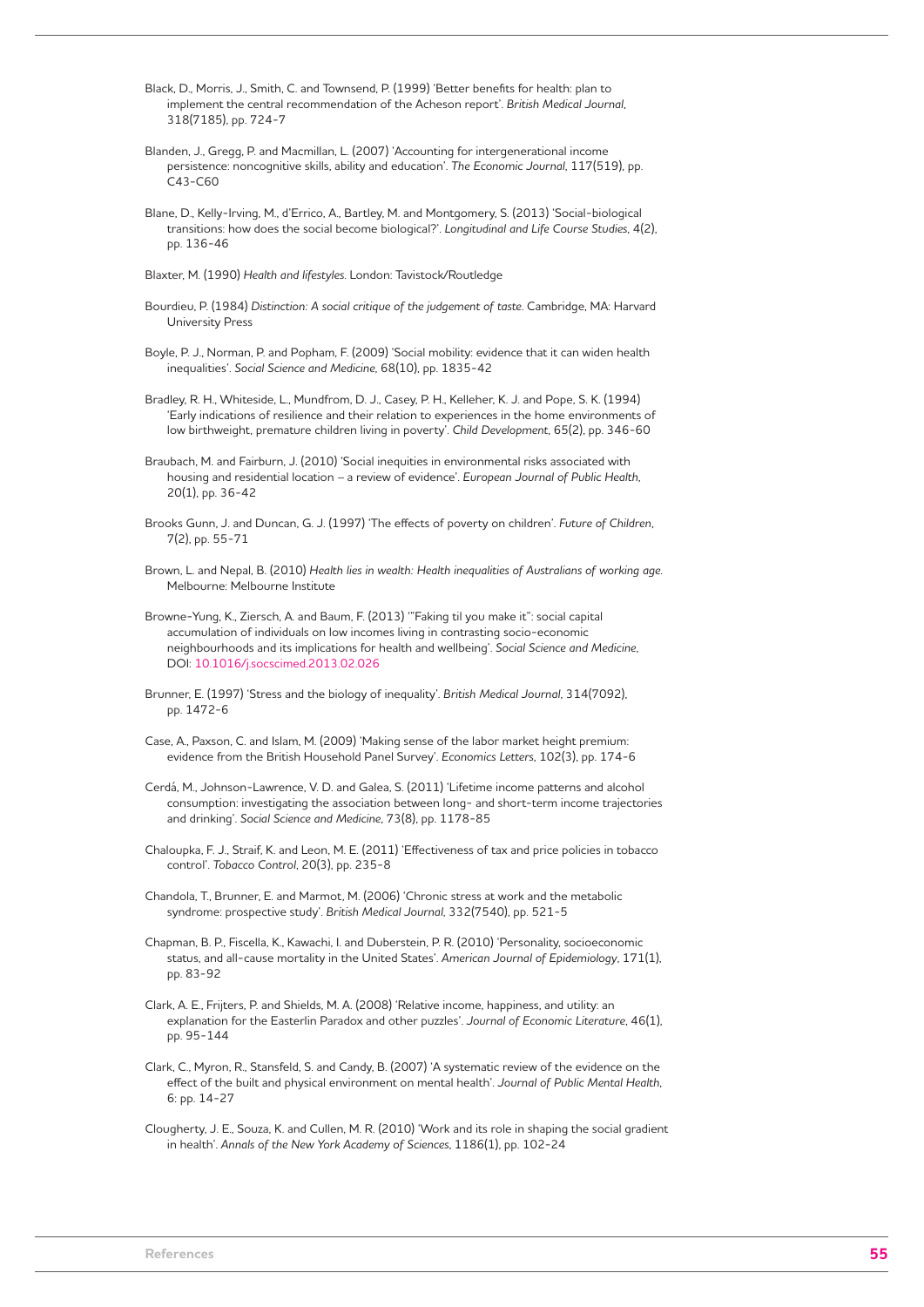Black, D., Morris, J., Smith, C. and Townsend, P. (1999) 'Better benefits for health: plan to implement the central recommendation of the Acheson report'. *British Medical Journal*, 318(7185), pp. 724-7

Blanden, J., Gregg, P. and Macmillan, L. (2007) 'Accounting for intergenerational income persistence: noncognitive skills, ability and education'. *The Economic Journal*, 117(519), pp. C43-C60

Blane, D., Kelly-Irving, M., d'Errico, A., Bartley, M. and Montgomery, S. (2013) 'Social-biological transitions: how does the social become biological?'. *Longitudinal and Life Course Studies*, 4(2), pp. 136-46

Blaxter, M. (1990) *Health and lifestyles*. London: Tavistock/Routledge

Bourdieu, P. (1984) *Distinction: A social critique of the judgement of taste*. Cambridge, MA: Harvard University Press

Boyle, P. J., Norman, P. and Popham, F. (2009) 'Social mobility: evidence that it can widen health inequalities'. *Social Science and Medicine*, 68(10), pp. 1835-42

Bradley, R. H., Whiteside, L., Mundfrom, D. J., Casey, P. H., Kelleher, K. J. and Pope, S. K. (1994) 'Early indications of resilience and their relation to experiences in the home environments of low birthweight, premature children living in poverty'. *Child Development*, 65(2), pp. 346-60

Braubach, M. and Fairburn, J. (2010) 'Social inequities in environmental risks associated with housing and residential location – a review of evidence'. *European Journal of Public Health*, 20(1), pp. 36-42

Brooks Gunn, J. and Duncan, G. J. (1997) 'The effects of poverty on children'. *Future of Children*, 7(2), pp. 55-71

Brown, L. and Nepal, B. (2010) *Health lies in wealth: Health inequalities of Australians of working age*. Melbourne: Melbourne Institute

Browne-Yung, K., Ziersch, A. and Baum, F. (2013) '"Faking til you make it": social capital accumulation of individuals on low incomes living in contrasting socio-economic neighbourhoods and its implications for health and wellbeing'. *Social Science and Medicine*, DOI: 10.1016/j.socscimed.2013.02.026

Brunner, E. (1997) 'Stress and the biology of inequality'. *British Medical Journal*, 314(7092), pp. 1472-6

Case, A., Paxson, C. and Islam, M. (2009) 'Making sense of the labor market height premium: evidence from the British Household Panel Survey'. *Economics Letters*, 102(3), pp. 174-6

Cerdá, M., Johnson-Lawrence, V. D. and Galea, S. (2011) 'Lifetime income patterns and alcohol consumption: investigating the association between long- and short-term income trajectories and drinking'. *Social Science and Medicine*, 73(8), pp. 1178-85

Chaloupka, F. J., Straif, K. and Leon, M. E. (2011) 'Effectiveness of tax and price policies in tobacco control'. *Tobacco Control*, 20(3), pp. 235-8

Chandola, T., Brunner, E. and Marmot, M. (2006) 'Chronic stress at work and the metabolic syndrome: prospective study'. *British Medical Journal*, 332(7540), pp. 521-5

Chapman, B. P., Fiscella, K., Kawachi, I. and Duberstein, P. R. (2010) 'Personality, socioeconomic status, and all-cause mortality in the United States'. *American Journal of Epidemiology*, 171(1), pp. 83-92

Clark, A. E., Frijters, P. and Shields, M. A. (2008) 'Relative income, happiness, and utility: an explanation for the Easterlin Paradox and other puzzles'. *Journal of Economic Literature*, 46(1), pp. 95-144

Clark, C., Myron, R., Stansfeld, S. and Candy, B. (2007) 'A systematic review of the evidence on the effect of the built and physical environment on mental health'. *Journal of Public Mental Health*, 6: pp. 14-27

Clougherty, J. E., Souza, K. and Cullen, M. R. (2010) 'Work and its role in shaping the social gradient in health'. *Annals of the New York Academy of Sciences*, 1186(1), pp. 102-24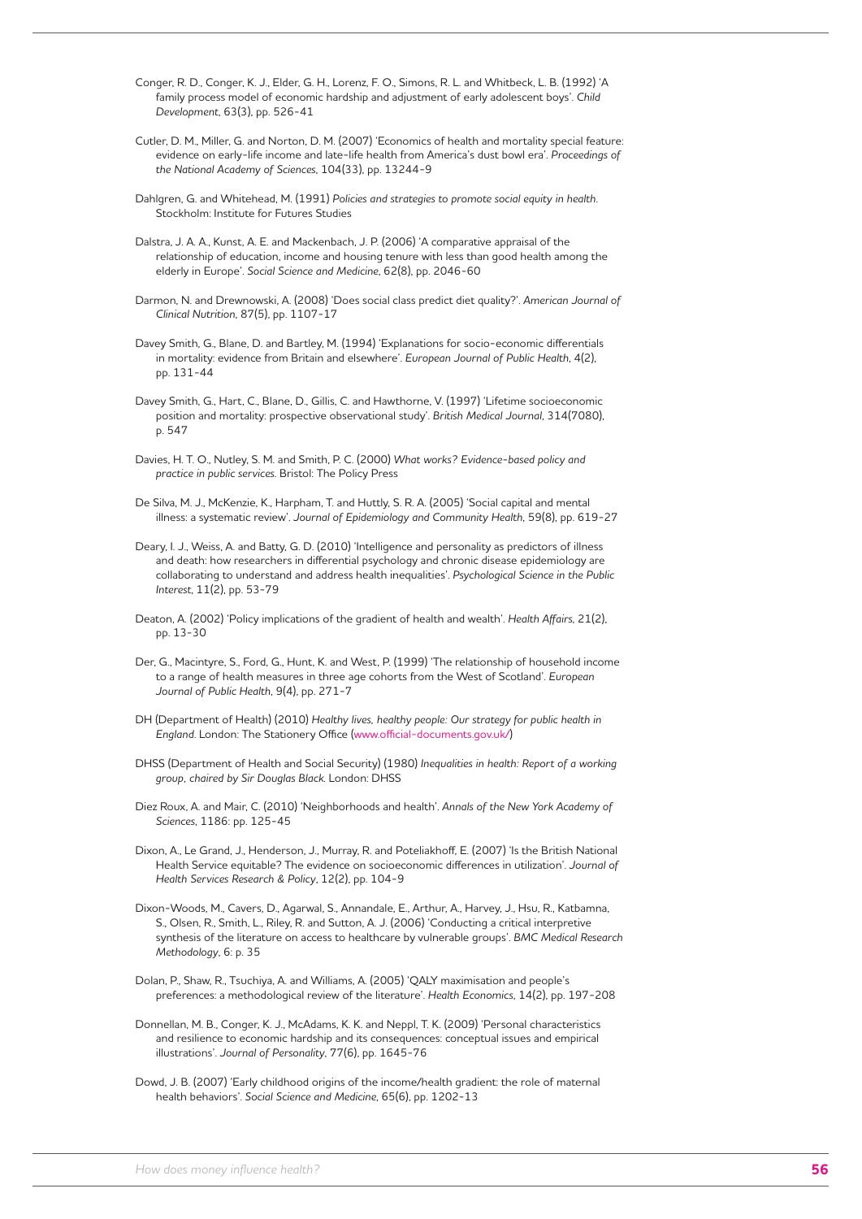Conger, R. D., Conger, K. J., Elder, G. H., Lorenz, F. O., Simons, R. L. and Whitbeck, L. B. (1992) 'A family process model of economic hardship and adjustment of early adolescent boys'. *Child Development*, 63(3), pp. 526–41

Cutler, D. M., Miller, G. and Norton, D. M. (2007) 'Economics of health and mortality special feature: evidence on early-life income and late-life health from America's dust bowl era'. *Proceedings of the National Academy of Sciences*, 104(33), pp. 13244–9

Dahlgren, G. and Whitehead, M. (1991) *Policies and strategies to promote social equity in health*. Stockholm: Institute for Futures Studies

Dalstra, J. A. A., Kunst, A. E. and Mackenbach, J. P. (2006) 'A comparative appraisal of the relationship of education, income and housing tenure with less than good health among the elderly in Europe'. *Social Science and Medicine*, 62(8), pp. 2046–60

Darmon, N. and Drewnowski, A. (2008) 'Does social class predict diet quality?'. *American Journal of Clinical Nutrition*, 87(5), pp. 1107–17

Davey Smith, G., Blane, D. and Bartley, M. (1994) 'Explanations for socio-economic differentials in mortality: evidence from Britain and elsewhere'. *European Journal of Public Health*, 4(2), pp. 131–44

Davey Smith, G., Hart, C., Blane, D., Gillis, C. and Hawthorne, V. (1997) 'Lifetime socioeconomic position and mortality: prospective observational study'. *British Medical Journal*, 314(7080), p. 547

Davies, H. T. O., Nutley, S. M. and Smith, P. C. (2000) *What works? Evidence-based policy and practice in public services*. Bristol: The Policy Press

De Silva, M. J., McKenzie, K., Harpham, T. and Huttly, S. R. A. (2005) 'Social capital and mental illness: a systematic review'. *Journal of Epidemiology and Community Health*, 59(8), pp. 619–27

Deary, I. J., Weiss, A. and Batty, G. D. (2010) 'Intelligence and personality as predictors of illness and death: how researchers in differential psychology and chronic disease epidemiology are collaborating to understand and address health inequalities'. *Psychological Science in the Public Interest*, 11(2), pp. 53–79

Deaton, A. (2002) 'Policy implications of the gradient of health and wealth'. *Health Affairs*, 21(2), pp. 13–30

Der, G., Macintyre, S., Ford, G., Hunt, K. and West, P. (1999) 'The relationship of household income to a range of health measures in three age cohorts from the West of Scotland'. *European Journal of Public Health*, 9(4), pp. 271–7

DH (Department of Health) (2010) *Healthy lives, healthy people: Our strategy for public health in England*. London: The Stationery Office (www.official-documents.gov.uk/)

DHSS (Department of Health and Social Security) (1980) *Inequalities in health: Report of a working group, chaired by Sir Douglas Black*. London: DHSS

Diez Roux, A. and Mair, C. (2010) 'Neighborhoods and health'. *Annals of the New York Academy of Sciences*, 1186: pp. 125–45

Dixon, A., Le Grand, J., Henderson, J., Murray, R. and Poteliakhoff, E. (2007) 'Is the British National Health Service equitable? The evidence on socioeconomic differences in utilization'. *Journal of Health Services Research & Policy*, 12(2), pp. 104–9

Dixon-Woods, M., Cavers, D., Agarwal, S., Annandale, E., Arthur, A., Harvey, J., Hsu, R., Katbamna, S., Olsen, R., Smith, L., Riley, R. and Sutton, A. J. (2006) 'Conducting a critical interpretive synthesis of the literature on access to healthcare by vulnerable groups'. *BMC Medical Research Methodology*, 6: p. 35

Dolan, P., Shaw, R., Tsuchiya, A. and Williams, A. (2005) 'QALY maximisation and people's preferences: a methodological review of the literature'. *Health Economics*, 14(2), pp. 197–208

Donnellan, M. B., Conger, K. J., McAdams, K. K. and Neppl, T. K. (2009) 'Personal characteristics and resilience to economic hardship and its consequences: conceptual issues and empirical illustrations'. *Journal of Personality*, 77(6), pp. 1645–76

Dowd, J. B. (2007) 'Early childhood origins of the income/health gradient: the role of maternal health behaviors'. *Social Science and Medicine*, 65(6), pp. 1202–13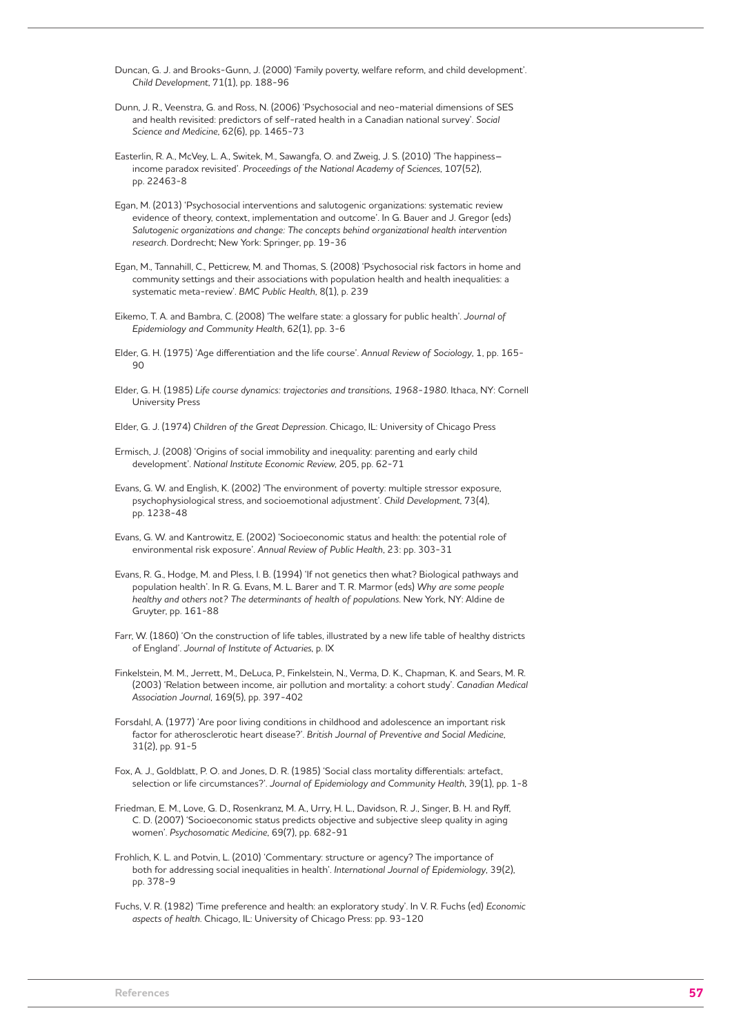Duncan, G. J. and Brooks-Gunn, J. (2000) 'Family poverty, welfare reform, and child development'. *Child Development*, 71(1), pp. 188-96

Dunn, J. R., Veenstra, G. and Ross, N. (2006) 'Psychosocial and neo-material dimensions of SES and health revisited: predictors of self-rated health in a Canadian national survey'. *Social Science and Medicine*, 62(6), pp. 1465-73

Easterlin, R. A., McVey, L. A., Switek, M., Sawangfa, O. and Zweig, J. S. (2010) 'The happiness–income paradox revisited'. *Proceedings of the National Academy of Sciences*, 107(52), pp. 22463-8

Egan, M. (2013) 'Psychosocial interventions and salutogenic organizations: systematic review evidence of theory, context, implementation and outcome'. In G. Bauer and J. Gregor (eds) *Salutogenic organizations and change: The concepts behind organizational health intervention research*. Dordrecht; New York: Springer, pp. 19-36

Egan, M., Tannahill, C., Petticrew, M. and Thomas, S. (2008) 'Psychosocial risk factors in home and community settings and their associations with population health and health inequalities: a systematic meta-review'. *BMC Public Health*, 8(1), p. 239

Eikemo, T. A. and Bambra, C. (2008) 'The welfare state: a glossary for public health'. *Journal of Epidemiology and Community Health*, 62(1), pp. 3-6

Elder, G. H. (1975) 'Age differentiation and the life course'. *Annual Review of Sociology*, 1, pp. 165-90

Elder, G. H. (1985) *Life course dynamics: trajectories and transitions, 1968-1980*. Ithaca, NY: Cornell University Press

Elder, G. J. (1974) *Children of the Great Depression*. Chicago, IL: University of Chicago Press

Ermisch, J. (2008) 'Origins of social immobility and inequality: parenting and early child development'. *National Institute Economic Review*, 205, pp. 62-71

Evans, G. W. and English, K. (2002) 'The environment of poverty: multiple stressor exposure, psychophysiological stress, and socioemotional adjustment'. *Child Development*, 73(4), pp. 1238-48

Evans, G. W. and Kantrowitz, E. (2002) 'Socioeconomic status and health: the potential role of environmental risk exposure'. *Annual Review of Public Health*, 23: pp. 303-31

Evans, R. G., Hodge, M. and Pless, I. B. (1994) 'If not genetics then what? Biological pathways and population health'. In R. G. Evans, M. L. Barer and T. R. Marmor (eds) *Why are some people healthy and others not? The determinants of health of populations*. New York, NY: Aldine de Gruyter, pp. 161-88

Farr, W. (1860) 'On the construction of life tables, illustrated by a new life table of healthy districts of England'. *Journal of Institute of Actuaries*, p. IX

Finkelstein, M. M., Jerrett, M., DeLuca, P., Finkelstein, N., Verma, D. K., Chapman, K. and Sears, M. R. (2003) 'Relation between income, air pollution and mortality: a cohort study'. *Canadian Medical Association Journal*, 169(5), pp. 397-402

Forsdahl, A. (1977) 'Are poor living conditions in childhood and adolescence an important risk factor for atherosclerotic heart disease?'. *British Journal of Preventive and Social Medicine*, 31(2), pp. 91-5

Fox, A. J., Goldblatt, P. O. and Jones, D. R. (1985) 'Social class mortality differentials: artefact, selection or life circumstances?'. *Journal of Epidemiology and Community Health*, 39(1), pp. 1-8

Friedman, E. M., Love, G. D., Rosenkranz, M. A., Urry, H. L., Davidson, R. J., Singer, B. H. and Ryff, C. D. (2007) 'Socioeconomic status predicts objective and subjective sleep quality in aging women'. *Psychosomatic Medicine*, 69(7), pp. 682-91

Frohlich, K. L. and Potvin, L. (2010) 'Commentary: structure or agency? The importance of both for addressing social inequalities in health'. *International Journal of Epidemiology*, 39(2), pp. 378-9

Fuchs, V. R. (1982) 'Time preference and health: an exploratory study'. In V. R. Fuchs (ed) *Economic aspects of health*. Chicago, IL: University of Chicago Press: pp. 93-120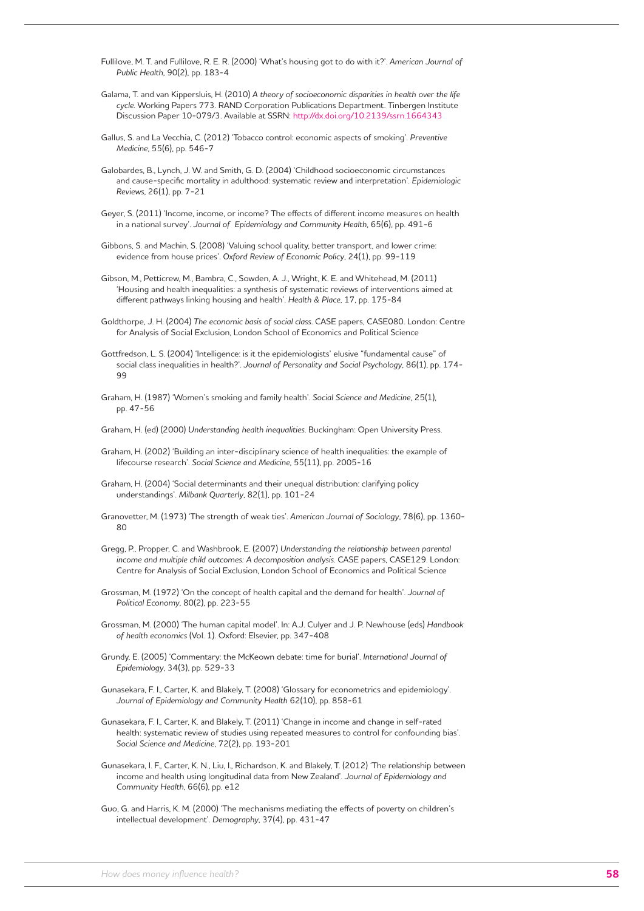Fullilove, M. T. and Fullilove, R. E. R. (2000) 'What's housing got to do with it?'. *American Journal of Public Health*, 90(2), pp. 183-4

Galama, T. and van Kippersluis, H. (2010) *A theory of socioeconomic disparities in health over the life cycle*. Working Papers 773. RAND Corporation Publications Department. Tinbergen Institute Discussion Paper 10-079/3. Available at SSRN: http://dx.doi.org/10.2139/ssrn.1664343

Gallus, S. and La Vecchia, C. (2012) 'Tobacco control: economic aspects of smoking'. *Preventive Medicine*, 55(6), pp. 546-7

Galobardes, B., Lynch, J. W. and Smith, G. D. (2004) 'Childhood socioeconomic circumstances and cause-specific mortality in adulthood: systematic review and interpretation'. *Epidemiologic Reviews*, 26(1), pp. 7-21

Geyer, S. (2011) 'Income, income, or income? The effects of different income measures on health in a national survey'. *Journal of Epidemiology and Community Health*, 65(6), pp. 491-6

Gibbons, S. and Machin, S. (2008) 'Valuing school quality, better transport, and lower crime: evidence from house prices'. *Oxford Review of Economic Policy*, 24(1), pp. 99-119

Gibson, M., Petticrew, M., Bambra, C., Sowden, A. J., Wright, K. E. and Whitehead, M. (2011) 'Housing and health inequalities: a synthesis of systematic reviews of interventions aimed at different pathways linking housing and health'. *Health & Place*, 17, pp. 175-84

Goldthorpe, J. H. (2004) *The economic basis of social class*. CASE papers, CASE080. London: Centre for Analysis of Social Exclusion, London School of Economics and Political Science

Gottfredson, L. S. (2004) 'Intelligence: is it the epidemiologists' elusive "fundamental cause" of social class inequalities in health?'. *Journal of Personality and Social Psychology*, 86(1), pp. 174-99

Graham, H. (1987) 'Women's smoking and family health'. *Social Science and Medicine*, 25(1), pp. 47-56

Graham, H. (ed) (2000) *Understanding health inequalities*. Buckingham: Open University Press.

Graham, H. (2002) 'Building an inter-disciplinary science of health inequalities: the example of lifecourse research'. *Social Science and Medicine*, 55(11), pp. 2005-16

Graham, H. (2004) 'Social determinants and their unequal distribution: clarifying policy understandings'. *Milbank Quarterly*, 82(1), pp. 101-24

Granovetter, M. (1973) 'The strength of weak ties'. *American Journal of Sociology*, 78(6), pp. 1360-80

Gregg, P., Propper, C. and Washbrook, E. (2007) *Understanding the relationship between parental income and multiple child outcomes: A decomposition analysis*. CASE papers, CASE129. London: Centre for Analysis of Social Exclusion, London School of Economics and Political Science

Grossman, M. (1972) 'On the concept of health capital and the demand for health'. *Journal of Political Economy*, 80(2), pp. 223-55

Grossman, M. (2000) 'The human capital model'. In: A.J. Culyer and J. P. Newhouse (eds) *Handbook of health economics* (Vol. 1). Oxford: Elsevier, pp. 347-408

Grundy, E. (2005) 'Commentary: the McKeown debate: time for burial'. *International Journal of Epidemiology*, 34(3), pp. 529-33

Gunasekara, F. I., Carter, K. and Blakely, T. (2008) 'Glossary for econometrics and epidemiology'. *Journal of Epidemiology and Community Health* 62(10), pp. 858-61

Gunasekara, F. I., Carter, K. and Blakely, T. (2011) 'Change in income and change in self-rated health: systematic review of studies using repeated measures to control for confounding bias'. *Social Science and Medicine*, 72(2), pp. 193-201

Gunasekara, I. F., Carter, K. N., Liu, I., Richardson, K. and Blakely, T. (2012) 'The relationship between income and health using longitudinal data from New Zealand'. *Journal of Epidemiology and Community Health*, 66(6), pp. e12

Guo, G. and Harris, K. M. (2000) 'The mechanisms mediating the effects of poverty on children's intellectual development'. *Demography*, 37(4), pp. 431-47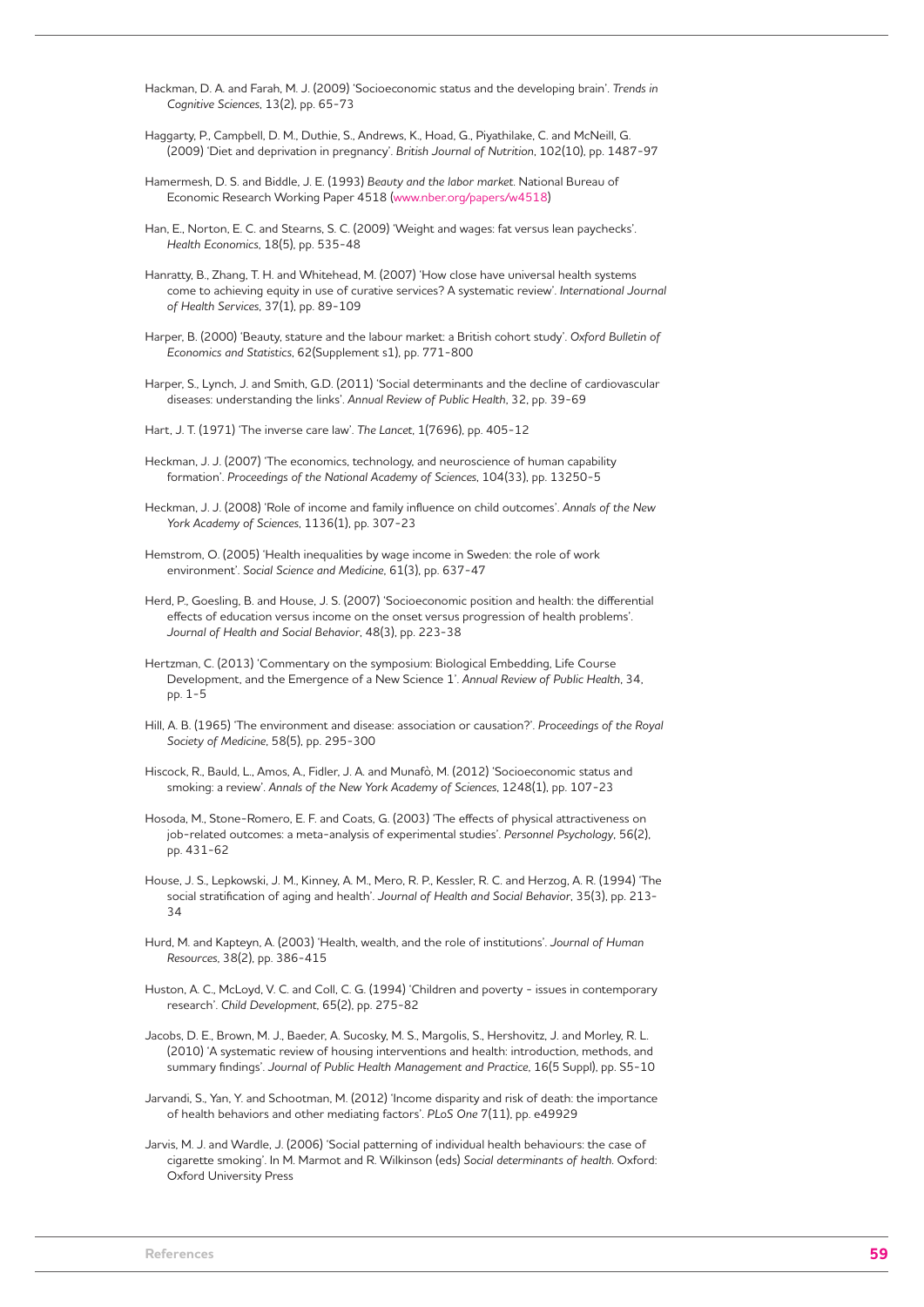Hackman, D. A. and Farah, M. J. (2009) 'Socioeconomic status and the developing brain'. *Trends in Cognitive Sciences*, 13(2), pp. 65-73

Haggarty, P., Campbell, D. M., Duthie, S., Andrews, K., Hoad, G., Piyathilake, C. and McNeill, G. (2009) 'Diet and deprivation in pregnancy'. *British Journal of Nutrition*, 102(10), pp. 1487-97

Hamermesh, D. S. and Biddle, J. E. (1993) *Beauty and the labor market*. National Bureau of Economic Research Working Paper 4518 (www.nber.org/papers/w4518)

Han, E., Norton, E. C. and Stearns, S. C. (2009) 'Weight and wages: fat versus lean paychecks'. *Health Economics*, 18(5), pp. 535-48

Hanratty, B., Zhang, T. H. and Whitehead, M. (2007) 'How close have universal health systems come to achieving equity in use of curative services? A systematic review'. *International Journal of Health Services*, 37(1), pp. 89-109

Harper, B. (2000) 'Beauty, stature and the labour market: a British cohort study'. *Oxford Bulletin of Economics and Statistics*, 62(Supplement s1), pp. 771-800

Harper, S., Lynch, J. and Smith, G.D. (2011) 'Social determinants and the decline of cardiovascular diseases: understanding the links'. *Annual Review of Public Health*, 32, pp. 39-69

Hart, J. T. (1971) 'The inverse care law'. *The Lancet*, 1(7696), pp. 405-12

Heckman, J. J. (2007) 'The economics, technology, and neuroscience of human capability formation'. *Proceedings of the National Academy of Sciences*, 104(33), pp. 13250-5

Heckman, J. J. (2008) 'Role of income and family influence on child outcomes'. *Annals of the New York Academy of Sciences*, 1136(1), pp. 307-23

Hemstrom, O. (2005) 'Health inequalities by wage income in Sweden: the role of work environment'. *Social Science and Medicine*, 61(3), pp. 637-47

Herd, P., Goesling, B. and House, J. S. (2007) 'Socioeconomic position and health: the differential effects of education versus income on the onset versus progression of health problems'. *Journal of Health and Social Behavior*, 48(3), pp. 223-38

Hertzman, C. (2013) 'Commentary on the symposium: Biological Embedding, Life Course Development, and the Emergence of a New Science 1'. *Annual Review of Public Health*, 34, pp. 1-5

Hill, A. B. (1965) 'The environment and disease: association or causation?'. *Proceedings of the Royal Society of Medicine*, 58(5), pp. 295-300

Hiscock, R., Bauld, L., Amos, A., Fidler, J. A. and Munafò, M. (2012) 'Socioeconomic status and smoking: a review'. *Annals of the New York Academy of Sciences*, 1248(1), pp. 107-23

Hosoda, M., Stone-Romero, E. F. and Coats, G. (2003) 'The effects of physical attractiveness on job-related outcomes: a meta-analysis of experimental studies'. *Personnel Psychology*, 56(2), pp. 431-62

House, J. S., Lepkowski, J. M., Kinney, A. M., Mero, R. P., Kessler, R. C. and Herzog, A. R. (1994) 'The social stratification of aging and health'. *Journal of Health and Social Behavior*, 35(3), pp. 213-34

Hurd, M. and Kapteyn, A. (2003) 'Health, wealth, and the role of institutions'. *Journal of Human Resources*, 38(2), pp. 386-415

Huston, A. C., McLoyd, V. C. and Coll, C. G. (1994) 'Children and poverty - issues in contemporary research'. *Child Development*, 65(2), pp. 275-82

Jacobs, D. E., Brown, M. J., Baeder, A. Sucosky, M. S., Margolis, S., Hershovitz, J. and Morley, R. L. (2010) 'A systematic review of housing interventions and health: introduction, methods, and summary findings'. *Journal of Public Health Management and Practice*, 16(5 Suppl), pp. S5-10

Jarvandi, S., Yan, Y. and Schootman, M. (2012) 'Income disparity and risk of death: the importance of health behaviors and other mediating factors'. *PLoS One* 7(11), pp. e49929

Jarvis, M. J. and Wardle, J. (2006) 'Social patterning of individual health behaviours: the case of cigarette smoking'. In M. Marmot and R. Wilkinson (eds) *Social determinants of health*. Oxford: Oxford University Press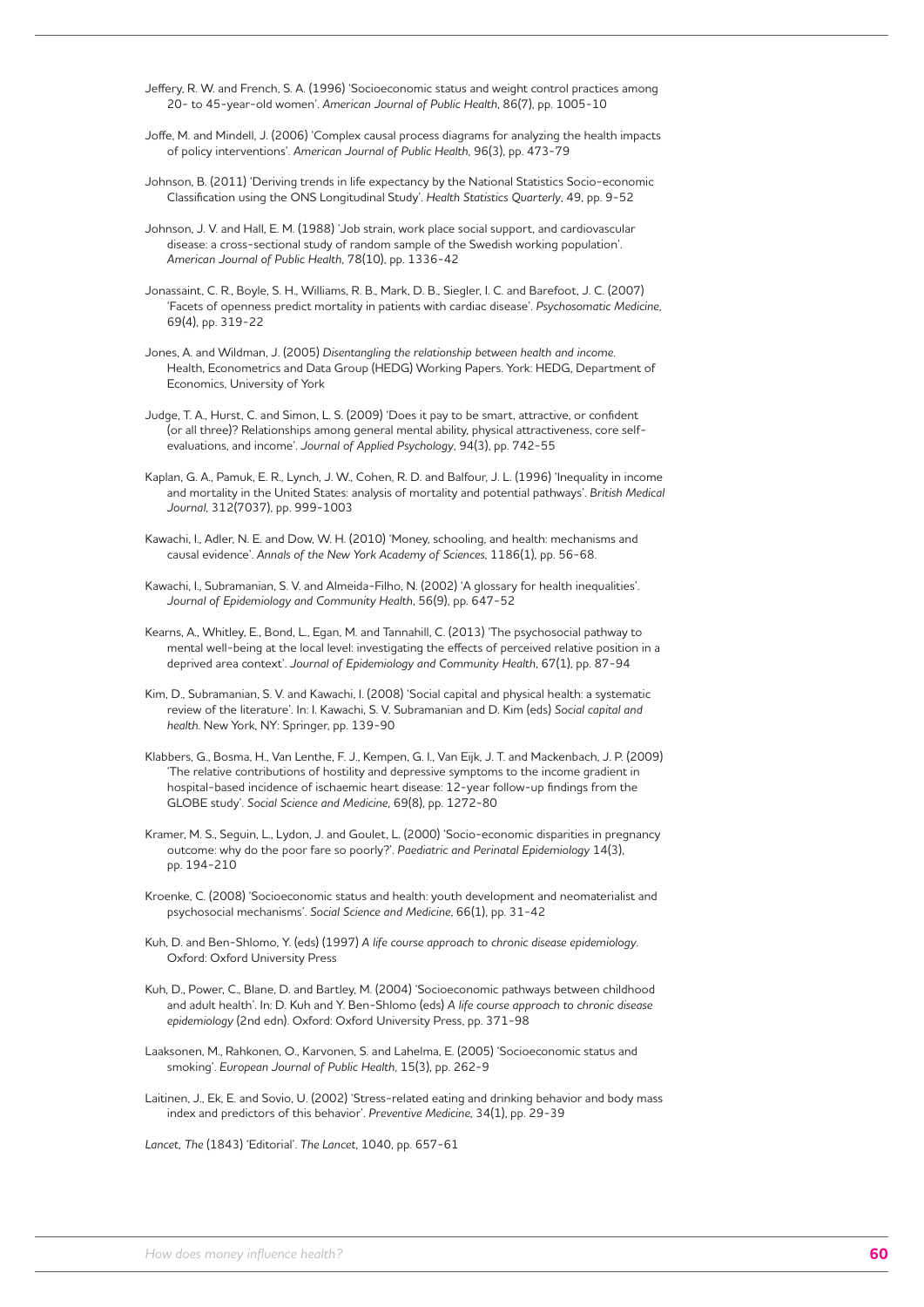Jeffery, R. W. and French, S. A. (1996) 'Socioeconomic status and weight control practices among 20- to 45-year-old women'. *American Journal of Public Health*, 86(7), pp. 1005-10

Joffe, M. and Mindell, J. (2006) 'Complex causal process diagrams for analyzing the health impacts of policy interventions'. *American Journal of Public Health*, 96(3), pp. 473-79

Johnson, B. (2011) 'Deriving trends in life expectancy by the National Statistics Socio-economic Classification using the ONS Longitudinal Study'. *Health Statistics Quarterly*, 49, pp. 9-52

Johnson, J. V. and Hall, E. M. (1988) 'Job strain, work place social support, and cardiovascular disease: a cross-sectional study of random sample of the Swedish working population'. *American Journal of Public Health*, 78(10), pp. 1336-42

Jonassaint, C. R., Boyle, S. H., Williams, R. B., Mark, D. B., Siegler, I. C. and Barefoot, J. C. (2007) 'Facets of openness predict mortality in patients with cardiac disease'. *Psychosomatic Medicine*, 69(4), pp. 319-22

Jones, A. and Wildman, J. (2005) *Disentangling the relationship between health and income*. Health, Econometrics and Data Group (HEDG) Working Papers. York: HEDG, Department of Economics, University of York

Judge, T. A., Hurst, C. and Simon, L. S. (2009) 'Does it pay to be smart, attractive, or confident (or all three)? Relationships among general mental ability, physical attractiveness, core self-evaluations, and income'. *Journal of Applied Psychology*, 94(3), pp. 742-55

Kaplan, G. A., Pamuk, E. R., Lynch, J. W., Cohen, R. D. and Balfour, J. L. (1996) 'Inequality in income and mortality in the United States: analysis of mortality and potential pathways'. *British Medical Journal*, 312(7037), pp. 999-1003

Kawachi, I., Adler, N. E. and Dow, W. H. (2010) 'Money, schooling, and health: mechanisms and causal evidence'. *Annals of the New York Academy of Sciences*, 1186(1), pp. 56-68.

Kawachi, I., Subramanian, S. V. and Almeida-Filho, N. (2002) 'A glossary for health inequalities'. *Journal of Epidemiology and Community Health*, 56(9), pp. 647-52

Kearns, A., Whitley, E., Bond, L., Egan, M. and Tannahill, C. (2013) 'The psychosocial pathway to mental well-being at the local level: investigating the effects of perceived relative position in a deprived area context'. *Journal of Epidemiology and Community Health*, 67(1), pp. 87-94

Kim, D., Subramanian, S. V. and Kawachi, I. (2008) 'Social capital and physical health: a systematic review of the literature'. In: I. Kawachi, S. V. Subramanian and D. Kim (eds) *Social capital and health*. New York, NY: Springer, pp. 139-90

Klabbers, G., Bosma, H., Van Lenthe, F. J., Kempen, G. I., Van Eijk, J. T. and Mackenbach, J. P. (2009) 'The relative contributions of hostility and depressive symptoms to the income gradient in hospital-based incidence of ischaemic heart disease: 12-year follow-up findings from the GLOBE study'. *Social Science and Medicine*, 69(8), pp. 1272-80

Kramer, M. S., Seguin, L., Lydon, J. and Goulet, L. (2000) 'Socio-economic disparities in pregnancy outcome: why do the poor fare so poorly?'. *Paediatric and Perinatal Epidemiology* 14(3), pp. 194-210

Kroenke, C. (2008) 'Socioeconomic status and health: youth development and neomaterialist and psychosocial mechanisms'. *Social Science and Medicine*, 66(1), pp. 31-42

Kuh, D. and Ben-Shlomo, Y. (eds) (1997) *A life course approach to chronic disease epidemiology*. Oxford: Oxford University Press

Kuh, D., Power, C., Blane, D. and Bartley, M. (2004) 'Socioeconomic pathways between childhood and adult health'. In: D. Kuh and Y. Ben-Shlomo (eds) *A life course approach to chronic disease epidemiology* (2nd edn). Oxford: Oxford University Press, pp. 371-98

Laaksonen, M., Rahkonen, O., Karvonen, S. and Lahelma, E. (2005) 'Socioeconomic status and smoking'. *European Journal of Public Health*, 15(3), pp. 262-9

Laitinen, J., Ek, E. and Sovio, U. (2002) 'Stress-related eating and drinking behavior and body mass index and predictors of this behavior'. *Preventive Medicine*, 34(1), pp. 29-39

*Lancet, The* (1843) 'Editorial'. *The Lancet*, 1040, pp. 657-61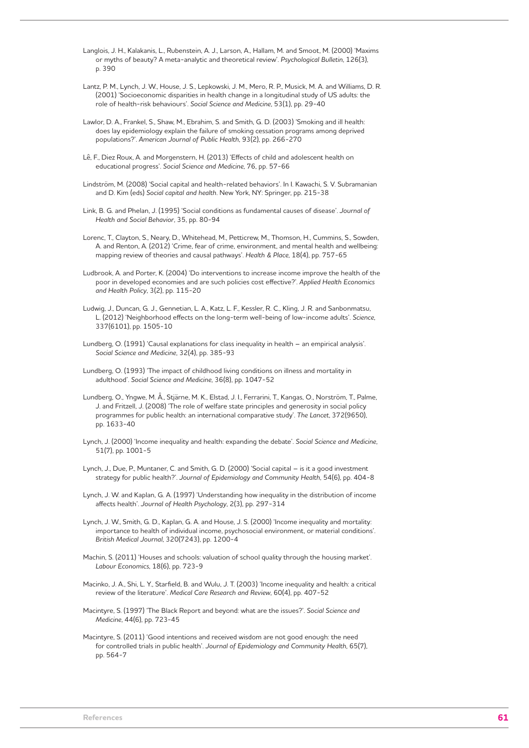Langlois, J. H., Kalakanis, L., Rubenstein, A. J., Larson, A., Hallam, M. and Smoot, M. (2000) 'Maxims or myths of beauty? A meta-analytic and theoretical review'. *Psychological Bulletin*, 126(3), p. 390

Lantz, P. M., Lynch, J. W., House, J. S., Lepkowski, J. M., Mero, R. P., Musick, M. A. and Williams, D. R. (2001) 'Socioeconomic disparities in health change in a longitudinal study of US adults: the role of health-risk behaviours'. *Social Science and Medicine*, 53(1), pp. 29-40

Lawlor, D. A., Frankel, S., Shaw, M., Ebrahim, S. and Smith, G. D. (2003) 'Smoking and ill health: does lay epidemiology explain the failure of smoking cessation programs among deprived populations?'. *American Journal of Public Health*, 93(2), pp. 266-270

Lê, F., Diez Roux, A. and Morgenstern, H. (2013) 'Effects of child and adolescent health on educational progress'. *Social Science and Medicine*, 76, pp. 57-66

Lindström, M. (2008) 'Social capital and health-related behaviors'. In I. Kawachi, S. V. Subramanian and D. Kim (eds) *Social capital and health*. New York, NY: Springer, pp. 215-38

Link, B. G. and Phelan, J. (1995) 'Social conditions as fundamental causes of disease'. *Journal of Health and Social Behavior*, 35, pp. 80-94

Lorenc, T., Clayton, S., Neary, D., Whitehead, M., Petticrew, M., Thomson, H., Cummins, S., Sowden, A. and Renton, A. (2012) 'Crime, fear of crime, environment, and mental health and wellbeing: mapping review of theories and causal pathways'. *Health & Place*, 18(4), pp. 757-65

Ludbrook, A. and Porter, K. (2004) 'Do interventions to increase income improve the health of the poor in developed economies and are such policies cost effective?'. *Applied Health Economics and Health Policy*, 3(2), pp. 115-20

Ludwig, J., Duncan, G. J., Gennetian, L. A., Katz, L. F., Kessler, R. C., Kling, J. R. and Sanbonmatsu, L. (2012) 'Neighborhood effects on the long-term well-being of low-income adults'. *Science*, 337(6101), pp. 1505-10

Lundberg, O. (1991) 'Causal explanations for class inequality in health – an empirical analysis'. *Social Science and Medicine*, 32(4), pp. 385-93

Lundberg, O. (1993) 'The impact of childhood living conditions on illness and mortality in adulthood'. *Social Science and Medicine*, 36(8), pp. 1047-52

Lundberg, O., Yngwe, M. Å., Stjärne, M. K., Elstad, J. I., Ferrarini, T., Kangas, O., Norström, T., Palme, J. and Fritzell, J. (2008) 'The role of welfare state principles and generosity in social policy programmes for public health: an international comparative study'. *The Lancet*, 372(9650), pp. 1633-40

Lynch, J. (2000) 'Income inequality and health: expanding the debate'. *Social Science and Medicine*, 51(7), pp. 1001-5

Lynch, J., Due, P., Muntaner, C. and Smith, G. D. (2000) 'Social capital – is it a good investment strategy for public health?'. *Journal of Epidemiology and Community Health*, 54(6), pp. 404-8

Lynch, J. W. and Kaplan, G. A. (1997) 'Understanding how inequality in the distribution of income affects health'. *Journal of Health Psychology*, 2(3), pp. 297-314

Lynch, J. W., Smith, G. D., Kaplan, G. A. and House, J. S. (2000) 'Income inequality and mortality: importance to health of individual income, psychosocial environment, or material conditions'. *British Medical Journal*, 320(7243), pp. 1200-4

Machin, S. (2011) 'Houses and schools: valuation of school quality through the housing market'. *Labour Economics*, 18(6), pp. 723-9

Macinko, J. A., Shi, L. Y., Starfield, B. and Wulu, J. T. (2003) 'Income inequality and health: a critical review of the literature'. *Medical Care Research and Review*, 60(4), pp. 407-52

Macintyre, S. (1997) 'The Black Report and beyond: what are the issues?'. *Social Science and Medicine*, 44(6), pp. 723-45

Macintyre, S. (2011) 'Good intentions and received wisdom are not good enough: the need for controlled trials in public health'. *Journal of Epidemiology and Community Health*, 65(7), pp. 564-7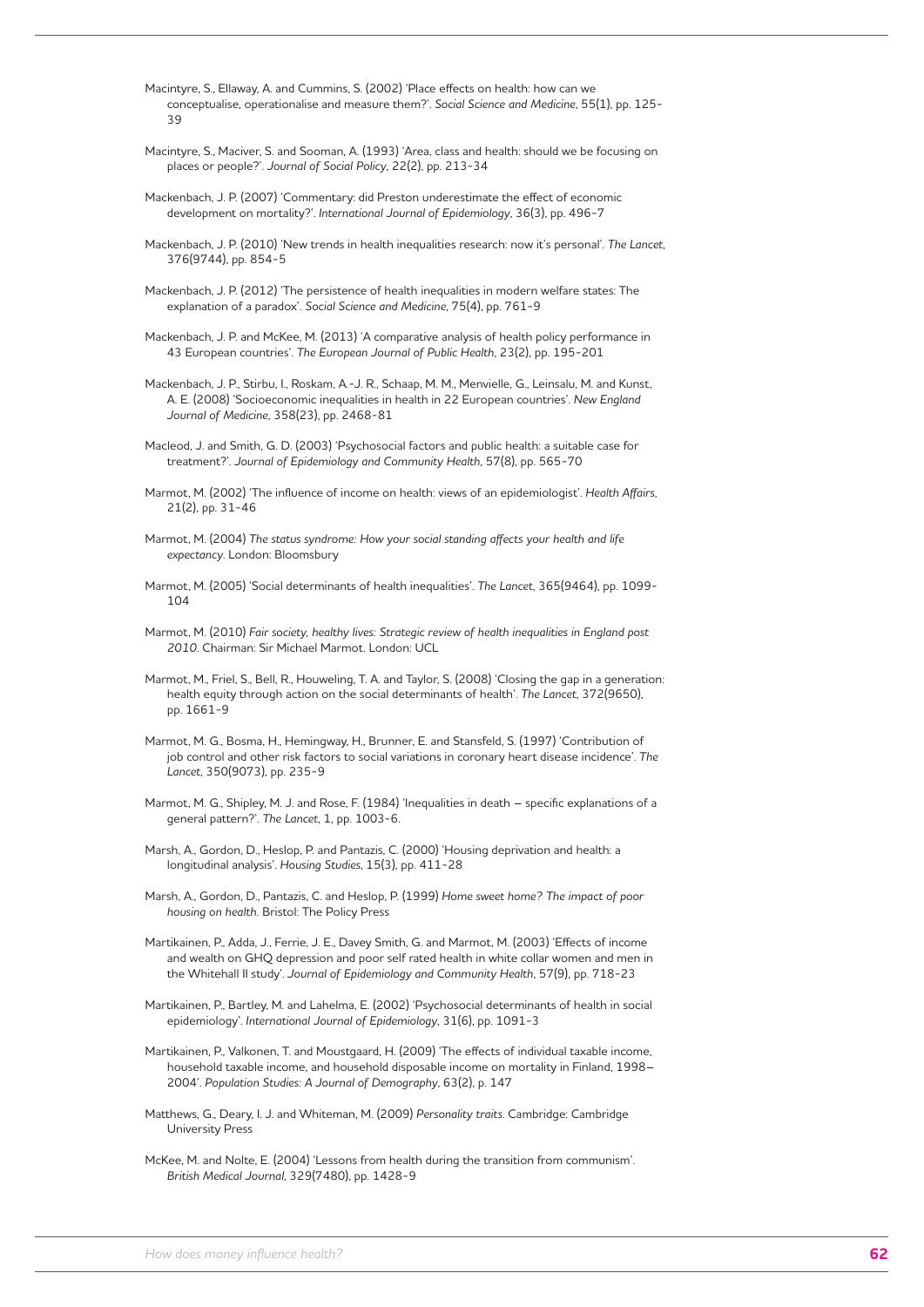Macintyre, S., Ellaway, A. and Cummins, S. (2002) 'Place effects on health: how can we conceptualise, operationalise and measure them?'. *Social Science and Medicine*, 55(1), pp. 125-39

Macintyre, S., Maciver, S. and Sooman, A. (1993) 'Area, class and health: should we be focusing on places or people?'. *Journal of Social Policy*, 22(2), pp. 213-34

Mackenbach, J. P. (2007) 'Commentary: did Preston underestimate the effect of economic development on mortality?'. *International Journal of Epidemiology*, 36(3), pp. 496-7

Mackenbach, J. P. (2010) 'New trends in health inequalities research: now it's personal'. *The Lancet*, 376(9744), pp. 854-5

Mackenbach, J. P. (2012) 'The persistence of health inequalities in modern welfare states: The explanation of a paradox'. *Social Science and Medicine*, 75(4), pp. 761-9

Mackenbach, J. P. and McKee, M. (2013) 'A comparative analysis of health policy performance in 43 European countries'. *The European Journal of Public Health*, 23(2), pp. 195-201

Mackenbach, J. P., Stirbu, I., Roskam, A.-J. R., Schaap, M. M., Menvielle, G., Leinsalu, M. and Kunst, A. E. (2008) 'Socioeconomic inequalities in health in 22 European countries'. *New England Journal of Medicine*, 358(23), pp. 2468-81

Macleod, J. and Smith, G. D. (2003) 'Psychosocial factors and public health: a suitable case for treatment?'. *Journal of Epidemiology and Community Health*, 57(8), pp. 565-70

Marmot, M. (2002) 'The influence of income on health: views of an epidemiologist'. *Health Affairs*, 21(2), pp. 31-46

Marmot, M. (2004) *The status syndrome: How your social standing affects your health and life expectancy*. London: Bloomsbury

Marmot, M. (2005) 'Social determinants of health inequalities'. *The Lancet*, 365(9464), pp. 1099-104

Marmot, M. (2010) *Fair society, healthy lives: Strategic review of health inequalities in England post 2010*. Chairman: Sir Michael Marmot. London: UCL

Marmot, M., Friel, S., Bell, R., Houweling, T. A. and Taylor, S. (2008) 'Closing the gap in a generation: health equity through action on the social determinants of health'. *The Lancet*, 372(9650), pp. 1661-9

Marmot, M. G., Bosma, H., Hemingway, H., Brunner, E. and Stansfeld, S. (1997) 'Contribution of job control and other risk factors to social variations in coronary heart disease incidence'. *The Lancet*, 350(9073), pp. 235-9

Marmot, M. G., Shipley, M. J. and Rose, F. (1984) 'Inequalities in death – specific explanations of a general pattern?'. *The Lancet*, 1, pp. 1003-6.

Marsh, A., Gordon, D., Heslop, P. and Pantazis, C. (2000) 'Housing deprivation and health: a longitudinal analysis'. *Housing Studies*, 15(3), pp. 411-28

Marsh, A., Gordon, D., Pantazis, C. and Heslop, P. (1999) *Home sweet home? The impact of poor housing on health*. Bristol: The Policy Press

Martikainen, P., Adda, J., Ferrie, J. E., Davey Smith, G. and Marmot, M. (2003) 'Effects of income and wealth on GHQ depression and poor self rated health in white collar women and men in the Whitehall II study'. *Journal of Epidemiology and Community Health*, 57(9), pp. 718-23

Martikainen, P., Bartley, M. and Lahelma, E. (2002) 'Psychosocial determinants of health in social epidemiology'. *International Journal of Epidemiology*, 31(6), pp. 1091-3

Martikainen, P., Valkonen, T. and Moustgaard, H. (2009) 'The effects of individual taxable income, household taxable income, and household disposable income on mortality in Finland, 1998–2004'. *Population Studies: A Journal of Demography*, 63(2), p. 147

Matthews, G., Deary, I. J. and Whiteman, M. (2009) *Personality traits*. Cambridge: Cambridge University Press

McKee, M. and Nolte, E. (2004) 'Lessons from health during the transition from communism'. *British Medical Journal*, 329(7480), pp. 1428-9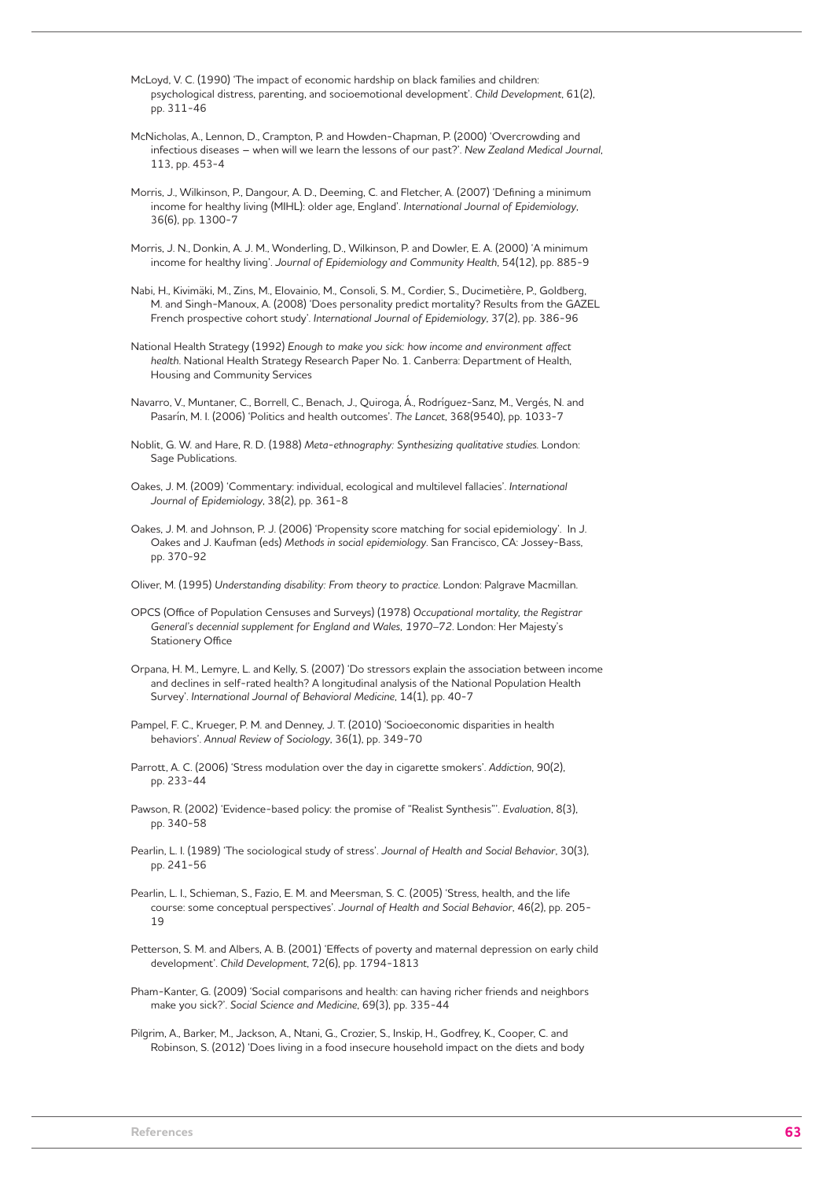McLoyd, V. C. (1990) 'The impact of economic hardship on black families and children: psychological distress, parenting, and socioemotional development'. *Child Development*, 61(2), pp. 311-46

McNicholas, A., Lennon, D., Crampton, P. and Howden-Chapman, P. (2000) 'Overcrowding and infectious diseases – when will we learn the lessons of our past?'. *New Zealand Medical Journal*, 113, pp. 453-4

Morris, J., Wilkinson, P., Dangour, A. D., Deeming, C. and Fletcher, A. (2007) 'Defining a minimum income for healthy living (MIHL): older age, England'. *International Journal of Epidemiology*, 36(6), pp. 1300-7

Morris, J. N., Donkin, A. J. M., Wonderling, D., Wilkinson, P. and Dowler, E. A. (2000) 'A minimum income for healthy living'. *Journal of Epidemiology and Community Health*, 54(12), pp. 885-9

Nabi, H., Kivimäki, M., Zins, M., Elovainio, M., Consoli, S. M., Cordier, S., Ducimetière, P., Goldberg, M. and Singh-Manoux, A. (2008) 'Does personality predict mortality? Results from the GAZEL French prospective cohort study'. *International Journal of Epidemiology*, 37(2), pp. 386-96

National Health Strategy (1992) *Enough to make you sick: how income and environment affect health*. National Health Strategy Research Paper No. 1. Canberra: Department of Health, Housing and Community Services

Navarro, V., Muntaner, C., Borrell, C., Benach, J., Quiroga, Á., Rodríguez-Sanz, M., Vergés, N. and Pasarín, M. I. (2006) 'Politics and health outcomes'. *The Lancet*, 368(9540), pp. 1033-7

Noblit, G. W. and Hare, R. D. (1988) *Meta-ethnography: Synthesizing qualitative studies*. London: Sage Publications.

Oakes, J. M. (2009) 'Commentary: individual, ecological and multilevel fallacies'. *International Journal of Epidemiology*, 38(2), pp. 361-8

Oakes, J. M. and Johnson, P. J. (2006) 'Propensity score matching for social epidemiology'. In J. Oakes and J. Kaufman (eds) *Methods in social epidemiology*. San Francisco, CA: Jossey-Bass, pp. 370-92

Oliver, M. (1995) *Understanding disability: From theory to practice*. London: Palgrave Macmillan.

OPCS (Office of Population Censuses and Surveys) (1978) *Occupational mortality, the Registrar General's decennial supplement for England and Wales, 1970–72*. London: Her Majesty's Stationery Office

Orpana, H. M., Lemyre, L. and Kelly, S. (2007) 'Do stressors explain the association between income and declines in self-rated health? A longitudinal analysis of the National Population Health Survey'. *International Journal of Behavioral Medicine*, 14(1), pp. 40-7

Pampel, F. C., Krueger, P. M. and Denney, J. T. (2010) 'Socioeconomic disparities in health behaviors'. *Annual Review of Sociology*, 36(1), pp. 349-70

Parrott, A. C. (2006) 'Stress modulation over the day in cigarette smokers'. *Addiction*, 90(2), pp. 233-44

Pawson, R. (2002) 'Evidence-based policy: the promise of "Realist Synthesis"'. *Evaluation*, 8(3), pp. 340-58

Pearlin, L. I. (1989) 'The sociological study of stress'. *Journal of Health and Social Behavior*, 30(3), pp. 241-56

Pearlin, L. I., Schieman, S., Fazio, E. M. and Meersman, S. C. (2005) 'Stress, health, and the life course: some conceptual perspectives'. *Journal of Health and Social Behavior*, 46(2), pp. 205-19

Petterson, S. M. and Albers, A. B. (2001) 'Effects of poverty and maternal depression on early child development'. *Child Development*, 72(6), pp. 1794-1813

Pham-Kanter, G. (2009) 'Social comparisons and health: can having richer friends and neighbors make you sick?'. *Social Science and Medicine*, 69(3), pp. 335-44

Pilgrim, A., Barker, M., Jackson, A., Ntani, G., Crozier, S., Inskip, H., Godfrey, K., Cooper, C. and Robinson, S. (2012) 'Does living in a food insecure household impact on the diets and body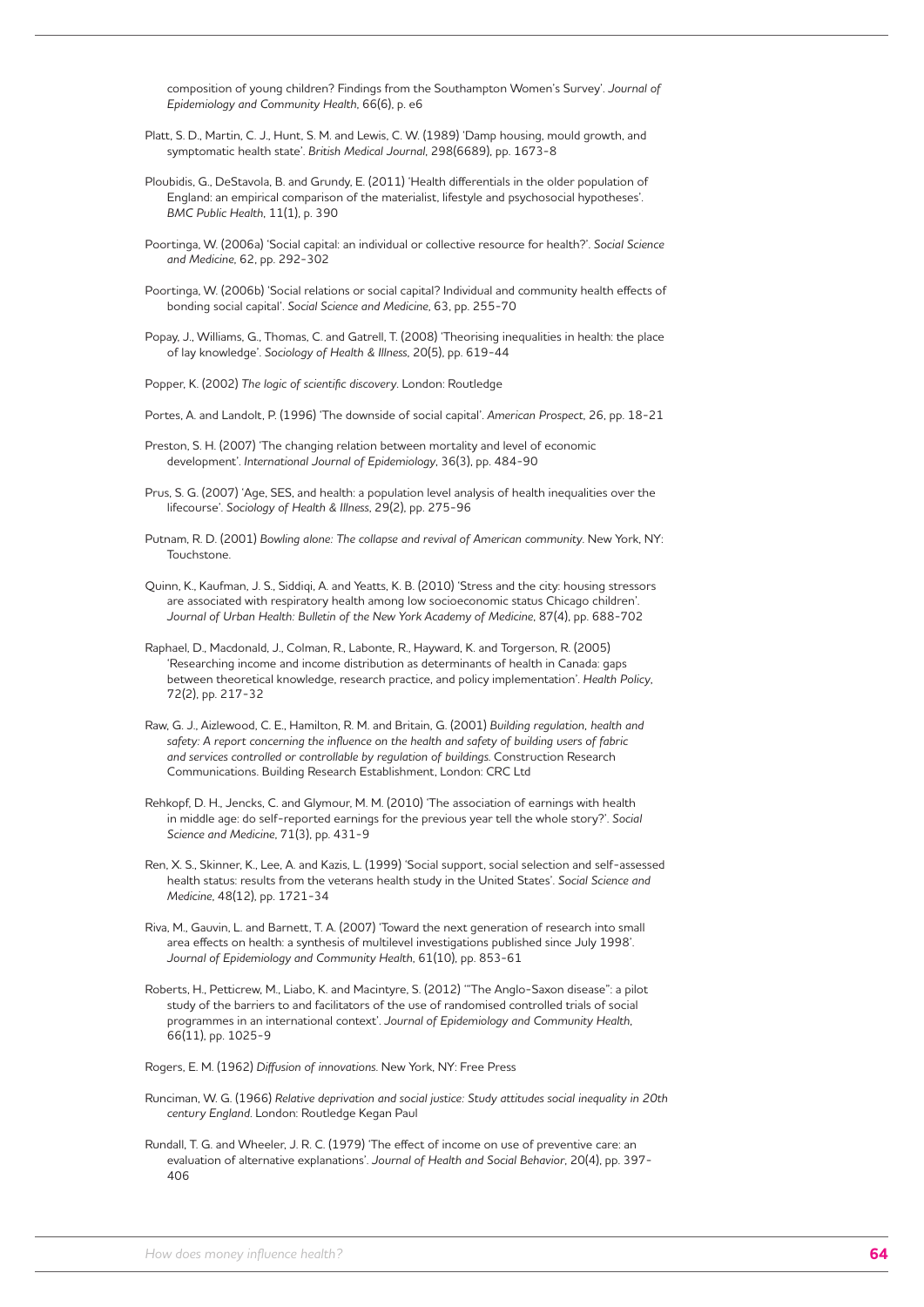composition of young children? Findings from the Southampton Women's Survey'. *Journal of Epidemiology and Community Health*, 66(6), p. e6

Platt, S. D., Martin, C. J., Hunt, S. M. and Lewis, C. W. (1989) 'Damp housing, mould growth, and symptomatic health state'. *British Medical Journal*, 298(6689), pp. 1673-8

Ploubidis, G., DeStavola, B. and Grundy, E. (2011) 'Health differentials in the older population of England: an empirical comparison of the materialist, lifestyle and psychosocial hypotheses'. *BMC Public Health*, 11(1), p. 390

Poortinga, W. (2006a) 'Social capital: an individual or collective resource for health?'. *Social Science and Medicine*, 62, pp. 292-302

Poortinga, W. (2006b) 'Social relations or social capital? Individual and community health effects of bonding social capital'. *Social Science and Medicine*, 63, pp. 255-70

Popay, J., Williams, G., Thomas, C. and Gatrell, T. (2008) 'Theorising inequalities in health: the place of lay knowledge'. *Sociology of Health & Illness*, 20(5), pp. 619-44

Popper, K. (2002) *The logic of scientific discovery*. London: Routledge

Portes, A. and Landolt, P. (1996) 'The downside of social capital'. *American Prospect*, 26, pp. 18-21

Preston, S. H. (2007) 'The changing relation between mortality and level of economic development'. *International Journal of Epidemiology*, 36(3), pp. 484-90

Prus, S. G. (2007) 'Age, SES, and health: a population level analysis of health inequalities over the lifecourse'. *Sociology of Health & Illness*, 29(2), pp. 275-96

Putnam, R. D. (2001) *Bowling alone: The collapse and revival of American community*. New York, NY: Touchstone.

Quinn, K., Kaufman, J. S., Siddiqi, A. and Yeatts, K. B. (2010) 'Stress and the city: housing stressors are associated with respiratory health among low socioeconomic status Chicago children'. *Journal of Urban Health: Bulletin of the New York Academy of Medicine*, 87(4), pp. 688-702

Raphael, D., Macdonald, J., Colman, R., Labonte, R., Hayward, K. and Torgerson, R. (2005) 'Researching income and income distribution as determinants of health in Canada: gaps between theoretical knowledge, research practice, and policy implementation'. *Health Policy*, 72(2), pp. 217-32

Raw, G. J., Aizlewood, C. E., Hamilton, R. M. and Britain, G. (2001) *Building regulation, health and safety: A report concerning the influence on the health and safety of building users of fabric and services controlled or controllable by regulation of buildings*. Construction Research Communications. Building Research Establishment, London: CRC Ltd

Rehkopf, D. H., Jencks, C. and Glymour, M. M. (2010) 'The association of earnings with health in middle age: do self-reported earnings for the previous year tell the whole story?'. *Social Science and Medicine*, 71(3), pp. 431-9

Ren, X. S., Skinner, K., Lee, A. and Kazis, L. (1999) 'Social support, social selection and self-assessed health status: results from the veterans health study in the United States'. *Social Science and Medicine*, 48(12), pp. 1721-34

Riva, M., Gauvin, L. and Barnett, T. A. (2007) 'Toward the next generation of research into small area effects on health: a synthesis of multilevel investigations published since July 1998'. *Journal of Epidemiology and Community Health*, 61(10), pp. 853-61

Roberts, H., Petticrew, M., Liabo, K. and Macintyre, S. (2012) '"The Anglo-Saxon disease": a pilot study of the barriers to and facilitators of the use of randomised controlled trials of social programmes in an international context'. *Journal of Epidemiology and Community Health*, 66(11), pp. 1025-9

Rogers, E. M. (1962) *Diffusion of innovations*. New York, NY: Free Press

Runciman, W. G. (1966) *Relative deprivation and social justice: Study attitudes social inequality in 20th century England*. London: Routledge Kegan Paul

Rundall, T. G. and Wheeler, J. R. C. (1979) 'The effect of income on use of preventive care: an evaluation of alternative explanations'. *Journal of Health and Social Behavior*, 20(4), pp. 397-406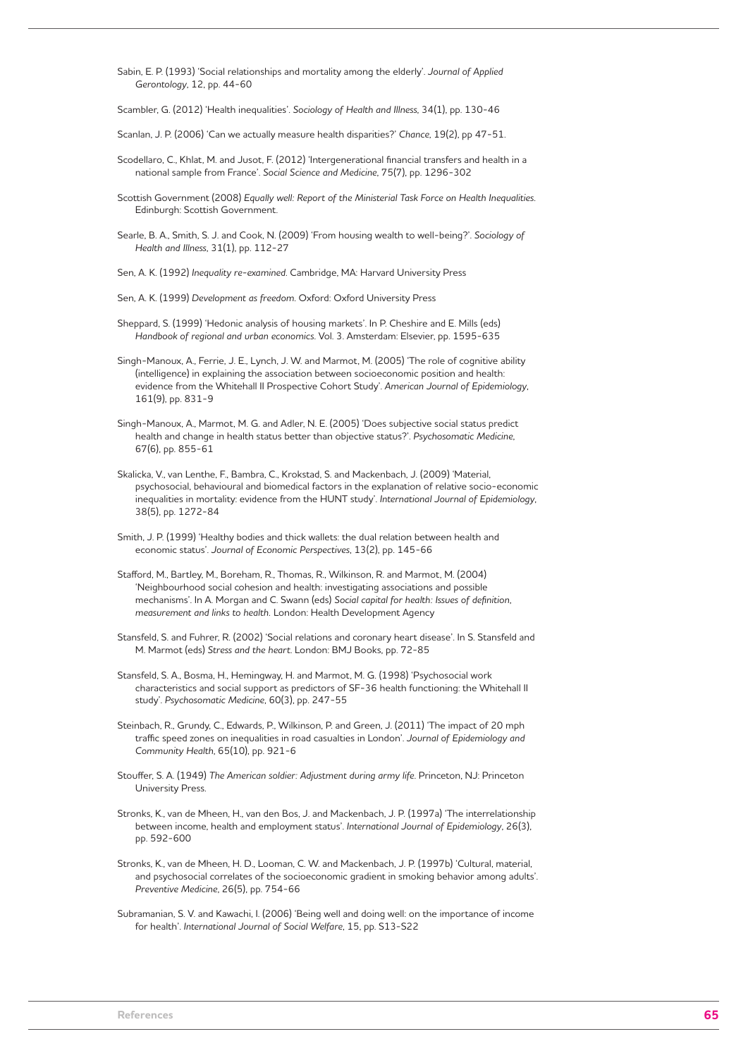Sabin, E. P. (1993) 'Social relationships and mortality among the elderly'. *Journal of Applied Gerontology*, 12, pp. 44-60

Scambler, G. (2012) 'Health inequalities'. *Sociology of Health and Illness*, 34(1), pp. 130-46

Scanlan, J. P. (2006) 'Can we actually measure health disparities?' *Chance*, 19(2), pp 47-51.

Scodellaro, C., Khlat, M. and Jusot, F. (2012) 'Intergenerational financial transfers and health in a national sample from France'. *Social Science and Medicine*, 75(7), pp. 1296-302

Scottish Government (2008) *Equally well: Report of the Ministerial Task Force on Health Inequalities*. Edinburgh: Scottish Government.

Searle, B. A., Smith, S. J. and Cook, N. (2009) 'From housing wealth to well-being?'. *Sociology of Health and Illness*, 31(1), pp. 112-27

Sen, A. K. (1992) *Inequality re-examined*. Cambridge, MA: Harvard University Press

Sen, A. K. (1999) *Development as freedom*. Oxford: Oxford University Press

Sheppard, S. (1999) 'Hedonic analysis of housing markets'. In P. Cheshire and E. Mills (eds) *Handbook of regional and urban economics*. Vol. 3. Amsterdam: Elsevier, pp. 1595-635

Singh-Manoux, A., Ferrie, J. E., Lynch, J. W. and Marmot, M. (2005) 'The role of cognitive ability (intelligence) in explaining the association between socioeconomic position and health: evidence from the Whitehall II Prospective Cohort Study'. *American Journal of Epidemiology*, 161(9), pp. 831-9

Singh-Manoux, A., Marmot, M. G. and Adler, N. E. (2005) 'Does subjective social status predict health and change in health status better than objective status?'. *Psychosomatic Medicine*, 67(6), pp. 855-61

Skalicka, V., van Lenthe, F., Bambra, C., Krokstad, S. and Mackenbach, J. (2009) 'Material, psychosocial, behavioural and biomedical factors in the explanation of relative socio-economic inequalities in mortality: evidence from the HUNT study'. *International Journal of Epidemiology*, 38(5), pp. 1272-84

Smith, J. P. (1999) 'Healthy bodies and thick wallets: the dual relation between health and economic status'. *Journal of Economic Perspectives*, 13(2), pp. 145-66

Stafford, M., Bartley, M., Boreham, R., Thomas, R., Wilkinson, R. and Marmot, M. (2004) 'Neighbourhood social cohesion and health: investigating associations and possible mechanisms'. In A. Morgan and C. Swann (eds) *Social capital for health: Issues of definition, measurement and links to health*. London: Health Development Agency

Stansfeld, S. and Fuhrer, R. (2002) 'Social relations and coronary heart disease'. In S. Stansfeld and M. Marmot (eds) *Stress and the heart*. London: BMJ Books, pp. 72-85

Stansfeld, S. A., Bosma, H., Hemingway, H. and Marmot, M. G. (1998) 'Psychosocial work characteristics and social support as predictors of SF-36 health functioning: the Whitehall II study'. *Psychosomatic Medicine*, 60(3), pp. 247-55

Steinbach, R., Grundy, C., Edwards, P., Wilkinson, P. and Green, J. (2011) 'The impact of 20 mph traffic speed zones on inequalities in road casualties in London'. *Journal of Epidemiology and Community Health*, 65(10), pp. 921-6

Stouffer, S. A. (1949) *The American soldier: Adjustment during army life*. Princeton, NJ: Princeton University Press.

Stronks, K., van de Mheen, H., van den Bos, J. and Mackenbach, J. P. (1997a) 'The interrelationship between income, health and employment status'. *International Journal of Epidemiology*, 26(3), pp. 592-600

Stronks, K., van de Mheen, H. D., Looman, C. W. and Mackenbach, J. P. (1997b) 'Cultural, material, and psychosocial correlates of the socioeconomic gradient in smoking behavior among adults'. *Preventive Medicine*, 26(5), pp. 754-66

Subramanian, S. V. and Kawachi, I. (2006) 'Being well and doing well: on the importance of income for health'. *International Journal of Social Welfare*, 15, pp. S13-S22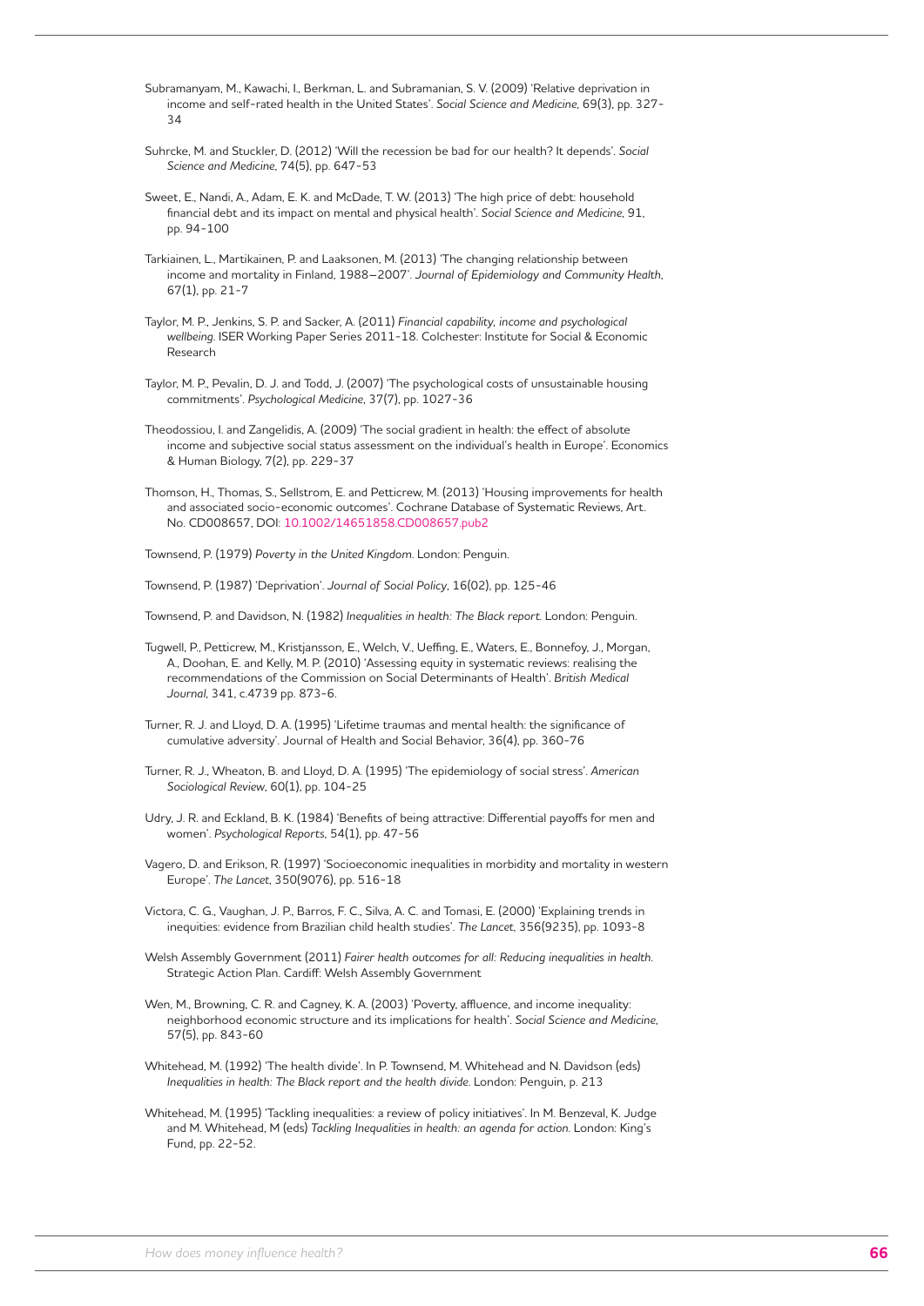Subramanyam, M., Kawachi, I., Berkman, L. and Subramanian, S. V. (2009) 'Relative deprivation in income and self-rated health in the United States'. *Social Science and Medicine*, 69(3), pp. 327-34

Suhrcke, M. and Stuckler, D. (2012) 'Will the recession be bad for our health? It depends'. *Social Science and Medicine*, 74(5), pp. 647-53

Sweet, E., Nandi, A., Adam, E. K. and McDade, T. W. (2013) 'The high price of debt: household financial debt and its impact on mental and physical health'. *Social Science and Medicine*, 91, pp. 94-100

Tarkiainen, L., Martikainen, P. and Laaksonen, M. (2013) 'The changing relationship between income and mortality in Finland, 1988–2007'. *Journal of Epidemiology and Community Health*, 67(1), pp. 21-7

Taylor, M. P., Jenkins, S. P. and Sacker, A. (2011) *Financial capability, income and psychological wellbeing*. ISER Working Paper Series 2011-18. Colchester: Institute for Social & Economic Research

Taylor, M. P., Pevalin, D. J. and Todd, J. (2007) 'The psychological costs of unsustainable housing commitments'. *Psychological Medicine*, 37(7), pp. 1027-36

Theodossiou, I. and Zangelidis, A. (2009) 'The social gradient in health: the effect of absolute income and subjective social status assessment on the individual's health in Europe'. Economics & Human Biology, 7(2), pp. 229-37

Thomson, H., Thomas, S., Sellstrom, E. and Petticrew, M. (2013) 'Housing improvements for health and associated socio-economic outcomes'. Cochrane Database of Systematic Reviews, Art. No. CD008657, DOI: 10.1002/14651858.CD008657.pub2

Townsend, P. (1979) *Poverty in the United Kingdom*. London: Penguin.

Townsend, P. (1987) 'Deprivation'. *Journal of Social Policy*, 16(02), pp. 125-46

Townsend, P. and Davidson, N. (1982) *Inequalities in health: The Black report*. London: Penguin.

Tugwell, P., Petticrew, M., Kristjansson, E., Welch, V., Ueffing, E., Waters, E., Bonnefoy, J., Morgan, A., Doohan, E. and Kelly, M. P. (2010) 'Assessing equity in systematic reviews: realising the recommendations of the Commission on Social Determinants of Health'. *British Medical Journal*, 341, c.4739 pp. 873-6.

Turner, R. J. and Lloyd, D. A. (1995) 'Lifetime traumas and mental health: the significance of cumulative adversity'. Journal of Health and Social Behavior, 36(4), pp. 360-76

Turner, R. J., Wheaton, B. and Lloyd, D. A. (1995) 'The epidemiology of social stress'. *American Sociological Review*, 60(1), pp. 104-25

Udry, J. R. and Eckland, B. K. (1984) 'Benefits of being attractive: Differential payoffs for men and women'. *Psychological Reports*, 54(1), pp. 47-56

Vagero, D. and Erikson, R. (1997) 'Socioeconomic inequalities in morbidity and mortality in western Europe'. *The Lancet*, 350(9076), pp. 516-18

Victora, C. G., Vaughan, J. P., Barros, F. C., Silva, A. C. and Tomasi, E. (2000) 'Explaining trends in inequities: evidence from Brazilian child health studies'. *The Lancet*, 356(9235), pp. 1093-8

Welsh Assembly Government (2011) *Fairer health outcomes for all: Reducing inequalities in health*. Strategic Action Plan. Cardiff: Welsh Assembly Government

Wen, M., Browning, C. R. and Cagney, K. A. (2003) 'Poverty, affluence, and income inequality: neighborhood economic structure and its implications for health'. *Social Science and Medicine*, 57(5), pp. 843-60

Whitehead, M. (1992) 'The health divide'. In P. Townsend, M. Whitehead and N. Davidson (eds) *Inequalities in health: The Black report and the health divide*. London: Penguin, p. 213

Whitehead, M. (1995) 'Tackling inequalities: a review of policy initiatives'. In M. Benzeval, K. Judge and M. Whitehead, M (eds) *Tackling Inequalities in health: an agenda for action*. London: King's Fund, pp. 22-52.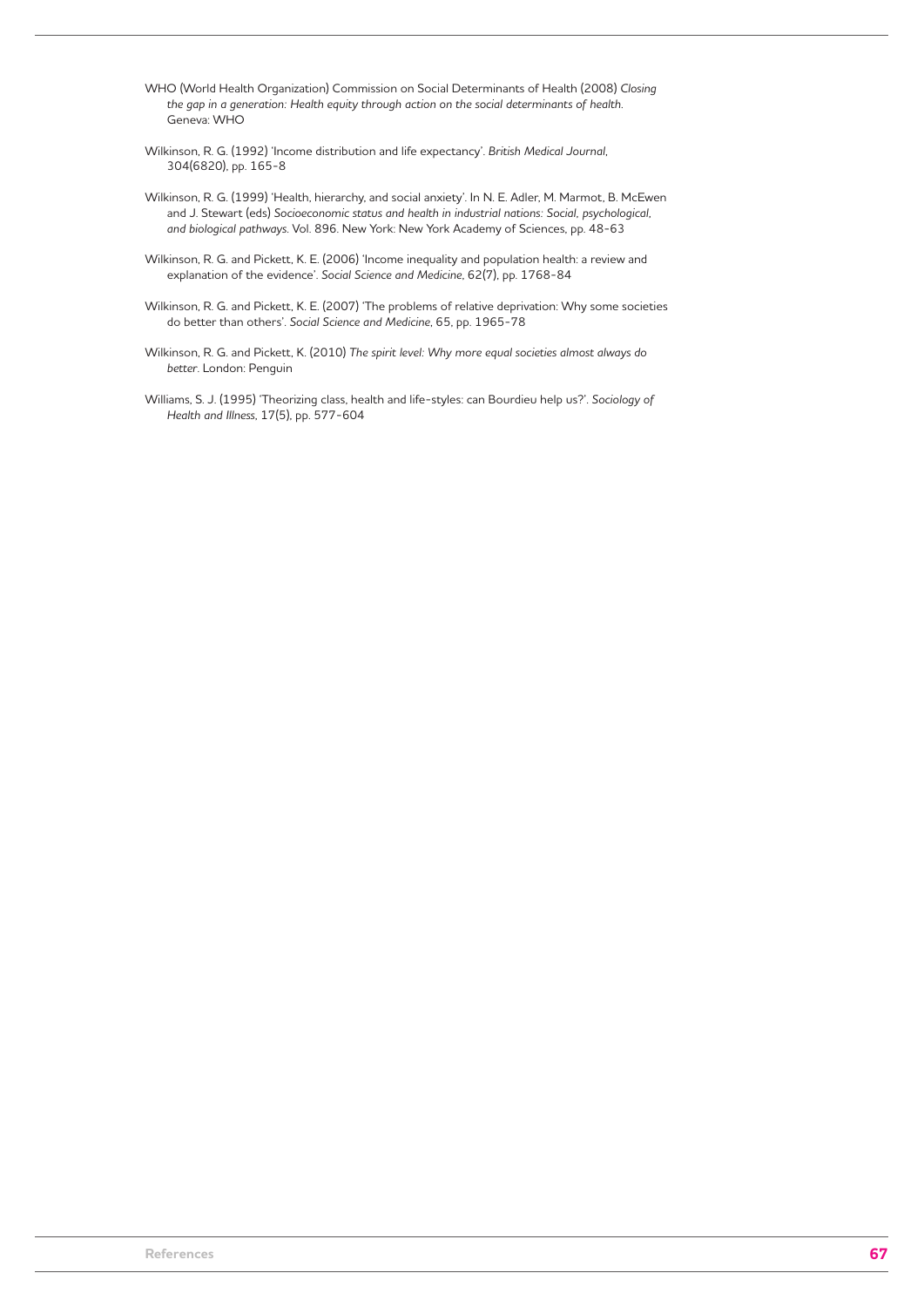WHO (World Health Organization) Commission on Social Determinants of Health (2008) *Closing the gap in a generation: Health equity through action on the social determinants of health*. Geneva: WHO

Wilkinson, R. G. (1992) 'Income distribution and life expectancy'. *British Medical Journal*, 304(6820), pp. 165-8

Wilkinson, R. G. (1999) 'Health, hierarchy, and social anxiety'. In N. E. Adler, M. Marmot, B. McEwen and J. Stewart (eds) *Socioeconomic status and health in industrial nations: Social, psychological, and biological pathways*. Vol. 896. New York: New York Academy of Sciences, pp. 48-63

Wilkinson, R. G. and Pickett, K. E. (2006) 'Income inequality and population health: a review and explanation of the evidence'. *Social Science and Medicine*, 62(7), pp. 1768-84

Wilkinson, R. G. and Pickett, K. E. (2007) 'The problems of relative deprivation: Why some societies do better than others'. *Social Science and Medicine*, 65, pp. 1965-78

Wilkinson, R. G. and Pickett, K. (2010) *The spirit level: Why more equal societies almost always do better*. London: Penguin

Williams, S. J. (1995) 'Theorizing class, health and life-styles: can Bourdieu help us?'. *Sociology of Health and Illness*, 17(5), pp. 577-604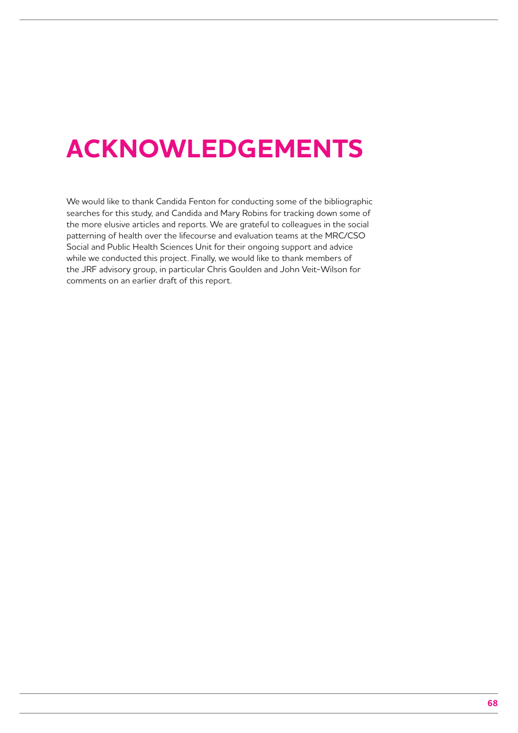# ACKNOWLEDGEMENTS

We would like to thank Candida Fenton for conducting some of the bibliographic searches for this study, and Candida and Mary Robins for tracking down some of the more elusive articles and reports. We are grateful to colleagues in the social patterning of health over the lifecourse and evaluation teams at the MRC/CSO Social and Public Health Sciences Unit for their ongoing support and advice while we conducted this project. Finally, we would like to thank members of the JRF advisory group, in particular Chris Goulden and John Veit-Wilson for comments on an earlier draft of this report.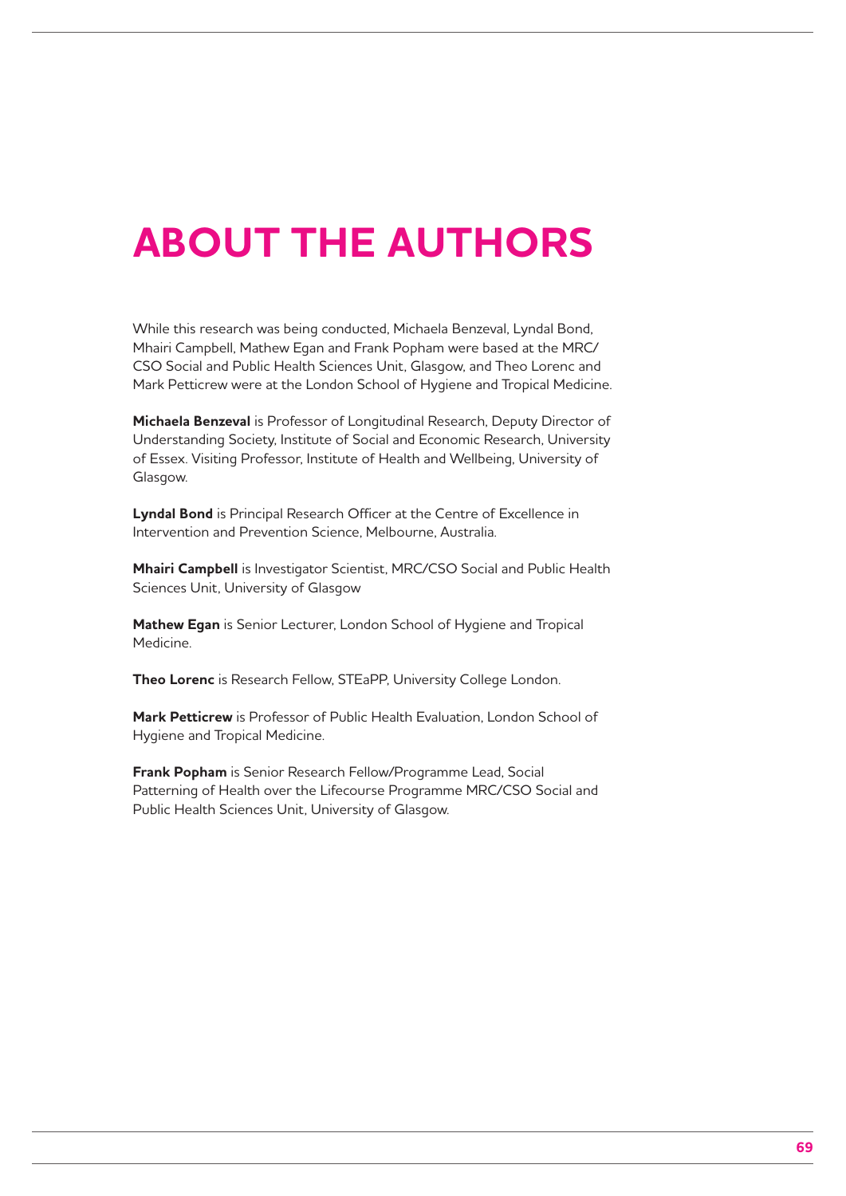# ABOUT THE AUTHORS

While this research was being conducted, Michaela Benzeval, Lyndal Bond, Mhairi Campbell, Mathew Egan and Frank Popham were based at the MRC/CSO Social and Public Health Sciences Unit, Glasgow, and Theo Lorenc and Mark Petticrew were at the London School of Hygiene and Tropical Medicine.

**Michaela Benzeval** is Professor of Longitudinal Research, Deputy Director of Understanding Society, Institute of Social and Economic Research, University of Essex. Visiting Professor, Institute of Health and Wellbeing, University of Glasgow.

**Lyndal Bond** is Principal Research Officer at the Centre of Excellence in Intervention and Prevention Science, Melbourne, Australia.

**Mhairi Campbell** is Investigator Scientist, MRC/CSO Social and Public Health Sciences Unit, University of Glasgow

**Mathew Egan** is Senior Lecturer, London School of Hygiene and Tropical Medicine.

**Theo Lorenc** is Research Fellow, STEaPP, University College London.

**Mark Petticrew** is Professor of Public Health Evaluation, London School of Hygiene and Tropical Medicine.

**Frank Popham** is Senior Research Fellow/Programme Lead, Social Patterning of Health over the Lifecourse Programme MRC/CSO Social and Public Health Sciences Unit, University of Glasgow.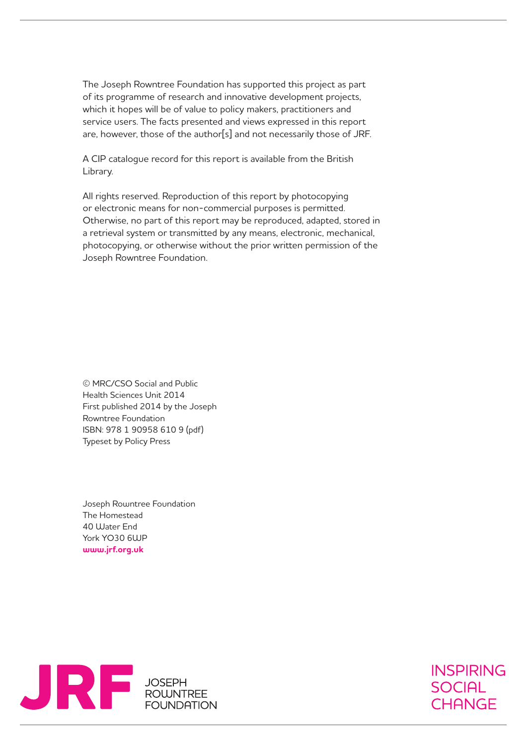The Joseph Rowntree Foundation has supported this project as part of its programme of research and innovative development projects, which it hopes will be of value to policy makers, practitioners and service users. The facts presented and views expressed in this report are, however, those of the author[s] and not necessarily those of JRF.

A CIP catalogue record for this report is available from the British Library.

All rights reserved. Reproduction of this report by photocopying or electronic means for non-commercial purposes is permitted. Otherwise, no part of this report may be reproduced, adapted, stored in a retrieval system or transmitted by any means, electronic, mechanical, photocopying, or otherwise without the prior written permission of the Joseph Rowntree Foundation.

© MRC/CSO Social and Public Health Sciences Unit 2014
First published 2014 by the Joseph Rowntree Foundation
ISBN: 978 1 90958 610 9 (pdf)
Typeset by Policy Press

Joseph Rowntree Foundation
The Homestead
40 Water End
York YO30 6WP
**www.jrf.org.uk**

JRF JOSEPH ROWNTREE FOUNDATION

INSPIRING SOCIAL CHANGE